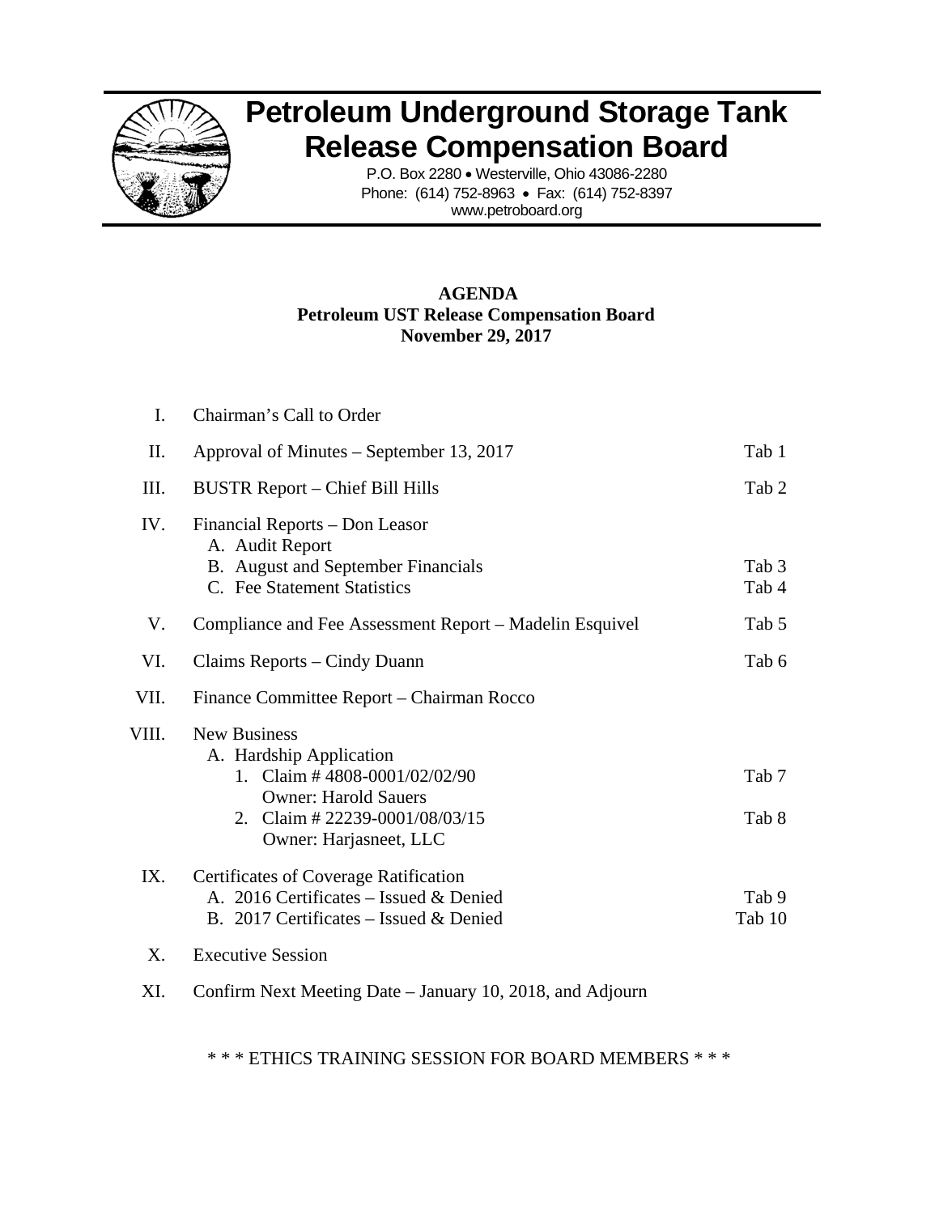# Petroleum Underground Storage Tank Release Compensation Board

P.O. Box 2280 • Westerville, Ohio 43086-2280
Phone: (614) 752-8963 • Fax: (614) 752-8397
www.petroboard.org

**AGENDA**
**Petroleum UST Release Compensation Board**
**November 29, 2017**

| | | |
|---|---|---|
| I. | Chairman's Call to Order | |
| II. | Approval of Minutes – September 13, 2017 | Tab 1 |
| III. | BUSTR Report – Chief Bill Hills | Tab 2 |
| IV. | Financial Reports – Don Leasor | |
| | A. Audit Report | |
| | B. August and September Financials | Tab 3 |
| | C. Fee Statement Statistics | Tab 4 |
| V. | Compliance and Fee Assessment Report – Madelin Esquivel | Tab 5 |
| VI. | Claims Reports – Cindy Duann | Tab 6 |
| VII. | Finance Committee Report – Chairman Rocco | |
| VIII. | New Business | |
| | A. Hardship Application | |
| | 1. Claim # 4808-0001/02/02/90 Owner: Harold Sauers | Tab 7 |
| | 2. Claim # 22239-0001/08/03/15 Owner: Harjasneet, LLC | Tab 8 |
| IX. | Certificates of Coverage Ratification | |
| | A. 2016 Certificates – Issued & Denied | Tab 9 |
| | B. 2017 Certificates – Issued & Denied | Tab 10 |
| X. | Executive Session | |
| XI. | Confirm Next Meeting Date – January 10, 2018, and Adjourn | |

* * * ETHICS TRAINING SESSION FOR BOARD MEMBERS * * *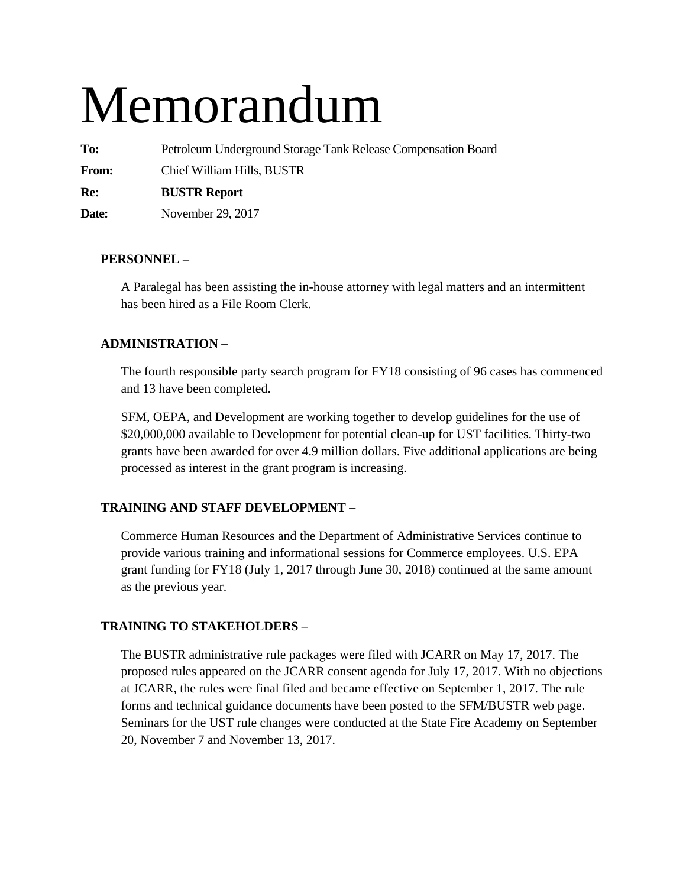# Memorandum

**To:** Petroleum Underground Storage Tank Release Compensation Board

**From:** Chief William Hills, BUSTR

**Re:** **BUSTR Report**

**Date:** November 29, 2017

**PERSONNEL –**

A Paralegal has been assisting the in-house attorney with legal matters and an intermittent has been hired as a File Room Clerk.

**ADMINISTRATION –**

The fourth responsible party search program for FY18 consisting of 96 cases has commenced and 13 have been completed.

SFM, OEPA, and Development are working together to develop guidelines for the use of $20,000,000 available to Development for potential clean-up for UST facilities. Thirty-two grants have been awarded for over 4.9 million dollars. Five additional applications are being processed as interest in the grant program is increasing.

**TRAINING AND STAFF DEVELOPMENT –**

Commerce Human Resources and the Department of Administrative Services continue to provide various training and informational sessions for Commerce employees. U.S. EPA grant funding for FY18 (July 1, 2017 through June 30, 2018) continued at the same amount as the previous year.

**TRAINING TO STAKEHOLDERS** –

The BUSTR administrative rule packages were filed with JCARR on May 17, 2017. The proposed rules appeared on the JCARR consent agenda for July 17, 2017. With no objections at JCARR, the rules were final filed and became effective on September 1, 2017. The rule forms and technical guidance documents have been posted to the SFM/BUSTR web page. Seminars for the UST rule changes were conducted at the State Fire Academy on September 20, November 7 and November 13, 2017.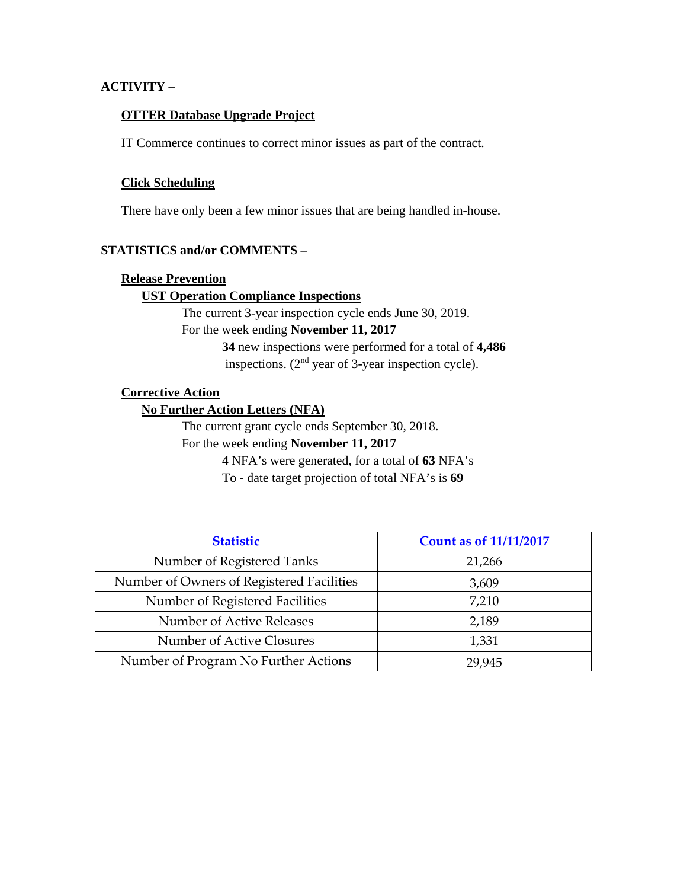## ACTIVITY –

### OTTER Database Upgrade Project

IT Commerce continues to correct minor issues as part of the contract.

### Click Scheduling

There have only been a few minor issues that are being handled in-house.

## STATISTICS and/or COMMENTS –

### Release Prevention

#### UST Operation Compliance Inspections

The current 3-year inspection cycle ends June 30, 2019.

For the week ending **November 11, 2017**

**34** new inspections were performed for a total of **4,486** inspections. (2nd year of 3-year inspection cycle).

### Corrective Action

#### No Further Action Letters (NFA)

The current grant cycle ends September 30, 2018.

For the week ending **November 11, 2017**

**4** NFA's were generated, for a total of **63** NFA's

To - date target projection of total NFA's is **69**

| Statistic | Count as of 11/11/2017 |
|---|---|
| Number of Registered Tanks | 21,266 |
| Number of Owners of Registered Facilities | 3,609 |
| Number of Registered Facilities | 7,210 |
| Number of Active Releases | 2,189 |
| Number of Active Closures | 1,331 |
| Number of Program No Further Actions | 29,945 |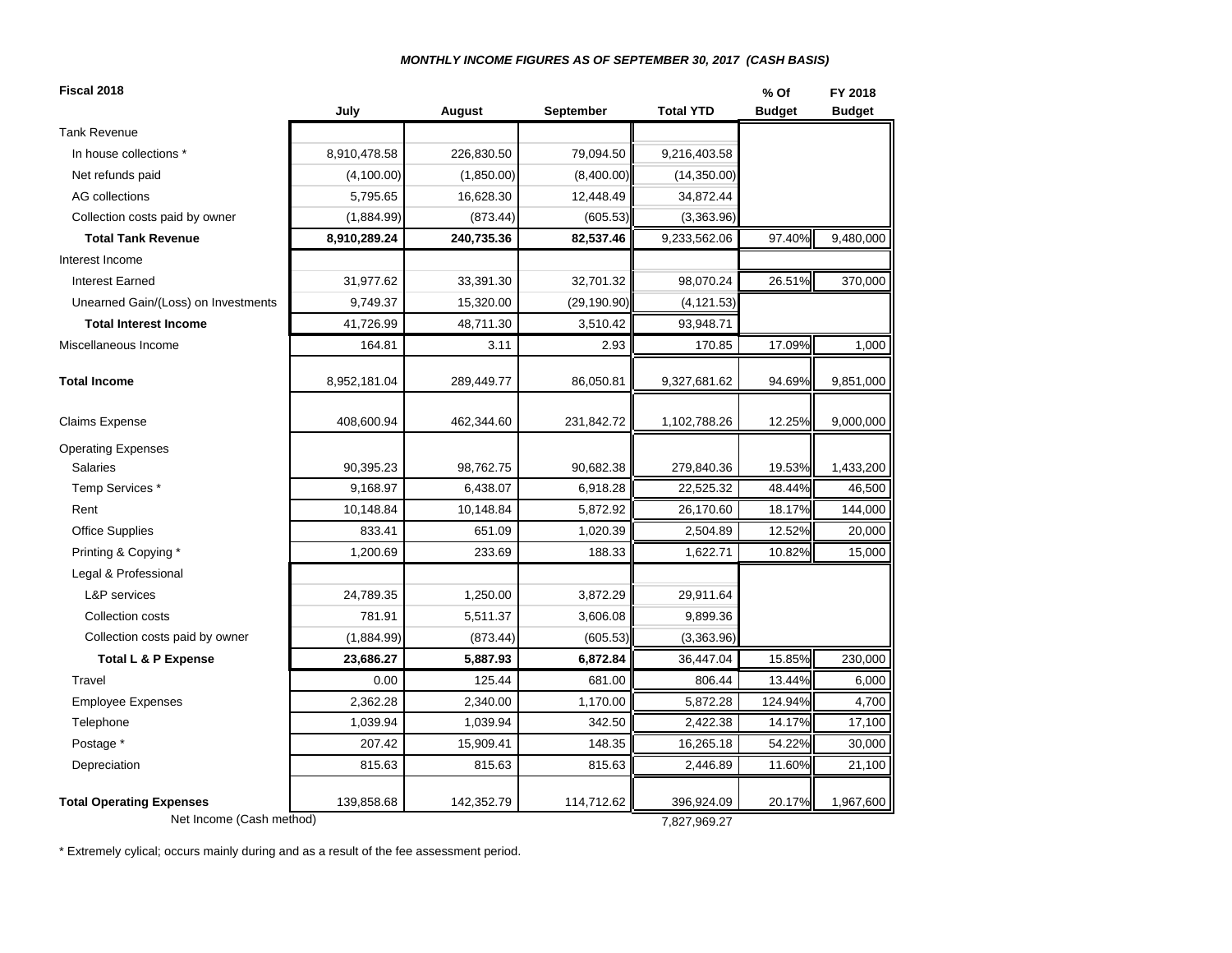***MONTHLY INCOME FIGURES AS OF SEPTEMBER 30, 2017 (CASH BASIS)***

| **Fiscal 2018** | **July** | **August** | **September** | **Total YTD** | **% Of Budget** | **FY 2018 Budget** |
|---|---|---|---|---|---|---|
| Tank Revenue | | | | | | |
| In house collections * | 8,910,478.58 | 226,830.50 | 79,094.50 | 9,216,403.58 | | |
| Net refunds paid | (4,100.00) | (1,850.00) | (8,400.00) | (14,350.00) | | |
| AG collections | 5,795.65 | 16,628.30 | 12,448.49 | 34,872.44 | | |
| Collection costs paid by owner | (1,884.99) | (873.44) | (605.53) | (3,363.96) | | |
| **Total Tank Revenue** | **8,910,289.24** | **240,735.36** | **82,537.46** | 9,233,562.06 | 97.40% | 9,480,000 |
| Interest Income | | | | | | |
| Interest Earned | 31,977.62 | 33,391.30 | 32,701.32 | 98,070.24 | 26.51% | 370,000 |
| Unearned Gain/(Loss) on Investments | 9,749.37 | 15,320.00 | (29,190.90) | (4,121.53) | | |
| **Total Interest Income** | 41,726.99 | 48,711.30 | 3,510.42 | 93,948.71 | | |
| Miscellaneous Income | 164.81 | 3.11 | 2.93 | 170.85 | 17.09% | 1,000 |
| **Total Income** | 8,952,181.04 | 289,449.77 | 86,050.81 | 9,327,681.62 | 94.69% | 9,851,000 |
| Claims Expense | 408,600.94 | 462,344.60 | 231,842.72 | 1,102,788.26 | 12.25% | 9,000,000 |
| Operating Expenses | | | | | | |
| Salaries | 90,395.23 | 98,762.75 | 90,682.38 | 279,840.36 | 19.53% | 1,433,200 |
| Temp Services * | 9,168.97 | 6,438.07 | 6,918.28 | 22,525.32 | 48.44% | 46,500 |
| Rent | 10,148.84 | 10,148.84 | 5,872.92 | 26,170.60 | 18.17% | 144,000 |
| Office Supplies | 833.41 | 651.09 | 1,020.39 | 2,504.89 | 12.52% | 20,000 |
| Printing & Copying * | 1,200.69 | 233.69 | 188.33 | 1,622.71 | 10.82% | 15,000 |
| Legal & Professional | | | | | | |
| L&P services | 24,789.35 | 1,250.00 | 3,872.29 | 29,911.64 | | |
| Collection costs | 781.91 | 5,511.37 | 3,606.08 | 9,899.36 | | |
| Collection costs paid by owner | (1,884.99) | (873.44) | (605.53) | (3,363.96) | | |
| **Total L & P Expense** | **23,686.27** | **5,887.93** | **6,872.84** | 36,447.04 | 15.85% | 230,000 |
| Travel | 0.00 | 125.44 | 681.00 | 806.44 | 13.44% | 6,000 |
| Employee Expenses | 2,362.28 | 2,340.00 | 1,170.00 | 5,872.28 | 124.94% | 4,700 |
| Telephone | 1,039.94 | 1,039.94 | 342.50 | 2,422.38 | 14.17% | 17,100 |
| Postage * | 207.42 | 15,909.41 | 148.35 | 16,265.18 | 54.22% | 30,000 |
| Depreciation | 815.63 | 815.63 | 815.63 | 2,446.89 | 11.60% | 21,100 |
| **Total Operating Expenses** | 139,858.68 | 142,352.79 | 114,712.62 | 396,924.09 | 20.17% | 1,967,600 |
| Net Income (Cash method) | | | | 7,827,969.27 | | |

\* Extremely cylical; occurs mainly during and as a result of the fee assessment period.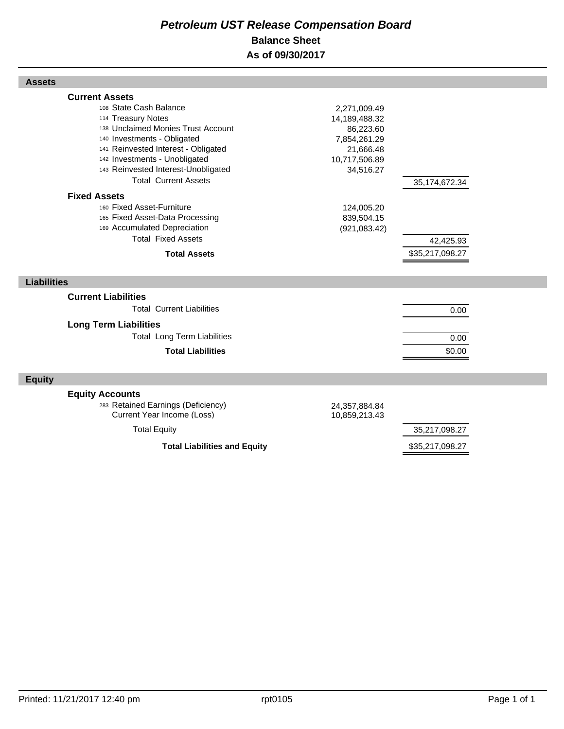# *Petroleum UST Release Compensation Board*

## Balance Sheet

## As of 09/30/2017

### Assets

| | | |
|---|---|---|
| **Current Assets** | | |
| 108 State Cash Balance | 2,271,009.49 | |
| 114 Treasury Notes | 14,189,488.32 | |
| 138 Unclaimed Monies Trust Account | 86,223.60 | |
| 140 Investments - Obligated | 7,854,261.29 | |
| 141 Reinvested Interest - Obligated | 21,666.48 | |
| 142 Investments - Unobligated | 10,717,506.89 | |
| 143 Reinvested Interest-Unobligated | 34,516.27 | |
| Total Current Assets | | 35,174,672.34 |
| **Fixed Assets** | | |
| 160 Fixed Asset-Furniture | 124,005.20 | |
| 165 Fixed Asset-Data Processing | 839,504.15 | |
| 169 Accumulated Depreciation | (921,083.42) | |
| Total Fixed Assets | | 42,425.93 |
| **Total Assets** | | $35,217,098.27 |

### Liabilities

| | | |
|---|---|---|
| **Current Liabilities** | | |
| Total Current Liabilities | | 0.00 |
| **Long Term Liabilities** | | |
| Total Long Term Liabilities | | 0.00 |
| **Total Liabilities** | | $0.00 |

### Equity

| | | |
|---|---|---|
| **Equity Accounts** | | |
| 283 Retained Earnings (Deficiency) | 24,357,884.84 | |
| Current Year Income (Loss) | 10,859,213.43 | |
| Total Equity | | 35,217,098.27 |
| **Total Liabilities and Equity** | | $35,217,098.27 |

Printed: 11/21/2017 12:40 pm rpt0105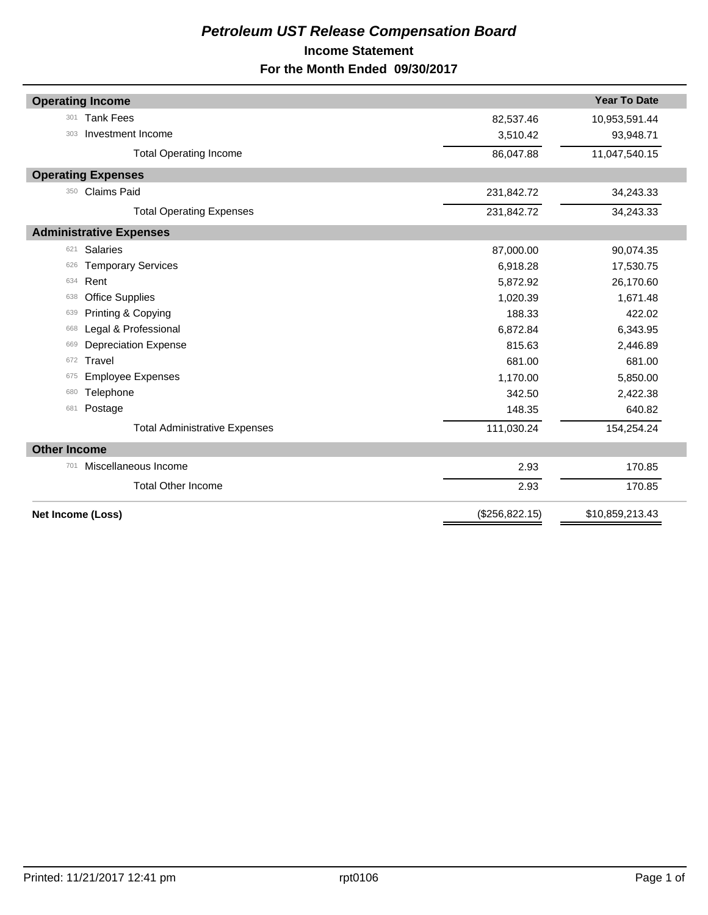# *Petroleum UST Release Compensation Board*

## Income Statement

### For the Month Ended 09/30/2017

| | | Year To Date |
|---|---|---|
| **Operating Income** | | |
| 301 Tank Fees | 82,537.46 | 10,953,591.44 |
| 303 Investment Income | 3,510.42 | 93,948.71 |
| Total Operating Income | 86,047.88 | 11,047,540.15 |
| **Operating Expenses** | | |
| 350 Claims Paid | 231,842.72 | 34,243.33 |
| Total Operating Expenses | 231,842.72 | 34,243.33 |
| **Administrative Expenses** | | |
| 621 Salaries | 87,000.00 | 90,074.35 |
| 626 Temporary Services | 6,918.28 | 17,530.75 |
| 634 Rent | 5,872.92 | 26,170.60 |
| 638 Office Supplies | 1,020.39 | 1,671.48 |
| 639 Printing & Copying | 188.33 | 422.02 |
| 668 Legal & Professional | 6,872.84 | 6,343.95 |
| 669 Depreciation Expense | 815.63 | 2,446.89 |
| 672 Travel | 681.00 | 681.00 |
| 675 Employee Expenses | 1,170.00 | 5,850.00 |
| 680 Telephone | 342.50 | 2,422.38 |
| 681 Postage | 148.35 | 640.82 |
| Total Administrative Expenses | 111,030.24 | 154,254.24 |
| **Other Income** | | |
| 701 Miscellaneous Income | 2.93 | 170.85 |
| Total Other Income | 2.93 | 170.85 |
| **Net Income (Loss)** | ($256,822.15) | $10,859,213.43 |

Printed: 11/21/2017 12:41 pm rpt0106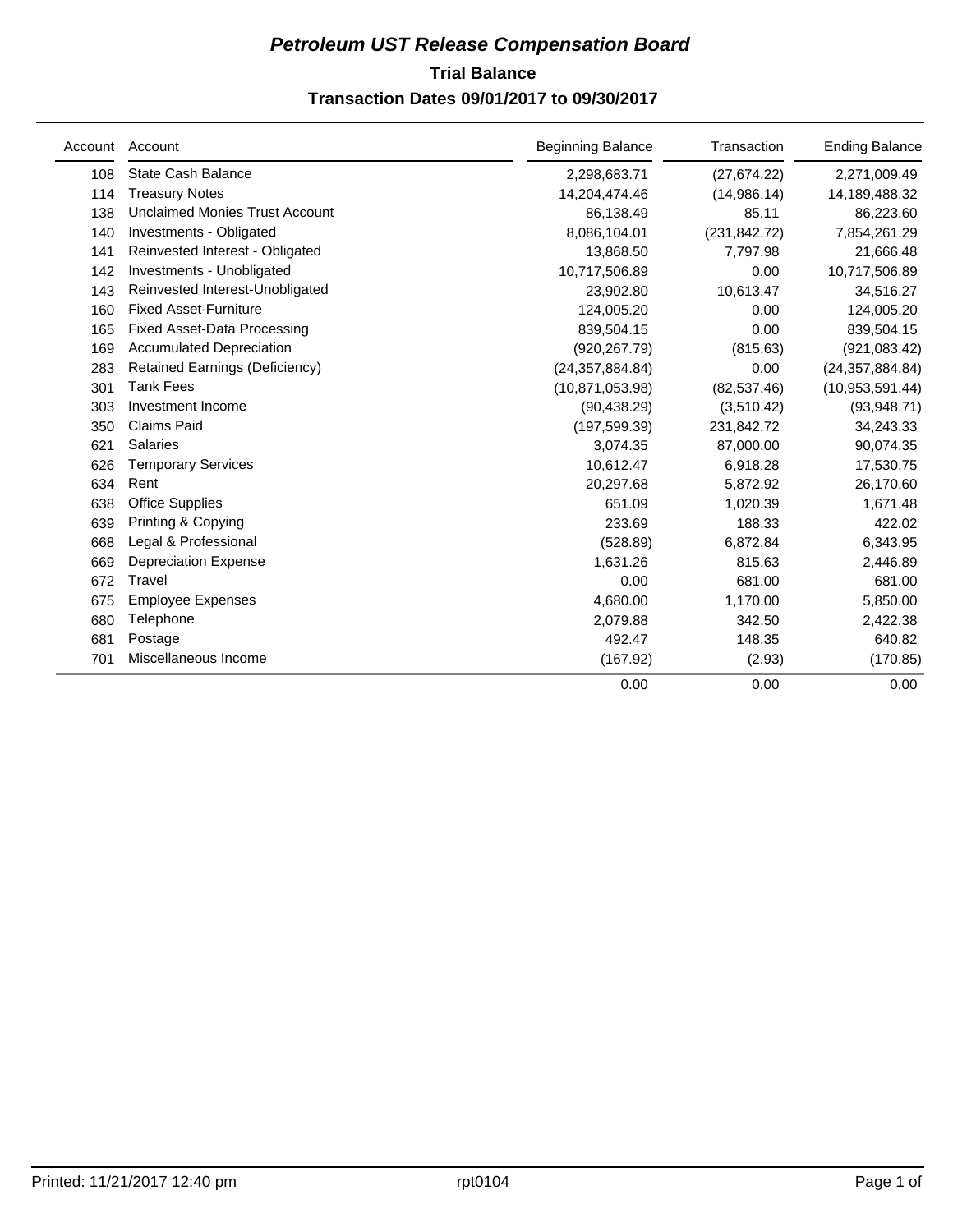# *Petroleum UST Release Compensation Board*

## Trial Balance

## Transaction Dates 09/01/2017 to 09/30/2017

| Account | Account | Beginning Balance | Transaction | Ending Balance |
|---|---|---|---|---|
| 108 | State Cash Balance | 2,298,683.71 | (27,674.22) | 2,271,009.49 |
| 114 | Treasury Notes | 14,204,474.46 | (14,986.14) | 14,189,488.32 |
| 138 | Unclaimed Monies Trust Account | 86,138.49 | 85.11 | 86,223.60 |
| 140 | Investments - Obligated | 8,086,104.01 | (231,842.72) | 7,854,261.29 |
| 141 | Reinvested Interest - Obligated | 13,868.50 | 7,797.98 | 21,666.48 |
| 142 | Investments - Unobligated | 10,717,506.89 | 0.00 | 10,717,506.89 |
| 143 | Reinvested Interest-Unobligated | 23,902.80 | 10,613.47 | 34,516.27 |
| 160 | Fixed Asset-Furniture | 124,005.20 | 0.00 | 124,005.20 |
| 165 | Fixed Asset-Data Processing | 839,504.15 | 0.00 | 839,504.15 |
| 169 | Accumulated Depreciation | (920,267.79) | (815.63) | (921,083.42) |
| 283 | Retained Earnings (Deficiency) | (24,357,884.84) | 0.00 | (24,357,884.84) |
| 301 | Tank Fees | (10,871,053.98) | (82,537.46) | (10,953,591.44) |
| 303 | Investment Income | (90,438.29) | (3,510.42) | (93,948.71) |
| 350 | Claims Paid | (197,599.39) | 231,842.72 | 34,243.33 |
| 621 | Salaries | 3,074.35 | 87,000.00 | 90,074.35 |
| 626 | Temporary Services | 10,612.47 | 6,918.28 | 17,530.75 |
| 634 | Rent | 20,297.68 | 5,872.92 | 26,170.60 |
| 638 | Office Supplies | 651.09 | 1,020.39 | 1,671.48 |
| 639 | Printing & Copying | 233.69 | 188.33 | 422.02 |
| 668 | Legal & Professional | (528.89) | 6,872.84 | 6,343.95 |
| 669 | Depreciation Expense | 1,631.26 | 815.63 | 2,446.89 |
| 672 | Travel | 0.00 | 681.00 | 681.00 |
| 675 | Employee Expenses | 4,680.00 | 1,170.00 | 5,850.00 |
| 680 | Telephone | 2,079.88 | 342.50 | 2,422.38 |
| 681 | Postage | 492.47 | 148.35 | 640.82 |
| 701 | Miscellaneous Income | (167.92) | (2.93) | (170.85) |
| | | 0.00 | 0.00 | 0.00 |

Printed: 11/21/2017 12:40 pm rpt0104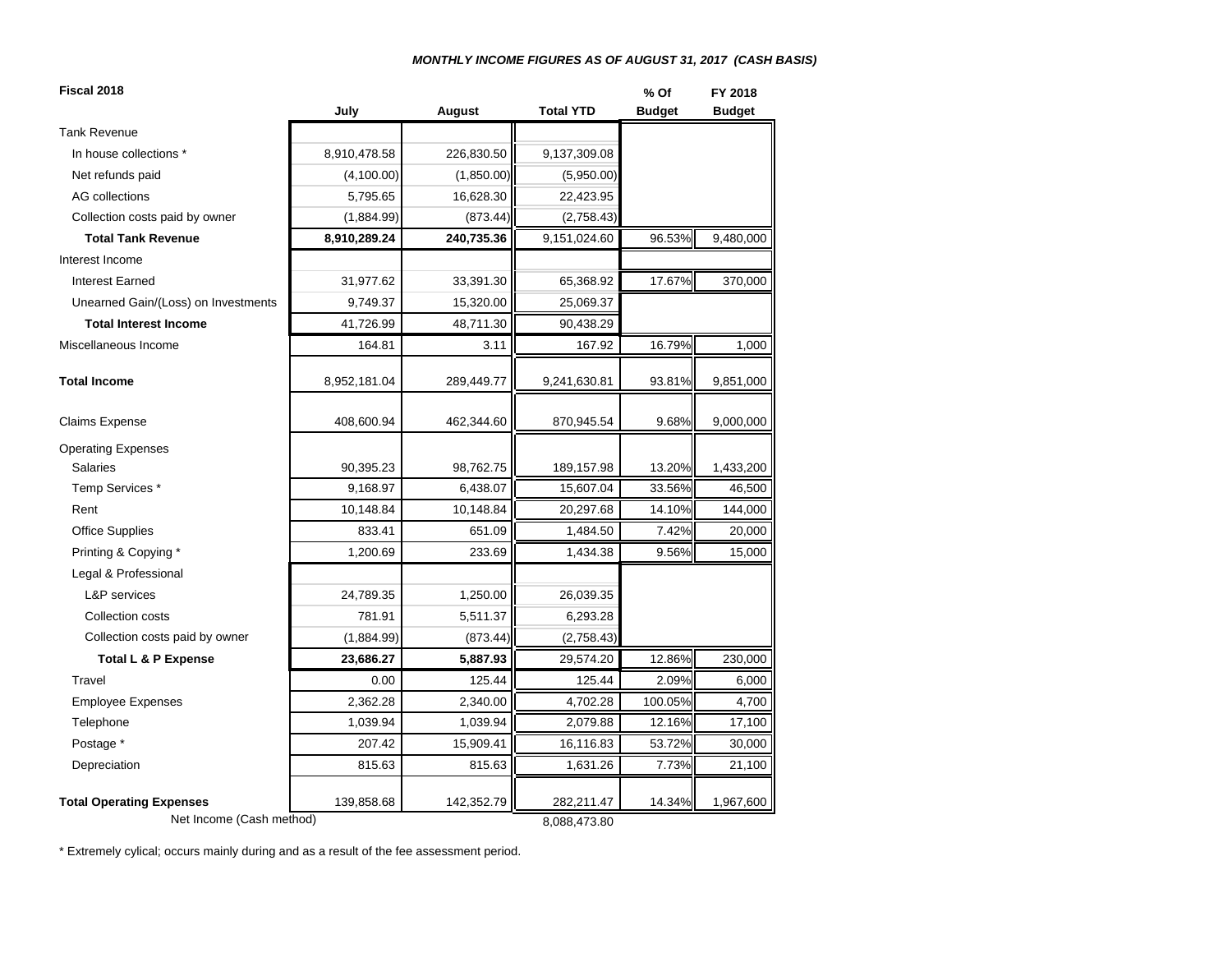*MONTHLY INCOME FIGURES AS OF AUGUST 31, 2017 (CASH BASIS)*

| **Fiscal 2018** | **July** | **August** | **Total YTD** | **% Of Budget** | **FY 2018 Budget** |
|---|---|---|---|---|---|
| Tank Revenue | | | | | |
| In house collections * | 8,910,478.58 | 226,830.50 | 9,137,309.08 | | |
| Net refunds paid | (4,100.00) | (1,850.00) | (5,950.00) | | |
| AG collections | 5,795.65 | 16,628.30 | 22,423.95 | | |
| Collection costs paid by owner | (1,884.99) | (873.44) | (2,758.43) | | |
| **Total Tank Revenue** | **8,910,289.24** | **240,735.36** | 9,151,024.60 | 96.53% | 9,480,000 |
| Interest Income | | | | | |
| Interest Earned | 31,977.62 | 33,391.30 | 65,368.92 | 17.67% | 370,000 |
| Unearned Gain/(Loss) on Investments | 9,749.37 | 15,320.00 | 25,069.37 | | |
| **Total Interest Income** | 41,726.99 | 48,711.30 | 90,438.29 | | |
| Miscellaneous Income | 164.81 | 3.11 | 167.92 | 16.79% | 1,000 |
| **Total Income** | 8,952,181.04 | 289,449.77 | 9,241,630.81 | 93.81% | 9,851,000 |
| Claims Expense | 408,600.94 | 462,344.60 | 870,945.54 | 9.68% | 9,000,000 |
| Operating Expenses | | | | | |
| Salaries | 90,395.23 | 98,762.75 | 189,157.98 | 13.20% | 1,433,200 |
| Temp Services * | 9,168.97 | 6,438.07 | 15,607.04 | 33.56% | 46,500 |
| Rent | 10,148.84 | 10,148.84 | 20,297.68 | 14.10% | 144,000 |
| Office Supplies | 833.41 | 651.09 | 1,484.50 | 7.42% | 20,000 |
| Printing & Copying * | 1,200.69 | 233.69 | 1,434.38 | 9.56% | 15,000 |
| Legal & Professional | | | | | |
| L&P services | 24,789.35 | 1,250.00 | 26,039.35 | | |
| Collection costs | 781.91 | 5,511.37 | 6,293.28 | | |
| Collection costs paid by owner | (1,884.99) | (873.44) | (2,758.43) | | |
| **Total L & P Expense** | **23,686.27** | **5,887.93** | 29,574.20 | 12.86% | 230,000 |
| Travel | 0.00 | 125.44 | 125.44 | 2.09% | 6,000 |
| Employee Expenses | 2,362.28 | 2,340.00 | 4,702.28 | 100.05% | 4,700 |
| Telephone | 1,039.94 | 1,039.94 | 2,079.88 | 12.16% | 17,100 |
| Postage * | 207.42 | 15,909.41 | 16,116.83 | 53.72% | 30,000 |
| Depreciation | 815.63 | 815.63 | 1,631.26 | 7.73% | 21,100 |
| **Total Operating Expenses** | 139,858.68 | 142,352.79 | 282,211.47 | 14.34% | 1,967,600 |
| Net Income (Cash method) | | | 8,088,473.80 | | |

* Extremely cylical; occurs mainly during and as a result of the fee assessment period.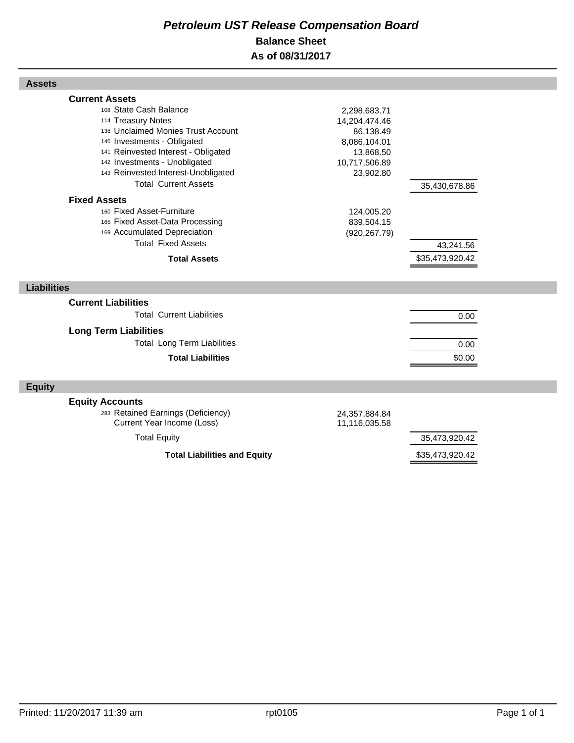# *Petroleum UST Release Compensation Board*

## Balance Sheet

## As of 08/31/2017

| | | |
|---|---|---|
| **Assets** | | |
| **Current Assets** | | |
| 108 State Cash Balance | 2,298,683.71 | |
| 114 Treasury Notes | 14,204,474.46 | |
| 138 Unclaimed Monies Trust Account | 86,138.49 | |
| 140 Investments - Obligated | 8,086,104.01 | |
| 141 Reinvested Interest - Obligated | 13,868.50 | |
| 142 Investments - Unobligated | 10,717,506.89 | |
| 143 Reinvested Interest-Unobligated | 23,902.80 | |
| Total Current Assets | | 35,430,678.86 |
| **Fixed Assets** | | |
| 160 Fixed Asset-Furniture | 124,005.20 | |
| 165 Fixed Asset-Data Processing | 839,504.15 | |
| 169 Accumulated Depreciation | (920,267.79) | |
| Total Fixed Assets | | 43,241.56 |
| **Total Assets** | | $35,473,920.42 |
| **Liabilities** | | |
| **Current Liabilities** | | |
| Total Current Liabilities | | 0.00 |
| **Long Term Liabilities** | | |
| Total Long Term Liabilities | | 0.00 |
| **Total Liabilities** | | $0.00 |
| **Equity** | | |
| **Equity Accounts** | | |
| 283 Retained Earnings (Deficiency) | 24,357,884.84 | |
| Current Year Income (Loss) | 11,116,035.58 | |
| Total Equity | | 35,473,920.42 |
| **Total Liabilities and Equity** | | $35,473,920.42 |

Printed: 11/20/2017 11:39 am rpt0105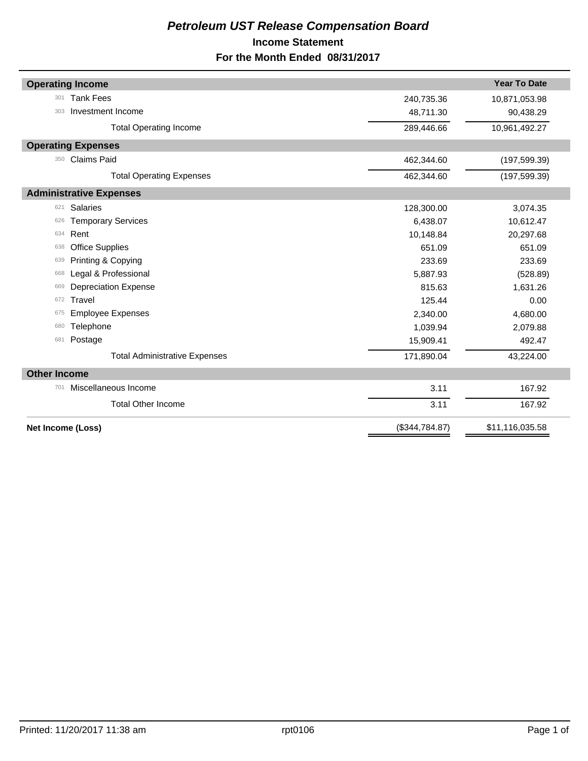# *Petroleum UST Release Compensation Board*

## Income Statement

## For the Month Ended 08/31/2017

| | | Year To Date |
|---|---|---|
| **Operating Income** | | |
| 301 Tank Fees | 240,735.36 | 10,871,053.98 |
| 303 Investment Income | 48,711.30 | 90,438.29 |
| Total Operating Income | 289,446.66 | 10,961,492.27 |
| **Operating Expenses** | | |
| 350 Claims Paid | 462,344.60 | (197,599.39) |
| Total Operating Expenses | 462,344.60 | (197,599.39) |
| **Administrative Expenses** | | |
| 621 Salaries | 128,300.00 | 3,074.35 |
| 626 Temporary Services | 6,438.07 | 10,612.47 |
| 634 Rent | 10,148.84 | 20,297.68 |
| 638 Office Supplies | 651.09 | 651.09 |
| 639 Printing & Copying | 233.69 | 233.69 |
| 668 Legal & Professional | 5,887.93 | (528.89) |
| 669 Depreciation Expense | 815.63 | 1,631.26 |
| 672 Travel | 125.44 | 0.00 |
| 675 Employee Expenses | 2,340.00 | 4,680.00 |
| 680 Telephone | 1,039.94 | 2,079.88 |
| 681 Postage | 15,909.41 | 492.47 |
| Total Administrative Expenses | 171,890.04 | 43,224.00 |
| **Other Income** | | |
| 701 Miscellaneous Income | 3.11 | 167.92 |
| Total Other Income | 3.11 | 167.92 |
| **Net Income (Loss)** | ($344,784.87) | $11,116,035.58 |

Printed: 11/20/2017 11:38 am rpt0106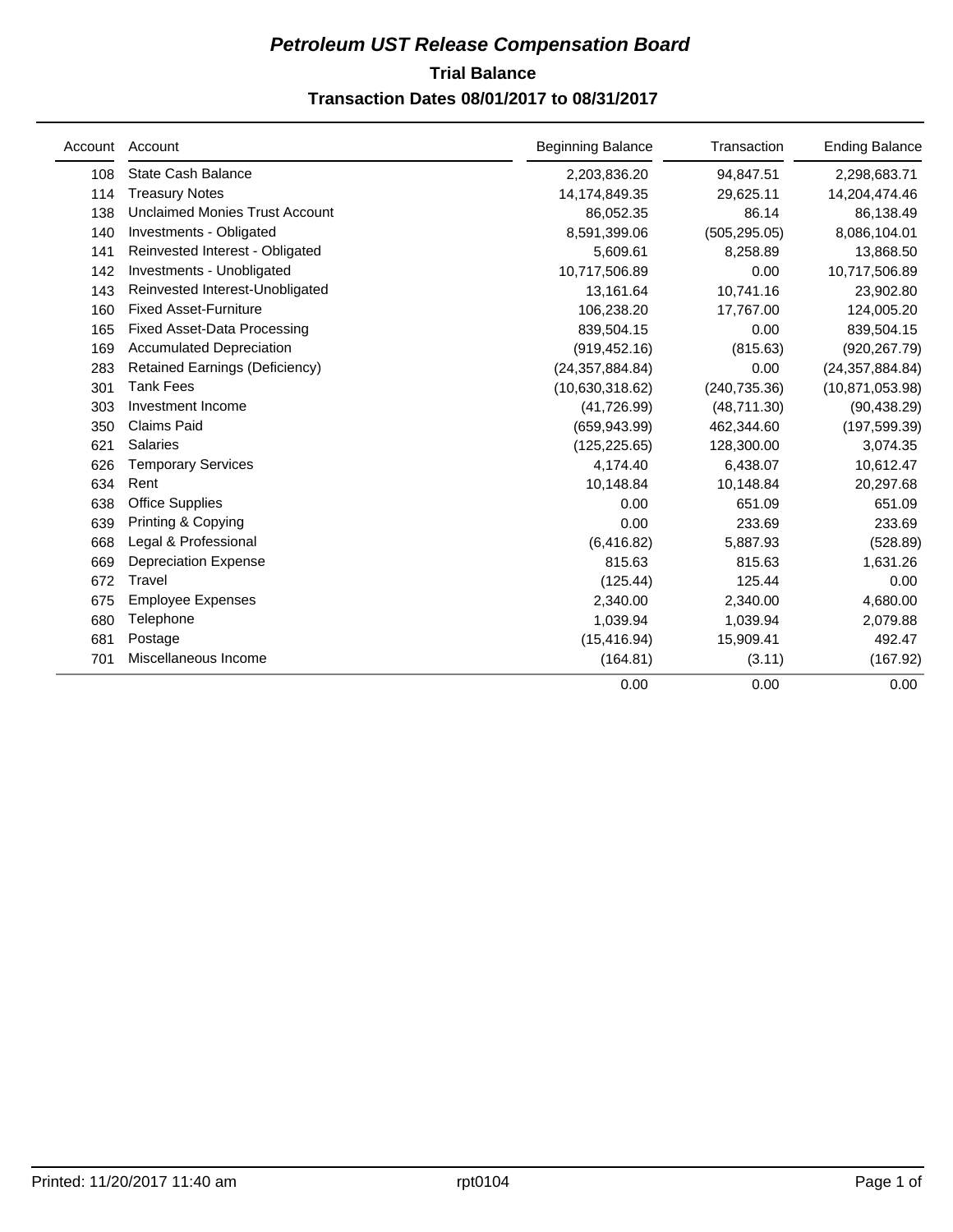# *Petroleum UST Release Compensation Board*

## Trial Balance

### Transaction Dates 08/01/2017 to 08/31/2017

| Account | Account | Beginning Balance | Transaction | Ending Balance |
|---|---|---|---|---|
| 108 | State Cash Balance | 2,203,836.20 | 94,847.51 | 2,298,683.71 |
| 114 | Treasury Notes | 14,174,849.35 | 29,625.11 | 14,204,474.46 |
| 138 | Unclaimed Monies Trust Account | 86,052.35 | 86.14 | 86,138.49 |
| 140 | Investments - Obligated | 8,591,399.06 | (505,295.05) | 8,086,104.01 |
| 141 | Reinvested Interest - Obligated | 5,609.61 | 8,258.89 | 13,868.50 |
| 142 | Investments - Unobligated | 10,717,506.89 | 0.00 | 10,717,506.89 |
| 143 | Reinvested Interest-Unobligated | 13,161.64 | 10,741.16 | 23,902.80 |
| 160 | Fixed Asset-Furniture | 106,238.20 | 17,767.00 | 124,005.20 |
| 165 | Fixed Asset-Data Processing | 839,504.15 | 0.00 | 839,504.15 |
| 169 | Accumulated Depreciation | (919,452.16) | (815.63) | (920,267.79) |
| 283 | Retained Earnings (Deficiency) | (24,357,884.84) | 0.00 | (24,357,884.84) |
| 301 | Tank Fees | (10,630,318.62) | (240,735.36) | (10,871,053.98) |
| 303 | Investment Income | (41,726.99) | (48,711.30) | (90,438.29) |
| 350 | Claims Paid | (659,943.99) | 462,344.60 | (197,599.39) |
| 621 | Salaries | (125,225.65) | 128,300.00 | 3,074.35 |
| 626 | Temporary Services | 4,174.40 | 6,438.07 | 10,612.47 |
| 634 | Rent | 10,148.84 | 10,148.84 | 20,297.68 |
| 638 | Office Supplies | 0.00 | 651.09 | 651.09 |
| 639 | Printing & Copying | 0.00 | 233.69 | 233.69 |
| 668 | Legal & Professional | (6,416.82) | 5,887.93 | (528.89) |
| 669 | Depreciation Expense | 815.63 | 815.63 | 1,631.26 |
| 672 | Travel | (125.44) | 125.44 | 0.00 |
| 675 | Employee Expenses | 2,340.00 | 2,340.00 | 4,680.00 |
| 680 | Telephone | 1,039.94 | 1,039.94 | 2,079.88 |
| 681 | Postage | (15,416.94) | 15,909.41 | 492.47 |
| 701 | Miscellaneous Income | (164.81) | (3.11) | (167.92) |
| | | 0.00 | 0.00 | 0.00 |

Printed: 11/20/2017 11:40 am rpt0104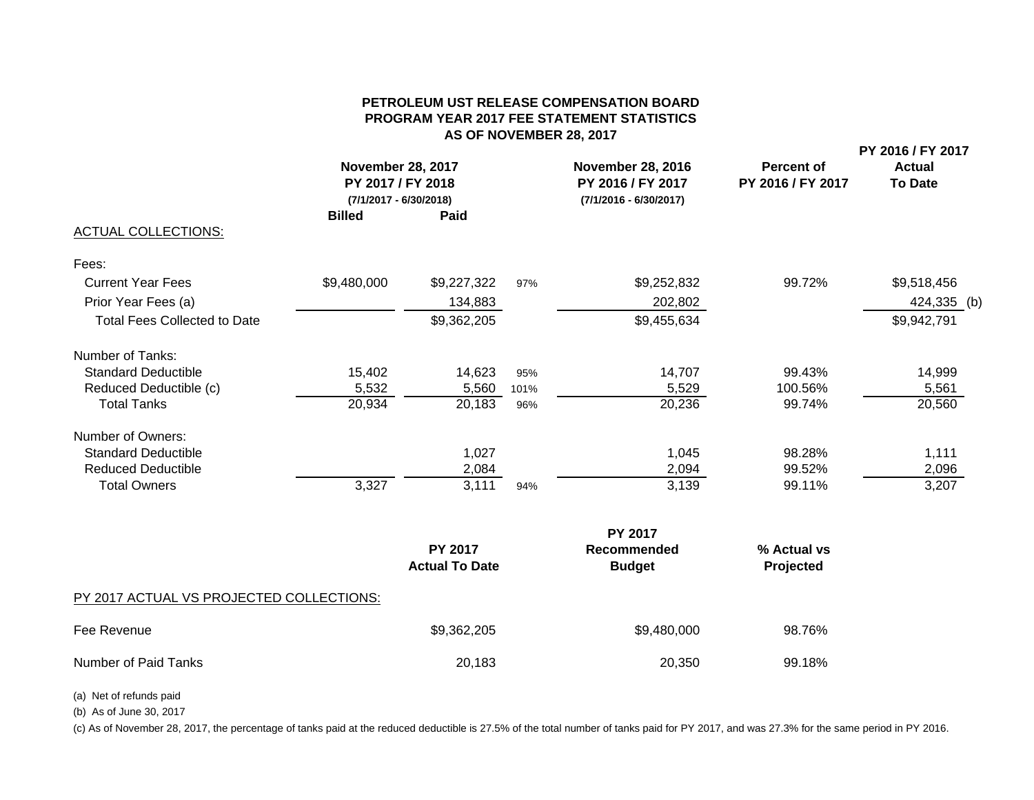# PETROLEUM UST RELEASE COMPENSATION BOARD
## PROGRAM YEAR 2017 FEE STATEMENT STATISTICS
### AS OF NOVEMBER 28, 2017

| | November 28, 2017 PY 2017 / FY 2018 (7/1/2017 - 6/30/2018) | | | November 28, 2016 PY 2016 / FY 2017 (7/1/2016 - 6/30/2017) | Percent of PY 2016 / FY 2017 | PY 2016 / FY 2017 Actual To Date |
|---|---|---|---|---|---|---|
| | Billed | Paid | | | | |
| ACTUAL COLLECTIONS: | | | | | | |
| Fees: | | | | | | |
| Current Year Fees | $9,480,000 | $9,227,322 | 97% | $9,252,832 | 99.72% | $9,518,456 |
| Prior Year Fees (a) | | 134,883 | | 202,802 | | 424,335 (b) |
| Total Fees Collected to Date | | $9,362,205 | | $9,455,634 | | $9,942,791 |
| Number of Tanks: | | | | | | |
| Standard Deductible | 15,402 | 14,623 | 95% | 14,707 | 99.43% | 14,999 |
| Reduced Deductible (c) | 5,532 | 5,560 | 101% | 5,529 | 100.56% | 5,561 |
| Total Tanks | 20,934 | 20,183 | 96% | 20,236 | 99.74% | 20,560 |
| Number of Owners: | | | | | | |
| Standard Deductible | | 1,027 | | 1,045 | 98.28% | 1,111 |
| Reduced Deductible | | 2,084 | | 2,094 | 99.52% | 2,096 |
| Total Owners | 3,327 | 3,111 | 94% | 3,139 | 99.11% | 3,207 |

| PY 2017 ACTUAL VS PROJECTED COLLECTIONS: | PY 2017 Actual To Date | PY 2017 Recommended Budget | % Actual vs Projected |
|---|---|---|---|
| Fee Revenue | $9,362,205 | $9,480,000 | 98.76% |
| Number of Paid Tanks | 20,183 | 20,350 | 99.18% |

(a) Net of refunds paid

(b) As of June 30, 2017

(c) As of November 28, 2017, the percentage of tanks paid at the reduced deductible is 27.5% of the total number of tanks paid for PY 2017, and was 27.3% for the same period in PY 2016.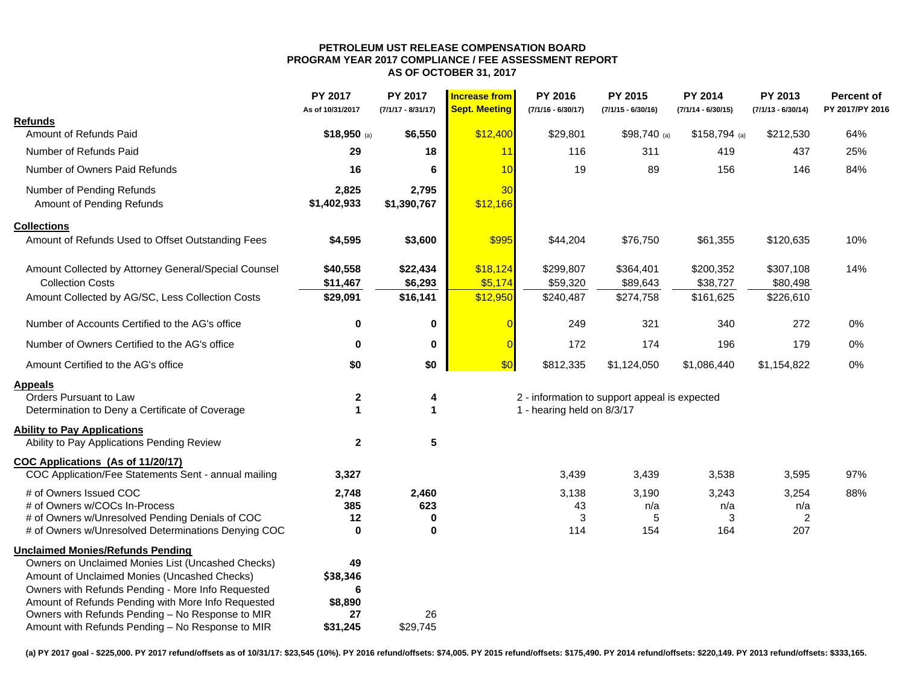# PETROLEUM UST RELEASE COMPENSATION BOARD
## PROGRAM YEAR 2017 COMPLIANCE / FEE ASSESSMENT REPORT
## AS OF OCTOBER 31, 2017

| | PY 2017 As of 10/31/2017 | PY 2017 (7/1/17 - 8/31/17) | Increase from Sept. Meeting | PY 2016 (7/1/16 - 6/30/17) | PY 2015 (7/1/15 - 6/30/16) | PY 2014 (7/1/14 - 6/30/15) | PY 2013 (7/1/13 - 6/30/14) | Percent of PY 2017/PY 2016 |
|---|---|---|---|---|---|---|---|---|
| **Refunds** | | | | | | | | |
| Amount of Refunds Paid | **$18,950** (a) | **$6,550** | $12,400 | $29,801 | $98,740 (a) | $158,794 (a) | $212,530 | 64% |
| Number of Refunds Paid | **29** | **18** | 11 | 116 | 311 | 419 | 437 | 25% |
| Number of Owners Paid Refunds | **16** | **6** | 10 | 19 | 89 | 156 | 146 | 84% |
| Number of Pending Refunds | **2,825** | **2,795** | 30 | | | | | |
| Amount of Pending Refunds | **$1,402,933** | **$1,390,767** | $12,166 | | | | | |
| **Collections** | | | | | | | | |
| Amount of Refunds Used to Offset Outstanding Fees | **$4,595** | **$3,600** | $995 | $44,204 | $76,750 | $61,355 | $120,635 | 10% |
| Amount Collected by Attorney General/Special Counsel | **$40,558** | **$22,434** | $18,124 | $299,807 | $364,401 | $200,352 | $307,108 | 14% |
| Collection Costs | **$11,467** | **$6,293** | $5,174 | $59,320 | $89,643 | $38,727 | $80,498 | |
| Amount Collected by AG/SC, Less Collection Costs | **$29,091** | **$16,141** | $12,950 | $240,487 | $274,758 | $161,625 | $226,610 | |
| Number of Accounts Certified to the AG's office | **0** | **0** | 0 | 249 | 321 | 340 | 272 | 0% |
| Number of Owners Certified to the AG's office | **0** | **0** | 0 | 172 | 174 | 196 | 179 | 0% |
| Amount Certified to the AG's office | **$0** | **$0** | $0 | $812,335 | $1,124,050 | $1,086,440 | $1,154,822 | 0% |
| **Appeals** | | | | | | | | |
| Orders Pursuant to Law | **2** | **4** | | 2 - information to support appeal is expected | | | | |
| Determination to Deny a Certificate of Coverage | **1** | **1** | | 1 - hearing held on 8/3/17 | | | | |
| **Ability to Pay Applications** | | | | | | | | |
| Ability to Pay Applications Pending Review | **2** | **5** | | | | | | |
| **COC Applications (As of 11/20/17)** | | | | | | | | |
| COC Application/Fee Statements Sent - annual mailing | **3,327** | | | 3,439 | 3,439 | 3,538 | 3,595 | 97% |
| # of Owners Issued COC | **2,748** | **2,460** | | 3,138 | 3,190 | 3,243 | 3,254 | 88% |
| # of Owners w/COCs In-Process | **385** | **623** | | 43 | n/a | n/a | n/a | |
| # of Owners w/Unresolved Pending Denials of COC | **12** | **0** | | 3 | 5 | 3 | 2 | |
| # of Owners w/Unresolved Determinations Denying COC | **0** | **0** | | 114 | 154 | 164 | 207 | |
| **Unclaimed Monies/Refunds Pending** | | | | | | | | |
| Owners on Unclaimed Monies List (Uncashed Checks) | **49** | | | | | | | |
| Amount of Unclaimed Monies (Uncashed Checks) | **$38,346** | | | | | | | |
| Owners with Refunds Pending - More Info Requested | **6** | | | | | | | |
| Amount of Refunds Pending with More Info Requested | **$8,890** | | | | | | | |
| Owners with Refunds Pending – No Response to MIR | **27** | 26 | | | | | | |
| Amount with Refunds Pending – No Response to MIR | **$31,245** | $29,745 | | | | | | |

**(a) PY 2017 goal - $225,000. PY 2017 refund/offsets as of 10/31/17: $23,545 (10%). PY 2016 refund/offsets: $74,005. PY 2015 refund/offsets: $175,490. PY 2014 refund/offsets: $220,149. PY 2013 refund/offsets: $333,165.**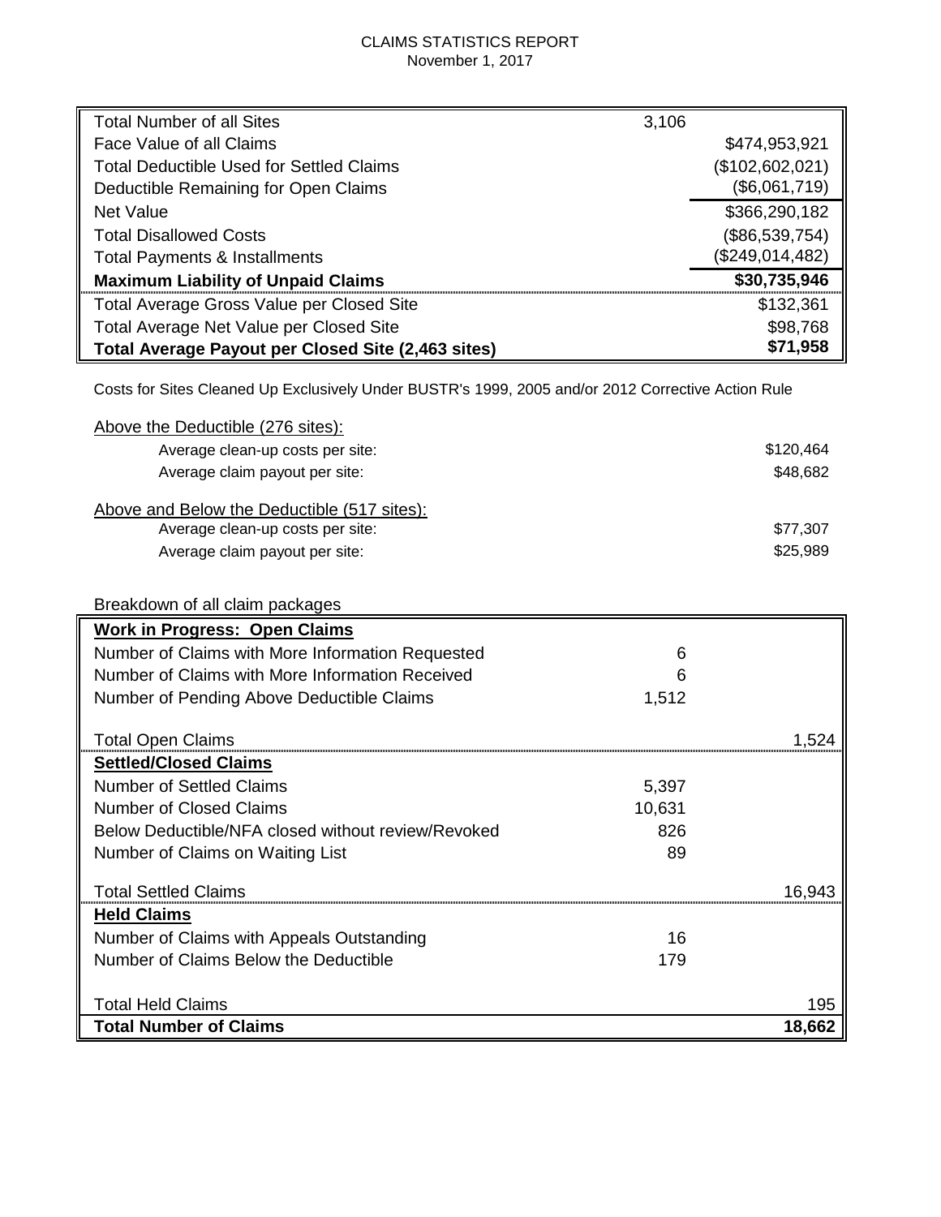CLAIMS STATISTICS REPORT
November 1, 2017

| | | |
|---|---|---|
| Total Number of all Sites | 3,106 | |
| Face Value of all Claims | | $474,953,921 |
| Total Deductible Used for Settled Claims | | ($102,602,021) |
| Deductible Remaining for Open Claims | | ($6,061,719) |
| Net Value | | $366,290,182 |
| Total Disallowed Costs | | ($86,539,754) |
| Total Payments & Installments | | ($249,014,482) |
| **Maximum Liability of Unpaid Claims** | | **$30,735,946** |
| Total Average Gross Value per Closed Site | | $132,361 |
| Total Average Net Value per Closed Site | | $98,768 |
| **Total Average Payout per Closed Site (2,463 sites)** | | **$71,958** |

Costs for Sites Cleaned Up Exclusively Under BUSTR's 1999, 2005 and/or 2012 Corrective Action Rule

Above the Deductible (276 sites):

| | |
|---|---|
| Average clean-up costs per site: | $120,464 |
| Average claim payout per site: | $48,682 |

Above and Below the Deductible (517 sites):

| | |
|---|---|
| Average clean-up costs per site: | $77,307 |
| Average claim payout per site: | $25,989 |

Breakdown of all claim packages

| | | |
|---|---|---|
| **Work in Progress: Open Claims** | | |
| Number of Claims with More Information Requested | 6 | |
| Number of Claims with More Information Received | 6 | |
| Number of Pending Above Deductible Claims | 1,512 | |
| Total Open Claims | | 1,524 |
| **Settled/Closed Claims** | | |
| Number of Settled Claims | 5,397 | |
| Number of Closed Claims | 10,631 | |
| Below Deductible/NFA closed without review/Revoked | 826 | |
| Number of Claims on Waiting List | 89 | |
| Total Settled Claims | | 16,943 |
| **Held Claims** | | |
| Number of Claims with Appeals Outstanding | 16 | |
| Number of Claims Below the Deductible | 179 | |
| Total Held Claims | | 195 |
| **Total Number of Claims** | | **18,662** |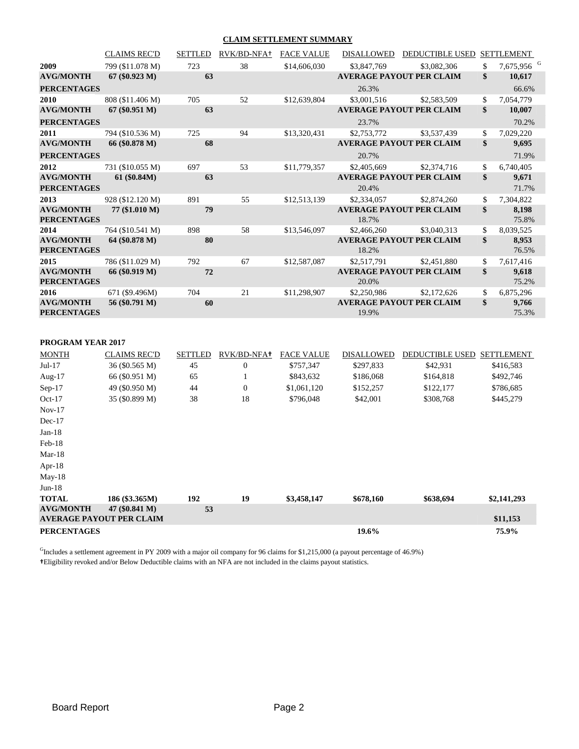## CLAIM SETTLEMENT SUMMARY

| | CLAIMS REC'D | SETTLED | RVK/BD-NFA† | FACE VALUE | DISALLOWED | DEDUCTIBLE USED | SETTLEMENT |
|---|---|---|---|---|---|---|---|
| **2009** | 799 ($11.078 M) | 723 | 38 | $14,606,030 | $3,847,769 | $3,082,306 | $ 7,675,956 [G] |
| **AVG/MONTH** | **67 ($0.923 M)** | **63** | | | **AVERAGE PAYOUT PER CLAIM** | | **$ 10,617** |
| **PERCENTAGES** | | | | | 26.3% | | 66.6% |
| **2010** | 808 ($11.406 M) | 705 | 52 | $12,639,804 | $3,001,516 | $2,583,509 | $ 7,054,779 |
| **AVG/MONTH** | **67 ($0.951 M)** | **63** | | | **AVERAGE PAYOUT PER CLAIM** | | **$ 10,007** |
| **PERCENTAGES** | | | | | 23.7% | | 70.2% |
| **2011** | 794 ($10.536 M) | 725 | 94 | $13,320,431 | $2,753,772 | $3,537,439 | $ 7,029,220 |
| **AVG/MONTH** | **66 ($0.878 M)** | **68** | | | **AVERAGE PAYOUT PER CLAIM** | | **$ 9,695** |
| **PERCENTAGES** | | | | | 20.7% | | 71.9% |
| **2012** | 731 ($10.055 M) | 697 | 53 | $11,779,357 | $2,405,669 | $2,374,716 | $ 6,740,405 |
| **AVG/MONTH** | **61 ($0.84M)** | **63** | | | **AVERAGE PAYOUT PER CLAIM** | | **$ 9,671** |
| **PERCENTAGES** | | | | | 20.4% | | 71.7% |
| **2013** | 928 ($12.120 M) | 891 | 55 | $12,513,139 | $2,334,057 | $2,874,260 | $ 7,304,822 |
| **AVG/MONTH** | **77 ($1.010 M)** | **79** | | | **AVERAGE PAYOUT PER CLAIM** | | **$ 8,198** |
| **PERCENTAGES** | | | | | 18.7% | | 75.8% |
| **2014** | 764 ($10.541 M) | 898 | 58 | $13,546,097 | $2,466,260 | $3,040,313 | $ 8,039,525 |
| **AVG/MONTH** | **64 ($0.878 M)** | **80** | | | **AVERAGE PAYOUT PER CLAIM** | | **$ 8,953** |
| **PERCENTAGES** | | | | | 18.2% | | 76.5% |
| **2015** | 786 ($11.029 M) | 792 | 67 | $12,587,087 | $2,517,791 | $2,451,880 | $ 7,617,416 |
| **AVG/MONTH** | **66 ($0.919 M)** | **72** | | | **AVERAGE PAYOUT PER CLAIM** | | **$ 9,618** |
| **PERCENTAGES** | | | | | 20.0% | | 75.2% |
| **2016** | 671 ($9.496M) | 704 | 21 | $11,298,907 | $2,250,986 | $2,172,626 | $ 6,875,296 |
| **AVG/MONTH** | **56 ($0.791 M)** | **60** | | | **AVERAGE PAYOUT PER CLAIM** | | **$ 9,766** |
| **PERCENTAGES** | | | | | 19.9% | | 75.3% |

**PROGRAM YEAR 2017**

| MONTH | CLAIMS REC'D | SETTLED | RVK/BD-NFA† | FACE VALUE | DISALLOWED | DEDUCTIBLE USED | SETTLEMENT |
|---|---|---|---|---|---|---|---|
| Jul-17 | 36 ($0.565 M) | 45 | 0 | $757,347 | $297,833 | $42,931 | $416,583 |
| Aug-17 | 66 ($0.951 M) | 65 | 1 | $843,632 | $186,068 | $164,818 | $492,746 |
| Sep-17 | 49 ($0.950 M) | 44 | 0 | $1,061,120 | $152,257 | $122,177 | $786,685 |
| Oct-17 | 35 ($0.899 M) | 38 | 18 | $796,048 | $42,001 | $308,768 | $445,279 |
| Nov-17 | | | | | | | |
| Dec-17 | | | | | | | |
| Jan-18 | | | | | | | |
| Feb-18 | | | | | | | |
| Mar-18 | | | | | | | |
| Apr-18 | | | | | | | |
| May-18 | | | | | | | |
| Jun-18 | | | | | | | |
| **TOTAL** | **186 ($3.365M)** | **192** | **19** | **$3,458,147** | **$678,160** | **$638,694** | **$2,141,293** |
| **AVG/MONTH** | **47 ($0.841 M)** | **53** | | | | | |
| **AVERAGE PAYOUT PER CLAIM** | | | | | | | **$11,153** |
| **PERCENTAGES** | | | | | **19.6%** | | **75.9%** |

[G]Includes a settlement agreement in PY 2009 with a major oil company for 96 claims for $1,215,000 (a payout percentage of 46.9%)

†Eligibility revoked and/or Below Deductible claims with an NFA are not included in the claims payout statistics.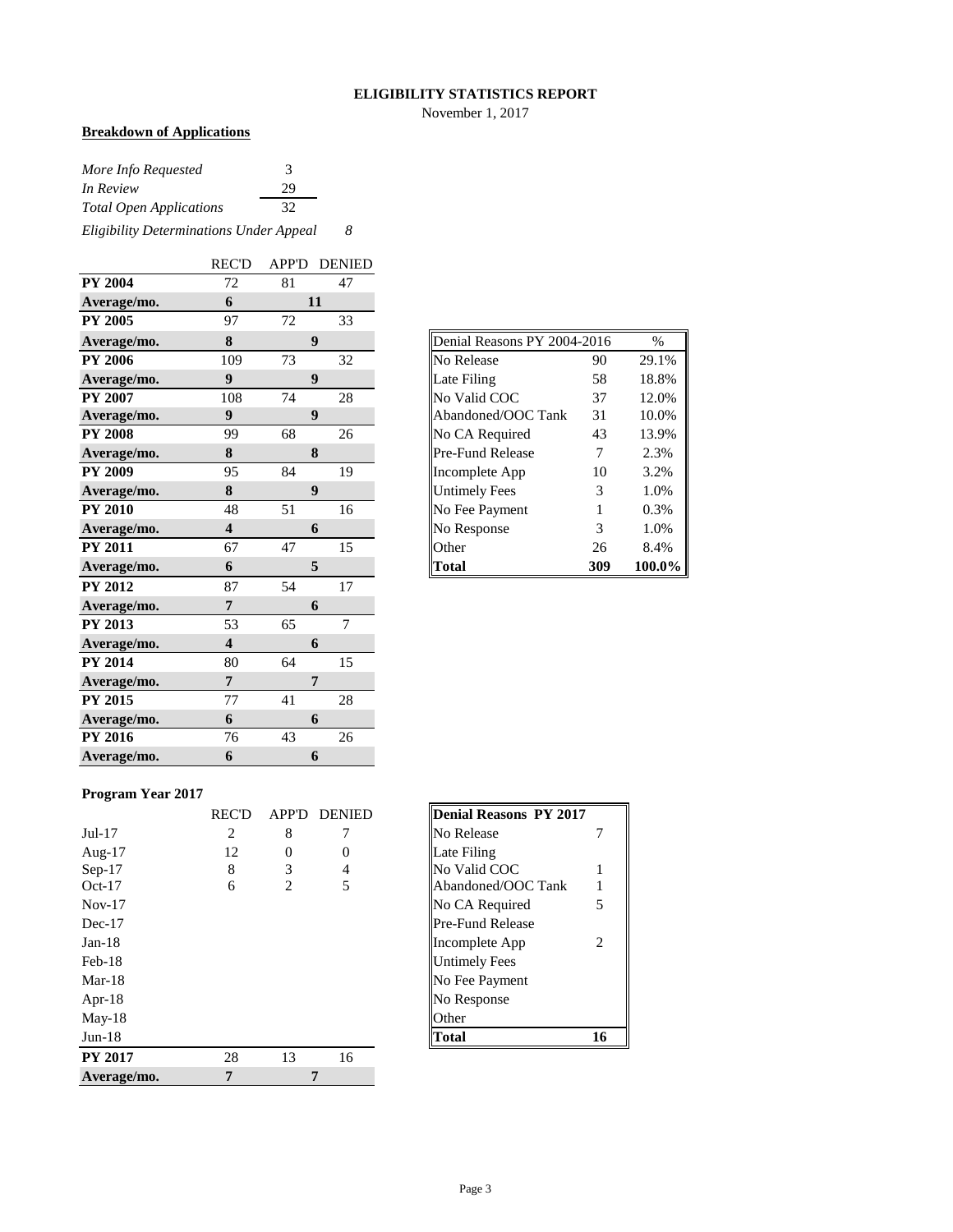**ELIGIBILITY STATISTICS REPORT**

November 1, 2017

**Breakdown of Applications**

| | |
|---|---|
| *More Info Requested* | 3 |
| *In Review* | 29 |
| *Total Open Applications* | 32 |
| *Eligibility Determinations Under Appeal* | *8* |

| | REC'D | APP'D | DENIED |
|---|---|---|---|
| **PY 2004** | 72 | 81 | 47 |
| **Average/mo.** | **6** | **11** | |
| **PY 2005** | 97 | 72 | 33 |
| **Average/mo.** | **8** | **9** | |
| **PY 2006** | 109 | 73 | 32 |
| **Average/mo.** | **9** | **9** | |
| **PY 2007** | 108 | 74 | 28 |
| **Average/mo.** | **9** | **9** | |
| **PY 2008** | 99 | 68 | 26 |
| **Average/mo.** | **8** | **8** | |
| **PY 2009** | 95 | 84 | 19 |
| **Average/mo.** | **8** | **9** | |
| **PY 2010** | 48 | 51 | 16 |
| **Average/mo.** | **4** | **6** | |
| **PY 2011** | 67 | 47 | 15 |
| **Average/mo.** | **6** | **5** | |
| **PY 2012** | 87 | 54 | 17 |
| **Average/mo.** | **7** | **6** | |
| **PY 2013** | 53 | 65 | 7 |
| **Average/mo.** | **4** | **6** | |
| **PY 2014** | 80 | 64 | 15 |
| **Average/mo.** | **7** | **7** | |
| **PY 2015** | 77 | 41 | 28 |
| **Average/mo.** | **6** | **6** | |
| **PY 2016** | 76 | 43 | 26 |
| **Average/mo.** | **6** | **6** | |

| Denial Reasons PY 2004-2016 | | % |
|---|---|---|
| No Release | 90 | 29.1% |
| Late Filing | 58 | 18.8% |
| No Valid COC | 37 | 12.0% |
| Abandoned/OOC Tank | 31 | 10.0% |
| No CA Required | 43 | 13.9% |
| Pre-Fund Release | 7 | 2.3% |
| Incomplete App | 10 | 3.2% |
| Untimely Fees | 3 | 1.0% |
| No Fee Payment | 1 | 0.3% |
| No Response | 3 | 1.0% |
| Other | 26 | 8.4% |
| **Total** | **309** | **100.0%** |

**Program Year 2017**

| | REC'D | APP'D | DENIED |
|---|---|---|---|
| Jul-17 | 2 | 8 | 7 |
| Aug-17 | 12 | 0 | 0 |
| Sep-17 | 8 | 3 | 4 |
| Oct-17 | 6 | 2 | 5 |
| Nov-17 | | | |
| Dec-17 | | | |
| Jan-18 | | | |
| Feb-18 | | | |
| Mar-18 | | | |
| Apr-18 | | | |
| May-18 | | | |
| Jun-18 | | | |
| **PY 2017** | 28 | 13 | 16 |
| **Average/mo.** | **7** | **7** | |

| **Denial Reasons PY 2017** | |
|---|---|
| No Release | 7 |
| Late Filing | |
| No Valid COC | 1 |
| Abandoned/OOC Tank | 1 |
| No CA Required | 5 |
| Pre-Fund Release | |
| Incomplete App | 2 |
| Untimely Fees | |
| No Fee Payment | |
| No Response | |
| Other | |
| **Total** | **16** |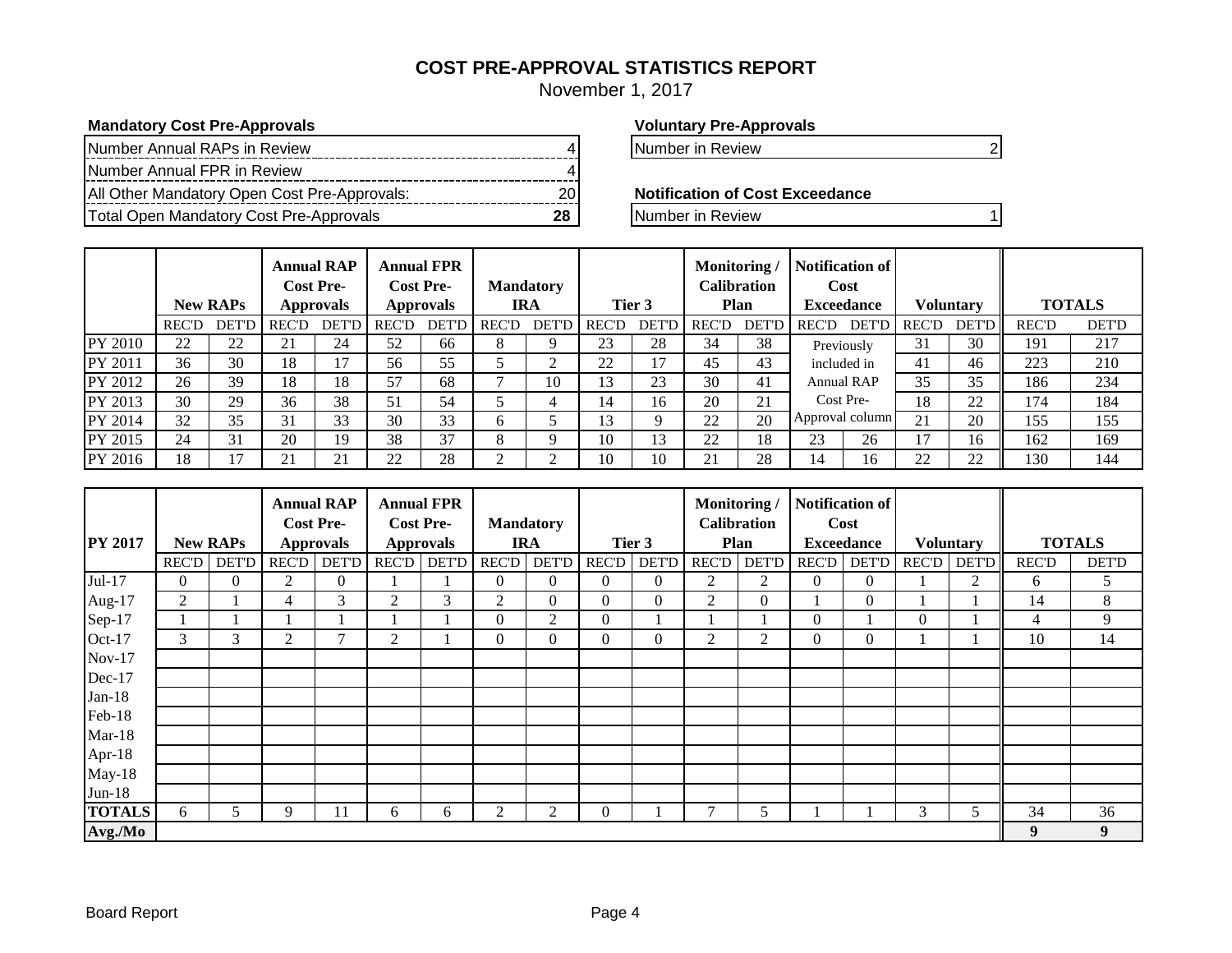# COST PRE-APPROVAL STATISTICS REPORT

November 1, 2017

**Mandatory Cost Pre-Approvals**

| | |
|---|---|
| Number Annual RAPs in Review | 4 |
| Number Annual FPR in Review | 4 |
| All Other Mandatory Open Cost Pre-Approvals: | 20 |
| Total Open Mandatory Cost Pre-Approvals | **28** |

**Voluntary Pre-Approvals**

| | |
|---|---|
| Number in Review | 2 |

**Notification of Cost Exceedance**

| | |
|---|---|
| Number in Review | 1 |

| | New RAPs | | Annual RAP Cost Pre-Approvals | | Annual FPR Cost Pre-Approvals | | Mandatory IRA | | Tier 3 | | Monitoring / Calibration Plan | | Notification of Cost Exceedance | | Voluntary | | TOTALS | |
|---|---|---|---|---|---|---|---|---|---|---|---|---|---|---|---|---|---|---|
| | REC'D | DET'D | REC'D | DET'D | REC'D | DET'D | REC'D | DET'D | REC'D | DET'D | REC'D | DET'D | REC'D | DET'D | REC'D | DET'D | REC'D | DET'D |
| PY 2010 | 22 | 22 | 21 | 24 | 52 | 66 | 8 | 9 | 23 | 28 | 34 | 38 | Previously included in Annual RAP Cost Pre-Approval column | | 31 | 30 | 191 | 217 |
| PY 2011 | 36 | 30 | 18 | 17 | 56 | 55 | 5 | 2 | 22 | 17 | 45 | 43 | | | 41 | 46 | 223 | 210 |
| PY 2012 | 26 | 39 | 18 | 18 | 57 | 68 | 7 | 10 | 13 | 23 | 30 | 41 | | | 35 | 35 | 186 | 234 |
| PY 2013 | 30 | 29 | 36 | 38 | 51 | 54 | 5 | 4 | 14 | 16 | 20 | 21 | | | 18 | 22 | 174 | 184 |
| PY 2014 | 32 | 35 | 31 | 33 | 30 | 33 | 6 | 5 | 13 | 9 | 22 | 20 | | | 21 | 20 | 155 | 155 |
| PY 2015 | 24 | 31 | 20 | 19 | 38 | 37 | 8 | 9 | 10 | 13 | 22 | 18 | 23 | 26 | 17 | 16 | 162 | 169 |
| PY 2016 | 18 | 17 | 21 | 21 | 22 | 28 | 2 | 2 | 10 | 10 | 21 | 28 | 14 | 16 | 22 | 22 | 130 | 144 |

| PY 2017 | New RAPs | | Annual RAP Cost Pre-Approvals | | Annual FPR Cost Pre-Approvals | | Mandatory IRA | | Tier 3 | | Monitoring / Calibration Plan | | Notification of Cost Exceedance | | Voluntary | | TOTALS | |
|---|---|---|---|---|---|---|---|---|---|---|---|---|---|---|---|---|---|---|
| | REC'D | DET'D | REC'D | DET'D | REC'D | DET'D | REC'D | DET'D | REC'D | DET'D | REC'D | DET'D | REC'D | DET'D | REC'D | DET'D | REC'D | DET'D |
| Jul-17 | 0 | 0 | 2 | 0 | 1 | 1 | 0 | 0 | 0 | 0 | 2 | 2 | 0 | 0 | 1 | 2 | 6 | 5 |
| Aug-17 | 2 | 1 | 4 | 3 | 2 | 3 | 2 | 0 | 0 | 0 | 2 | 0 | 1 | 0 | 1 | 1 | 14 | 8 |
| Sep-17 | 1 | 1 | 1 | 1 | 1 | 1 | 0 | 2 | 0 | 1 | 1 | 1 | 0 | 1 | 0 | 1 | 4 | 9 |
| Oct-17 | 3 | 3 | 2 | 7 | 2 | 1 | 0 | 0 | 0 | 0 | 2 | 2 | 0 | 0 | 1 | 1 | 10 | 14 |
| Nov-17 | | | | | | | | | | | | | | | | | | |
| Dec-17 | | | | | | | | | | | | | | | | | | |
| Jan-18 | | | | | | | | | | | | | | | | | | |
| Feb-18 | | | | | | | | | | | | | | | | | | |
| Mar-18 | | | | | | | | | | | | | | | | | | |
| Apr-18 | | | | | | | | | | | | | | | | | | |
| May-18 | | | | | | | | | | | | | | | | | | |
| Jun-18 | | | | | | | | | | | | | | | | | | |
| **TOTALS** | 6 | 5 | 9 | 11 | 6 | 6 | 2 | 2 | 0 | 1 | 7 | 5 | 1 | 1 | 3 | 5 | 34 | 36 |
| **Avg./Mo** | | | | | | | | | | | | | | | | | **9** | **9** |

Board Report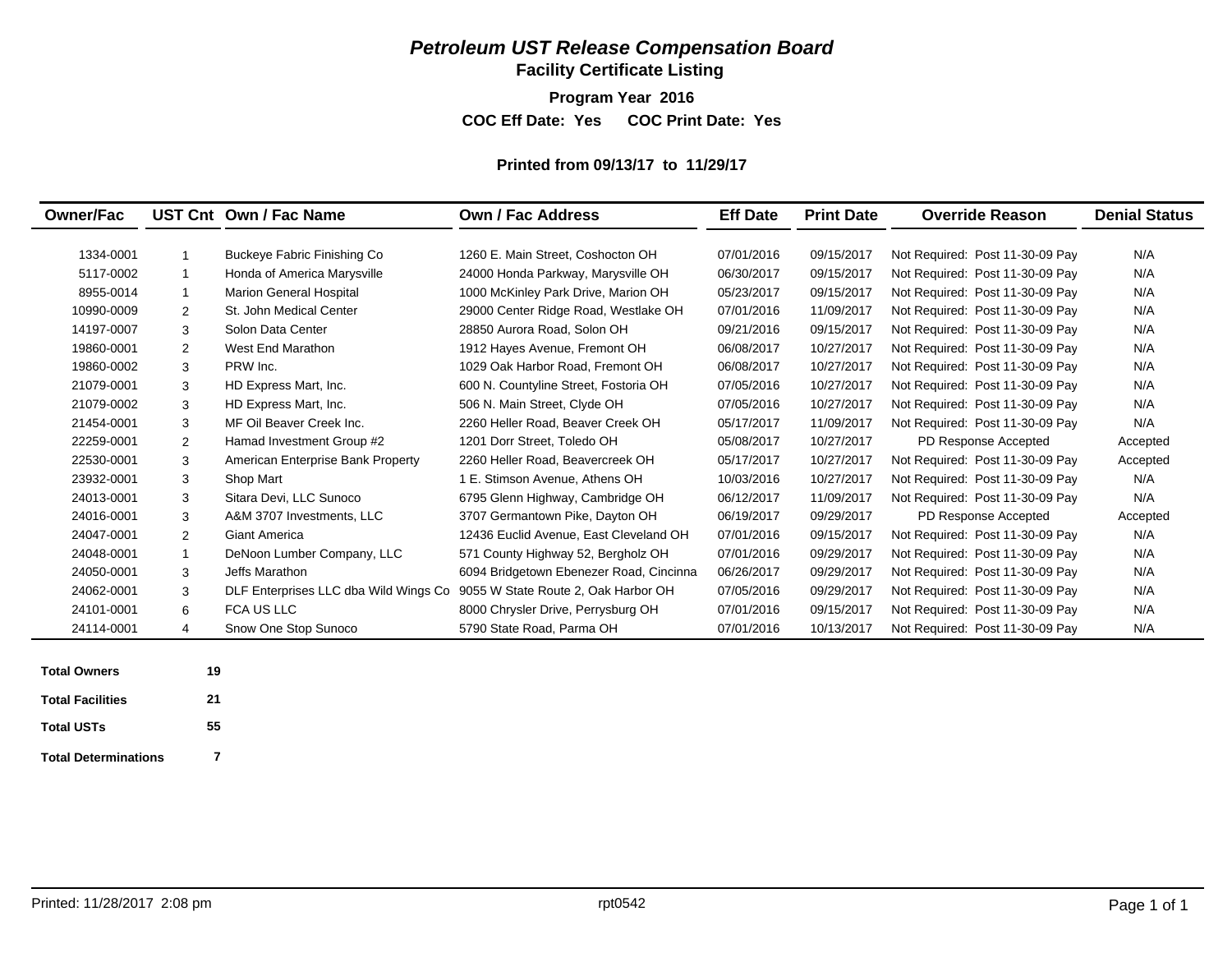# *Petroleum UST Release Compensation Board*

## Facility Certificate Listing

**Program Year 2016**

**COC Eff Date: Yes COC Print Date: Yes**

**Printed from 09/13/17 to 11/29/17**

| Owner/Fac | UST Cnt | Own / Fac Name | Own / Fac Address | Eff Date | Print Date | Override Reason | Denial Status |
|---|---|---|---|---|---|---|---|
| 1334-0001 | 1 | Buckeye Fabric Finishing Co | 1260 E. Main Street, Coshocton OH | 07/01/2016 | 09/15/2017 | Not Required: Post 11-30-09 Pay | N/A |
| 5117-0002 | 1 | Honda of America Marysville | 24000 Honda Parkway, Marysville OH | 06/30/2017 | 09/15/2017 | Not Required: Post 11-30-09 Pay | N/A |
| 8955-0014 | 1 | Marion General Hospital | 1000 McKinley Park Drive, Marion OH | 05/23/2017 | 09/15/2017 | Not Required: Post 11-30-09 Pay | N/A |
| 10990-0009 | 2 | St. John Medical Center | 29000 Center Ridge Road, Westlake OH | 07/01/2016 | 11/09/2017 | Not Required: Post 11-30-09 Pay | N/A |
| 14197-0007 | 3 | Solon Data Center | 28850 Aurora Road, Solon OH | 09/21/2016 | 09/15/2017 | Not Required: Post 11-30-09 Pay | N/A |
| 19860-0001 | 2 | West End Marathon | 1912 Hayes Avenue, Fremont OH | 06/08/2017 | 10/27/2017 | Not Required: Post 11-30-09 Pay | N/A |
| 19860-0002 | 3 | PRW Inc. | 1029 Oak Harbor Road, Fremont OH | 06/08/2017 | 10/27/2017 | Not Required: Post 11-30-09 Pay | N/A |
| 21079-0001 | 3 | HD Express Mart, Inc. | 600 N. Countyline Street, Fostoria OH | 07/05/2016 | 10/27/2017 | Not Required: Post 11-30-09 Pay | N/A |
| 21079-0002 | 3 | HD Express Mart, Inc. | 506 N. Main Street, Clyde OH | 07/05/2016 | 10/27/2017 | Not Required: Post 11-30-09 Pay | N/A |
| 21454-0001 | 3 | MF Oil Beaver Creek Inc. | 2260 Heller Road, Beaver Creek OH | 05/17/2017 | 11/09/2017 | Not Required: Post 11-30-09 Pay | N/A |
| 22259-0001 | 2 | Hamad Investment Group #2 | 1201 Dorr Street, Toledo OH | 05/08/2017 | 10/27/2017 | PD Response Accepted | Accepted |
| 22530-0001 | 3 | American Enterprise Bank Property | 2260 Heller Road, Beavercreek OH | 05/17/2017 | 10/27/2017 | Not Required: Post 11-30-09 Pay | Accepted |
| 23932-0001 | 3 | Shop Mart | 1 E. Stimson Avenue, Athens OH | 10/03/2016 | 10/27/2017 | Not Required: Post 11-30-09 Pay | N/A |
| 24013-0001 | 3 | Sitara Devi, LLC Sunoco | 6795 Glenn Highway, Cambridge OH | 06/12/2017 | 11/09/2017 | Not Required: Post 11-30-09 Pay | N/A |
| 24016-0001 | 3 | A&M 3707 Investments, LLC | 3707 Germantown Pike, Dayton OH | 06/19/2017 | 09/29/2017 | PD Response Accepted | Accepted |
| 24047-0001 | 2 | Giant America | 12436 Euclid Avenue, East Cleveland OH | 07/01/2016 | 09/15/2017 | Not Required: Post 11-30-09 Pay | N/A |
| 24048-0001 | 1 | DeNoon Lumber Company, LLC | 571 County Highway 52, Bergholz OH | 07/01/2016 | 09/29/2017 | Not Required: Post 11-30-09 Pay | N/A |
| 24050-0001 | 3 | Jeffs Marathon | 6094 Bridgetown Ebenezer Road, Cincinna | 06/26/2017 | 09/29/2017 | Not Required: Post 11-30-09 Pay | N/A |
| 24062-0001 | 3 | DLF Enterprises LLC dba Wild Wings Co | 9055 W State Route 2, Oak Harbor OH | 07/05/2016 | 09/29/2017 | Not Required: Post 11-30-09 Pay | N/A |
| 24101-0001 | 6 | FCA US LLC | 8000 Chrysler Drive, Perrysburg OH | 07/01/2016 | 09/15/2017 | Not Required: Post 11-30-09 Pay | N/A |
| 24114-0001 | 4 | Snow One Stop Sunoco | 5790 State Road, Parma OH | 07/01/2016 | 10/13/2017 | Not Required: Post 11-30-09 Pay | N/A |

| | |
|---|---|
| **Total Owners** | **19** |
| **Total Facilities** | **21** |
| **Total USTs** | **55** |
| **Total Determinations** | **7** |

Printed: 11/28/2017 2:08 pm — rpt0542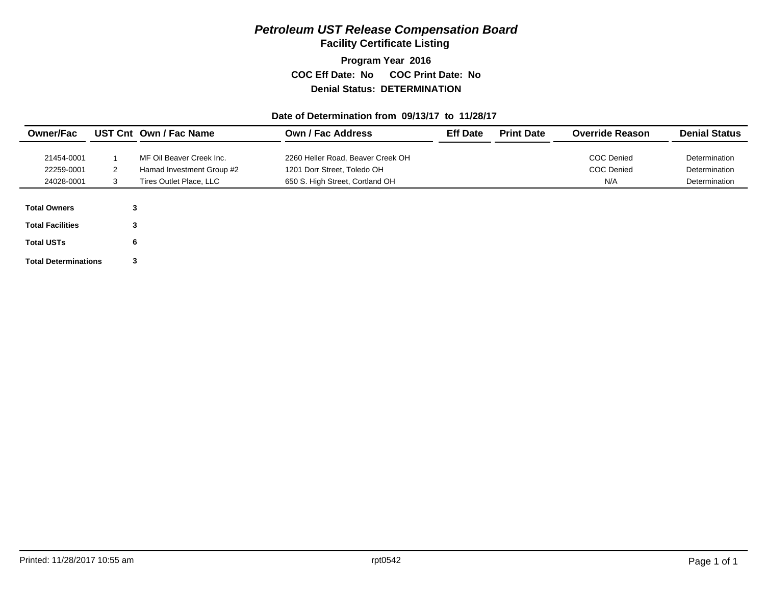# *Petroleum UST Release Compensation Board*

## Facility Certificate Listing

**Program Year 2016**

**COC Eff Date: No COC Print Date: No**

**Denial Status: DETERMINATION**

**Date of Determination from 09/13/17 to 11/28/17**

| Owner/Fac | UST Cnt | Own / Fac Name | Own / Fac Address | Eff Date | Print Date | Override Reason | Denial Status |
|---|---|---|---|---|---|---|---|
| 21454-0001 | 1 | MF Oil Beaver Creek Inc. | 2260 Heller Road, Beaver Creek OH | | | COC Denied | Determination |
| 22259-0001 | 2 | Hamad Investment Group #2 | 1201 Dorr Street, Toledo OH | | | COC Denied | Determination |
| 24028-0001 | 3 | Tires Outlet Place, LLC | 650 S. High Street, Cortland OH | | | N/A | Determination |

**Total Owners** 3

**Total Facilities** 3

**Total USTs** 6

**Total Determinations** 3

Printed: 11/28/2017 10:55 am rpt0542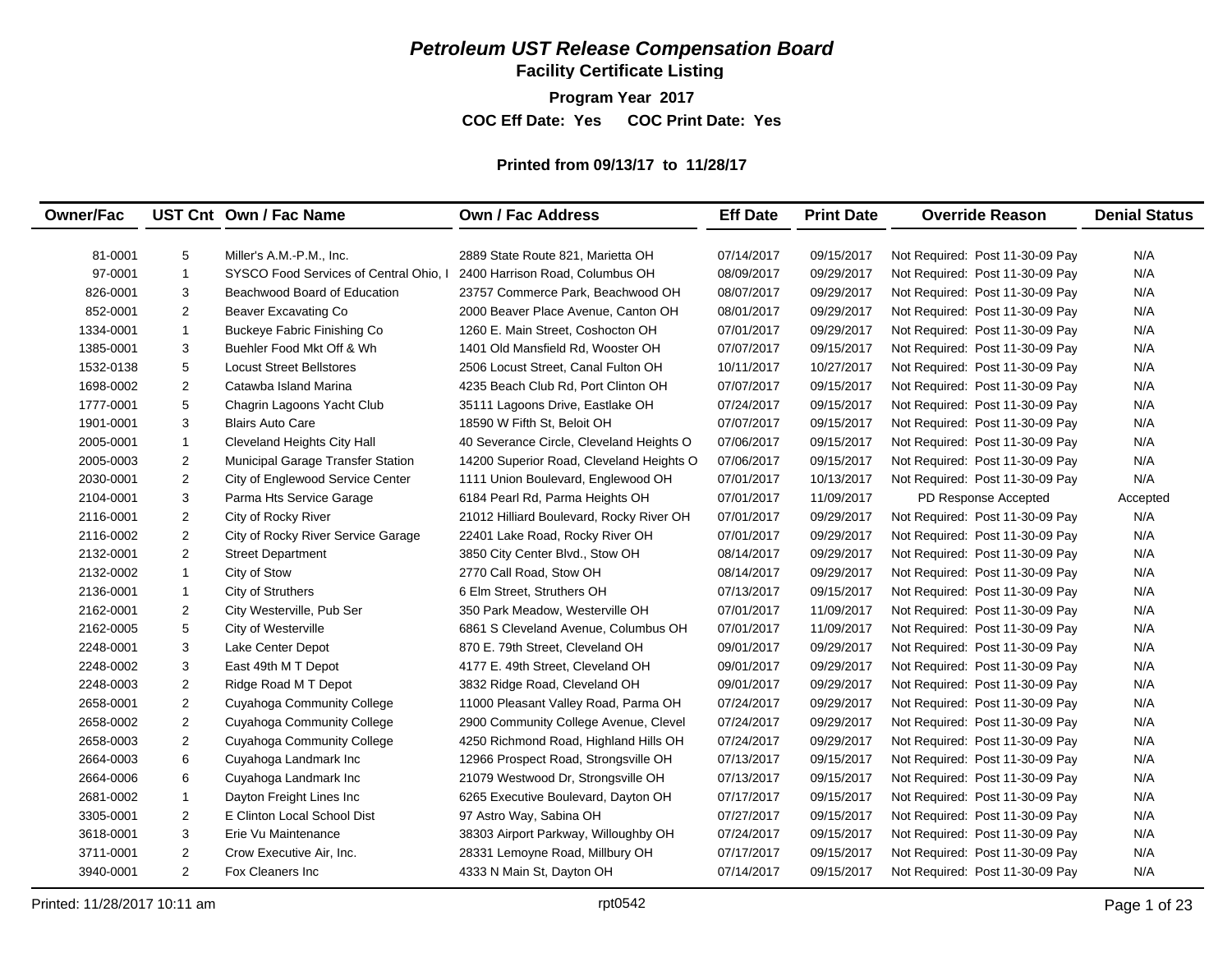# *Petroleum UST Release Compensation Board*

## Facility Certificate Listing

**Program Year 2017**

**COC Eff Date: Yes COC Print Date: Yes**

**Printed from 09/13/17 to 11/28/17**

| Owner/Fac | UST Cnt | Own / Fac Name | Own / Fac Address | Eff Date | Print Date | Override Reason | Denial Status |
|---|---|---|---|---|---|---|---|
| 81-0001 | 5 | Miller's A.M.-P.M., Inc. | 2889 State Route 821, Marietta OH | 07/14/2017 | 09/15/2017 | Not Required: Post 11-30-09 Pay | N/A |
| 97-0001 | 1 | SYSCO Food Services of Central Ohio, I | 2400 Harrison Road, Columbus OH | 08/09/2017 | 09/29/2017 | Not Required: Post 11-30-09 Pay | N/A |
| 826-0001 | 3 | Beachwood Board of Education | 23757 Commerce Park, Beachwood OH | 08/07/2017 | 09/29/2017 | Not Required: Post 11-30-09 Pay | N/A |
| 852-0001 | 2 | Beaver Excavating Co | 2000 Beaver Place Avenue, Canton OH | 08/01/2017 | 09/29/2017 | Not Required: Post 11-30-09 Pay | N/A |
| 1334-0001 | 1 | Buckeye Fabric Finishing Co | 1260 E. Main Street, Coshocton OH | 07/01/2017 | 09/29/2017 | Not Required: Post 11-30-09 Pay | N/A |
| 1385-0001 | 3 | Buehler Food Mkt Off & Wh | 1401 Old Mansfield Rd, Wooster OH | 07/07/2017 | 09/15/2017 | Not Required: Post 11-30-09 Pay | N/A |
| 1532-0138 | 5 | Locust Street Bellstores | 2506 Locust Street, Canal Fulton OH | 10/11/2017 | 10/27/2017 | Not Required: Post 11-30-09 Pay | N/A |
| 1698-0002 | 2 | Catawba Island Marina | 4235 Beach Club Rd, Port Clinton OH | 07/07/2017 | 09/15/2017 | Not Required: Post 11-30-09 Pay | N/A |
| 1777-0001 | 5 | Chagrin Lagoons Yacht Club | 35111 Lagoons Drive, Eastlake OH | 07/24/2017 | 09/15/2017 | Not Required: Post 11-30-09 Pay | N/A |
| 1901-0001 | 3 | Blairs Auto Care | 18590 W Fifth St, Beloit OH | 07/07/2017 | 09/15/2017 | Not Required: Post 11-30-09 Pay | N/A |
| 2005-0001 | 1 | Cleveland Heights City Hall | 40 Severance Circle, Cleveland Heights O | 07/06/2017 | 09/15/2017 | Not Required: Post 11-30-09 Pay | N/A |
| 2005-0003 | 2 | Municipal Garage Transfer Station | 14200 Superior Road, Cleveland Heights O | 07/06/2017 | 09/15/2017 | Not Required: Post 11-30-09 Pay | N/A |
| 2030-0001 | 2 | City of Englewood Service Center | 1111 Union Boulevard, Englewood OH | 07/01/2017 | 10/13/2017 | Not Required: Post 11-30-09 Pay | N/A |
| 2104-0001 | 3 | Parma Hts Service Garage | 6184 Pearl Rd, Parma Heights OH | 07/01/2017 | 11/09/2017 | PD Response Accepted | Accepted |
| 2116-0001 | 2 | City of Rocky River | 21012 Hilliard Boulevard, Rocky River OH | 07/01/2017 | 09/29/2017 | Not Required: Post 11-30-09 Pay | N/A |
| 2116-0002 | 2 | City of Rocky River Service Garage | 22401 Lake Road, Rocky River OH | 07/01/2017 | 09/29/2017 | Not Required: Post 11-30-09 Pay | N/A |
| 2132-0001 | 2 | Street Department | 3850 City Center Blvd., Stow OH | 08/14/2017 | 09/29/2017 | Not Required: Post 11-30-09 Pay | N/A |
| 2132-0002 | 1 | City of Stow | 2770 Call Road, Stow OH | 08/14/2017 | 09/29/2017 | Not Required: Post 11-30-09 Pay | N/A |
| 2136-0001 | 1 | City of Struthers | 6 Elm Street, Struthers OH | 07/13/2017 | 09/15/2017 | Not Required: Post 11-30-09 Pay | N/A |
| 2162-0001 | 2 | City Westerville, Pub Ser | 350 Park Meadow, Westerville OH | 07/01/2017 | 11/09/2017 | Not Required: Post 11-30-09 Pay | N/A |
| 2162-0005 | 5 | City of Westerville | 6861 S Cleveland Avenue, Columbus OH | 07/01/2017 | 11/09/2017 | Not Required: Post 11-30-09 Pay | N/A |
| 2248-0001 | 3 | Lake Center Depot | 870 E. 79th Street, Cleveland OH | 09/01/2017 | 09/29/2017 | Not Required: Post 11-30-09 Pay | N/A |
| 2248-0002 | 3 | East 49th M T Depot | 4177 E. 49th Street, Cleveland OH | 09/01/2017 | 09/29/2017 | Not Required: Post 11-30-09 Pay | N/A |
| 2248-0003 | 2 | Ridge Road M T Depot | 3832 Ridge Road, Cleveland OH | 09/01/2017 | 09/29/2017 | Not Required: Post 11-30-09 Pay | N/A |
| 2658-0001 | 2 | Cuyahoga Community College | 11000 Pleasant Valley Road, Parma OH | 07/24/2017 | 09/29/2017 | Not Required: Post 11-30-09 Pay | N/A |
| 2658-0002 | 2 | Cuyahoga Community College | 2900 Community College Avenue, Clevel | 07/24/2017 | 09/29/2017 | Not Required: Post 11-30-09 Pay | N/A |
| 2658-0003 | 2 | Cuyahoga Community College | 4250 Richmond Road, Highland Hills OH | 07/24/2017 | 09/29/2017 | Not Required: Post 11-30-09 Pay | N/A |
| 2664-0003 | 6 | Cuyahoga Landmark Inc | 12966 Prospect Road, Strongsville OH | 07/13/2017 | 09/15/2017 | Not Required: Post 11-30-09 Pay | N/A |
| 2664-0006 | 6 | Cuyahoga Landmark Inc | 21079 Westwood Dr, Strongsville OH | 07/13/2017 | 09/15/2017 | Not Required: Post 11-30-09 Pay | N/A |
| 2681-0002 | 1 | Dayton Freight Lines Inc | 6265 Executive Boulevard, Dayton OH | 07/17/2017 | 09/15/2017 | Not Required: Post 11-30-09 Pay | N/A |
| 3305-0001 | 2 | E Clinton Local School Dist | 97 Astro Way, Sabina OH | 07/27/2017 | 09/15/2017 | Not Required: Post 11-30-09 Pay | N/A |
| 3618-0001 | 3 | Erie Vu Maintenance | 38303 Airport Parkway, Willoughby OH | 07/24/2017 | 09/15/2017 | Not Required: Post 11-30-09 Pay | N/A |
| 3711-0001 | 2 | Crow Executive Air, Inc. | 28331 Lemoyne Road, Millbury OH | 07/17/2017 | 09/15/2017 | Not Required: Post 11-30-09 Pay | N/A |
| 3940-0001 | 2 | Fox Cleaners Inc | 4333 N Main St, Dayton OH | 07/14/2017 | 09/15/2017 | Not Required: Post 11-30-09 Pay | N/A |

Printed: 11/28/2017 10:11 am rpt0542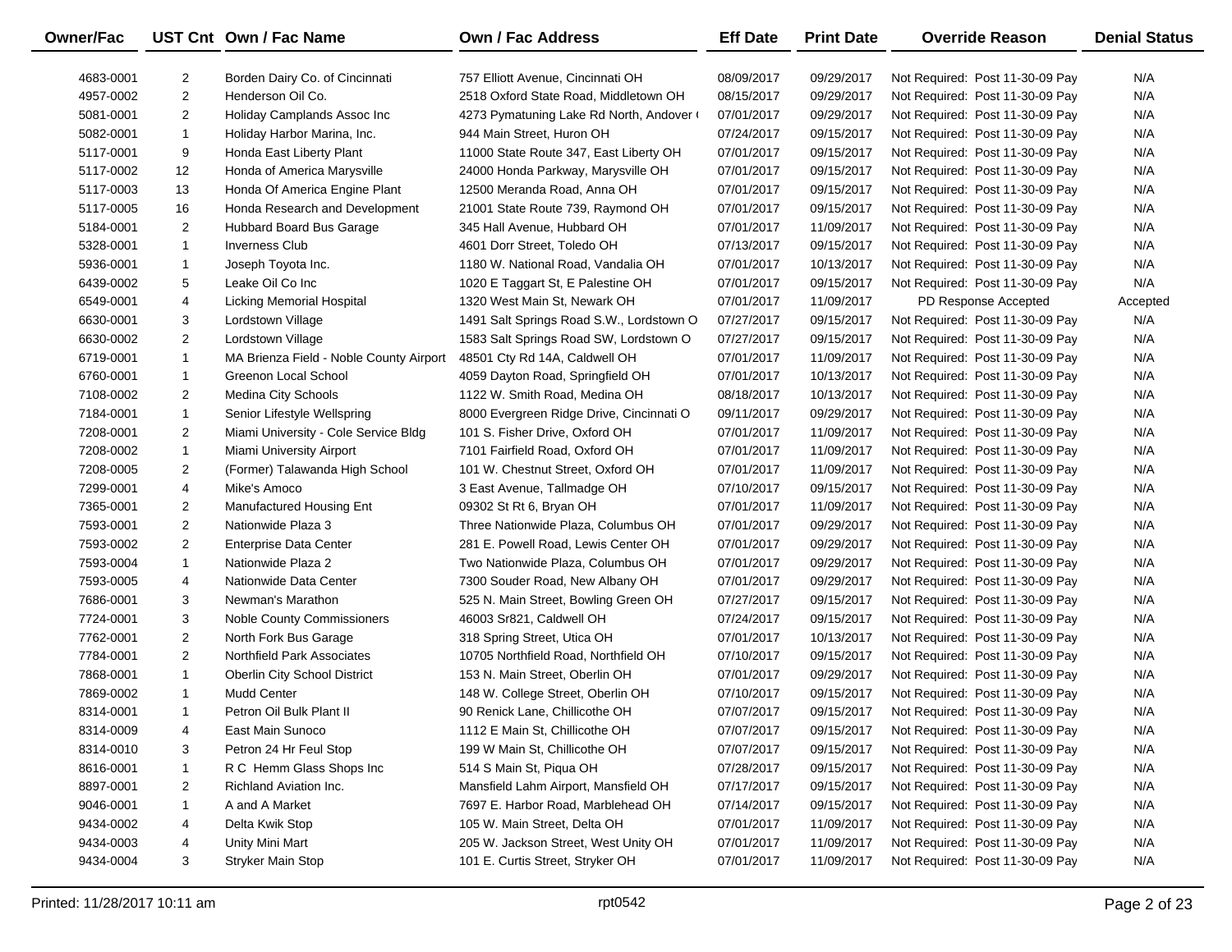| Owner/Fac | UST Cnt | Own / Fac Name | Own / Fac Address | Eff Date | Print Date | Override Reason | Denial Status |
|---|---|---|---|---|---|---|---|
| 4683-0001 | 2 | Borden Dairy Co. of Cincinnati | 757 Elliott Avenue, Cincinnati OH | 08/09/2017 | 09/29/2017 | Not Required: Post 11-30-09 Pay | N/A |
| 4957-0002 | 2 | Henderson Oil Co. | 2518 Oxford State Road, Middletown OH | 08/15/2017 | 09/29/2017 | Not Required: Post 11-30-09 Pay | N/A |
| 5081-0001 | 2 | Holiday Camplands Assoc Inc | 4273 Pymatuning Lake Rd North, Andover ( | 07/01/2017 | 09/29/2017 | Not Required: Post 11-30-09 Pay | N/A |
| 5082-0001 | 1 | Holiday Harbor Marina, Inc. | 944 Main Street, Huron OH | 07/24/2017 | 09/15/2017 | Not Required: Post 11-30-09 Pay | N/A |
| 5117-0001 | 9 | Honda East Liberty Plant | 11000 State Route 347, East Liberty OH | 07/01/2017 | 09/15/2017 | Not Required: Post 11-30-09 Pay | N/A |
| 5117-0002 | 12 | Honda of America Marysville | 24000 Honda Parkway, Marysville OH | 07/01/2017 | 09/15/2017 | Not Required: Post 11-30-09 Pay | N/A |
| 5117-0003 | 13 | Honda Of America Engine Plant | 12500 Meranda Road, Anna OH | 07/01/2017 | 09/15/2017 | Not Required: Post 11-30-09 Pay | N/A |
| 5117-0005 | 16 | Honda Research and Development | 21001 State Route 739, Raymond OH | 07/01/2017 | 09/15/2017 | Not Required: Post 11-30-09 Pay | N/A |
| 5184-0001 | 2 | Hubbard Board Bus Garage | 345 Hall Avenue, Hubbard OH | 07/01/2017 | 11/09/2017 | Not Required: Post 11-30-09 Pay | N/A |
| 5328-0001 | 1 | Inverness Club | 4601 Dorr Street, Toledo OH | 07/13/2017 | 09/15/2017 | Not Required: Post 11-30-09 Pay | N/A |
| 5936-0001 | 1 | Joseph Toyota Inc. | 1180 W. National Road, Vandalia OH | 07/01/2017 | 10/13/2017 | Not Required: Post 11-30-09 Pay | N/A |
| 6439-0002 | 5 | Leake Oil Co Inc | 1020 E Taggart St, E Palestine OH | 07/01/2017 | 09/15/2017 | Not Required: Post 11-30-09 Pay | N/A |
| 6549-0001 | 4 | Licking Memorial Hospital | 1320 West Main St, Newark OH | 07/01/2017 | 11/09/2017 | PD Response Accepted | Accepted |
| 6630-0001 | 3 | Lordstown Village | 1491 Salt Springs Road S.W., Lordstown O | 07/27/2017 | 09/15/2017 | Not Required: Post 11-30-09 Pay | N/A |
| 6630-0002 | 2 | Lordstown Village | 1583 Salt Springs Road SW, Lordstown O | 07/27/2017 | 09/15/2017 | Not Required: Post 11-30-09 Pay | N/A |
| 6719-0001 | 1 | MA Brienza Field - Noble County Airport | 48501 Cty Rd 14A, Caldwell OH | 07/01/2017 | 11/09/2017 | Not Required: Post 11-30-09 Pay | N/A |
| 6760-0001 | 1 | Greenon Local School | 4059 Dayton Road, Springfield OH | 07/01/2017 | 10/13/2017 | Not Required: Post 11-30-09 Pay | N/A |
| 7108-0002 | 2 | Medina City Schools | 1122 W. Smith Road, Medina OH | 08/18/2017 | 10/13/2017 | Not Required: Post 11-30-09 Pay | N/A |
| 7184-0001 | 1 | Senior Lifestyle Wellspring | 8000 Evergreen Ridge Drive, Cincinnati O | 09/11/2017 | 09/29/2017 | Not Required: Post 11-30-09 Pay | N/A |
| 7208-0001 | 2 | Miami University - Cole Service Bldg | 101 S. Fisher Drive, Oxford OH | 07/01/2017 | 11/09/2017 | Not Required: Post 11-30-09 Pay | N/A |
| 7208-0002 | 1 | Miami University Airport | 7101 Fairfield Road, Oxford OH | 07/01/2017 | 11/09/2017 | Not Required: Post 11-30-09 Pay | N/A |
| 7208-0005 | 2 | (Former) Talawanda High School | 101 W. Chestnut Street, Oxford OH | 07/01/2017 | 11/09/2017 | Not Required: Post 11-30-09 Pay | N/A |
| 7299-0001 | 4 | Mike's Amoco | 3 East Avenue, Tallmadge OH | 07/10/2017 | 09/15/2017 | Not Required: Post 11-30-09 Pay | N/A |
| 7365-0001 | 2 | Manufactured Housing Ent | 09302 St Rt 6, Bryan OH | 07/01/2017 | 11/09/2017 | Not Required: Post 11-30-09 Pay | N/A |
| 7593-0001 | 2 | Nationwide Plaza 3 | Three Nationwide Plaza, Columbus OH | 07/01/2017 | 09/29/2017 | Not Required: Post 11-30-09 Pay | N/A |
| 7593-0002 | 2 | Enterprise Data Center | 281 E. Powell Road, Lewis Center OH | 07/01/2017 | 09/29/2017 | Not Required: Post 11-30-09 Pay | N/A |
| 7593-0004 | 1 | Nationwide Plaza 2 | Two Nationwide Plaza, Columbus OH | 07/01/2017 | 09/29/2017 | Not Required: Post 11-30-09 Pay | N/A |
| 7593-0005 | 4 | Nationwide Data Center | 7300 Souder Road, New Albany OH | 07/01/2017 | 09/29/2017 | Not Required: Post 11-30-09 Pay | N/A |
| 7686-0001 | 3 | Newman's Marathon | 525 N. Main Street, Bowling Green OH | 07/27/2017 | 09/15/2017 | Not Required: Post 11-30-09 Pay | N/A |
| 7724-0001 | 3 | Noble County Commissioners | 46003 Sr821, Caldwell OH | 07/24/2017 | 09/15/2017 | Not Required: Post 11-30-09 Pay | N/A |
| 7762-0001 | 2 | North Fork Bus Garage | 318 Spring Street, Utica OH | 07/01/2017 | 10/13/2017 | Not Required: Post 11-30-09 Pay | N/A |
| 7784-0001 | 2 | Northfield Park Associates | 10705 Northfield Road, Northfield OH | 07/10/2017 | 09/15/2017 | Not Required: Post 11-30-09 Pay | N/A |
| 7868-0001 | 1 | Oberlin City School District | 153 N. Main Street, Oberlin OH | 07/01/2017 | 09/29/2017 | Not Required: Post 11-30-09 Pay | N/A |
| 7869-0002 | 1 | Mudd Center | 148 W. College Street, Oberlin OH | 07/10/2017 | 09/15/2017 | Not Required: Post 11-30-09 Pay | N/A |
| 8314-0001 | 1 | Petron Oil Bulk Plant II | 90 Renick Lane, Chillicothe OH | 07/07/2017 | 09/15/2017 | Not Required: Post 11-30-09 Pay | N/A |
| 8314-0009 | 4 | East Main Sunoco | 1112 E Main St, Chillicothe OH | 07/07/2017 | 09/15/2017 | Not Required: Post 11-30-09 Pay | N/A |
| 8314-0010 | 3 | Petron 24 Hr Feul Stop | 199 W Main St, Chillicothe OH | 07/07/2017 | 09/15/2017 | Not Required: Post 11-30-09 Pay | N/A |
| 8616-0001 | 1 | R C Hemm Glass Shops Inc | 514 S Main St, Piqua OH | 07/28/2017 | 09/15/2017 | Not Required: Post 11-30-09 Pay | N/A |
| 8897-0001 | 2 | Richland Aviation Inc. | Mansfield Lahm Airport, Mansfield OH | 07/17/2017 | 09/15/2017 | Not Required: Post 11-30-09 Pay | N/A |
| 9046-0001 | 1 | A and A Market | 7697 E. Harbor Road, Marblehead OH | 07/14/2017 | 09/15/2017 | Not Required: Post 11-30-09 Pay | N/A |
| 9434-0002 | 4 | Delta Kwik Stop | 105 W. Main Street, Delta OH | 07/01/2017 | 11/09/2017 | Not Required: Post 11-30-09 Pay | N/A |
| 9434-0003 | 4 | Unity Mini Mart | 205 W. Jackson Street, West Unity OH | 07/01/2017 | 11/09/2017 | Not Required: Post 11-30-09 Pay | N/A |
| 9434-0004 | 3 | Stryker Main Stop | 101 E. Curtis Street, Stryker OH | 07/01/2017 | 11/09/2017 | Not Required: Post 11-30-09 Pay | N/A |

Printed: 11/28/2017 10:11 am rpt0542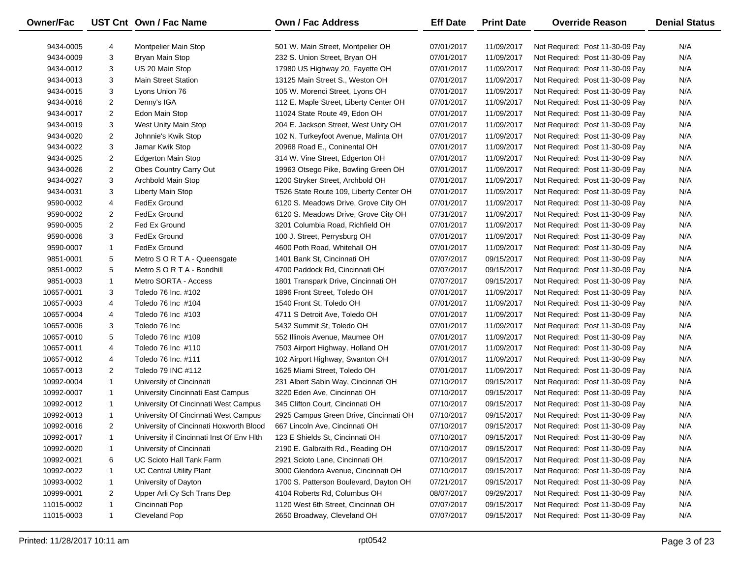| Owner/Fac | UST Cnt | Own / Fac Name | Own / Fac Address | Eff Date | Print Date | Override Reason | Denial Status |
|---|---|---|---|---|---|---|---|
| 9434-0005 | 4 | Montpelier Main Stop | 501 W. Main Street, Montpelier OH | 07/01/2017 | 11/09/2017 | Not Required: Post 11-30-09 Pay | N/A |
| 9434-0009 | 3 | Bryan Main Stop | 232 S. Union Street, Bryan OH | 07/01/2017 | 11/09/2017 | Not Required: Post 11-30-09 Pay | N/A |
| 9434-0012 | 3 | US 20 Main Stop | 17980 US Highway 20, Fayette OH | 07/01/2017 | 11/09/2017 | Not Required: Post 11-30-09 Pay | N/A |
| 9434-0013 | 3 | Main Street Station | 13125 Main Street S., Weston OH | 07/01/2017 | 11/09/2017 | Not Required: Post 11-30-09 Pay | N/A |
| 9434-0015 | 3 | Lyons Union 76 | 105 W. Morenci Street, Lyons OH | 07/01/2017 | 11/09/2017 | Not Required: Post 11-30-09 Pay | N/A |
| 9434-0016 | 2 | Denny's IGA | 112 E. Maple Street, Liberty Center OH | 07/01/2017 | 11/09/2017 | Not Required: Post 11-30-09 Pay | N/A |
| 9434-0017 | 2 | Edon Main Stop | 11024 State Route 49, Edon OH | 07/01/2017 | 11/09/2017 | Not Required: Post 11-30-09 Pay | N/A |
| 9434-0019 | 3 | West Unity Main Stop | 204 E. Jackson Street, West Unity OH | 07/01/2017 | 11/09/2017 | Not Required: Post 11-30-09 Pay | N/A |
| 9434-0020 | 2 | Johnnie's Kwik Stop | 102 N. Turkeyfoot Avenue, Malinta OH | 07/01/2017 | 11/09/2017 | Not Required: Post 11-30-09 Pay | N/A |
| 9434-0022 | 3 | Jamar Kwik Stop | 20968 Road E., Coninental OH | 07/01/2017 | 11/09/2017 | Not Required: Post 11-30-09 Pay | N/A |
| 9434-0025 | 2 | Edgerton Main Stop | 314 W. Vine Street, Edgerton OH | 07/01/2017 | 11/09/2017 | Not Required: Post 11-30-09 Pay | N/A |
| 9434-0026 | 2 | Obes Country Carry Out | 19963 Otsego Pike, Bowling Green OH | 07/01/2017 | 11/09/2017 | Not Required: Post 11-30-09 Pay | N/A |
| 9434-0027 | 3 | Archbold Main Stop | 1200 Stryker Street, Archbold OH | 07/01/2017 | 11/09/2017 | Not Required: Post 11-30-09 Pay | N/A |
| 9434-0031 | 3 | Liberty Main Stop | T526 State Route 109, Liberty Center OH | 07/01/2017 | 11/09/2017 | Not Required: Post 11-30-09 Pay | N/A |
| 9590-0002 | 4 | FedEx Ground | 6120 S. Meadows Drive, Grove City OH | 07/01/2017 | 11/09/2017 | Not Required: Post 11-30-09 Pay | N/A |
| 9590-0002 | 2 | FedEx Ground | 6120 S. Meadows Drive, Grove City OH | 07/31/2017 | 11/09/2017 | Not Required: Post 11-30-09 Pay | N/A |
| 9590-0005 | 2 | Fed Ex Ground | 3201 Columbia Road, Richfield OH | 07/01/2017 | 11/09/2017 | Not Required: Post 11-30-09 Pay | N/A |
| 9590-0006 | 3 | FedEx Ground | 100 J. Street, Perrysburg OH | 07/01/2017 | 11/09/2017 | Not Required: Post 11-30-09 Pay | N/A |
| 9590-0007 | 1 | FedEx Ground | 4600 Poth Road, Whitehall OH | 07/01/2017 | 11/09/2017 | Not Required: Post 11-30-09 Pay | N/A |
| 9851-0001 | 5 | Metro S O R T A - Queensgate | 1401 Bank St, Cincinnati OH | 07/07/2017 | 09/15/2017 | Not Required: Post 11-30-09 Pay | N/A |
| 9851-0002 | 5 | Metro S O R T A - Bondhill | 4700 Paddock Rd, Cincinnati OH | 07/07/2017 | 09/15/2017 | Not Required: Post 11-30-09 Pay | N/A |
| 9851-0003 | 1 | Metro SORTA - Access | 1801 Transpark Drive, Cincinnati OH | 07/07/2017 | 09/15/2017 | Not Required: Post 11-30-09 Pay | N/A |
| 10657-0001 | 3 | Toledo 76 Inc. #102 | 1896 Front Street, Toledo OH | 07/01/2017 | 11/09/2017 | Not Required: Post 11-30-09 Pay | N/A |
| 10657-0003 | 4 | Toledo 76 Inc #104 | 1540 Front St, Toledo OH | 07/01/2017 | 11/09/2017 | Not Required: Post 11-30-09 Pay | N/A |
| 10657-0004 | 4 | Toledo 76 Inc #103 | 4711 S Detroit Ave, Toledo OH | 07/01/2017 | 11/09/2017 | Not Required: Post 11-30-09 Pay | N/A |
| 10657-0006 | 3 | Toledo 76 Inc | 5432 Summit St, Toledo OH | 07/01/2017 | 11/09/2017 | Not Required: Post 11-30-09 Pay | N/A |
| 10657-0010 | 5 | Toledo 76 Inc #109 | 552 Illinois Avenue, Maumee OH | 07/01/2017 | 11/09/2017 | Not Required: Post 11-30-09 Pay | N/A |
| 10657-0011 | 4 | Toledo 76 Inc #110 | 7503 Airport Highway, Holland OH | 07/01/2017 | 11/09/2017 | Not Required: Post 11-30-09 Pay | N/A |
| 10657-0012 | 4 | Toledo 76 Inc. #111 | 102 Airport Highway, Swanton OH | 07/01/2017 | 11/09/2017 | Not Required: Post 11-30-09 Pay | N/A |
| 10657-0013 | 2 | Toledo 79 INC #112 | 1625 Miami Street, Toledo OH | 07/01/2017 | 11/09/2017 | Not Required: Post 11-30-09 Pay | N/A |
| 10992-0004 | 1 | University of Cincinnati | 231 Albert Sabin Way, Cincinnati OH | 07/10/2017 | 09/15/2017 | Not Required: Post 11-30-09 Pay | N/A |
| 10992-0007 | 1 | University Cincinnati East Campus | 3220 Eden Ave, Cincinnati OH | 07/10/2017 | 09/15/2017 | Not Required: Post 11-30-09 Pay | N/A |
| 10992-0012 | 1 | University Of Cincinnati West Campus | 345 Clifton Court, Cincinnati OH | 07/10/2017 | 09/15/2017 | Not Required: Post 11-30-09 Pay | N/A |
| 10992-0013 | 1 | University Of Cincinnati West Campus | 2925 Campus Green Drive, Cincinnati OH | 07/10/2017 | 09/15/2017 | Not Required: Post 11-30-09 Pay | N/A |
| 10992-0016 | 2 | University of Cincinnati Hoxworth Blood | 667 Lincoln Ave, Cincinnati OH | 07/10/2017 | 09/15/2017 | Not Required: Post 11-30-09 Pay | N/A |
| 10992-0017 | 1 | University if Cincinnati Inst Of Env Hlth | 123 E Shields St, Cincinnati OH | 07/10/2017 | 09/15/2017 | Not Required: Post 11-30-09 Pay | N/A |
| 10992-0020 | 1 | University of Cincinnati | 2190 E. Galbraith Rd., Reading OH | 07/10/2017 | 09/15/2017 | Not Required: Post 11-30-09 Pay | N/A |
| 10992-0021 | 6 | UC Scioto Hall Tank Farm | 2921 Scioto Lane, Cincinnati OH | 07/10/2017 | 09/15/2017 | Not Required: Post 11-30-09 Pay | N/A |
| 10992-0022 | 1 | UC Central Utility Plant | 3000 Glendora Avenue, Cincinnati OH | 07/10/2017 | 09/15/2017 | Not Required: Post 11-30-09 Pay | N/A |
| 10993-0002 | 1 | University of Dayton | 1700 S. Patterson Boulevard, Dayton OH | 07/21/2017 | 09/15/2017 | Not Required: Post 11-30-09 Pay | N/A |
| 10999-0001 | 2 | Upper Arli Cy Sch Trans Dep | 4104 Roberts Rd, Columbus OH | 08/07/2017 | 09/29/2017 | Not Required: Post 11-30-09 Pay | N/A |
| 11015-0002 | 1 | Cincinnati Pop | 1120 West 6th Street, Cincinnati OH | 07/07/2017 | 09/15/2017 | Not Required: Post 11-30-09 Pay | N/A |
| 11015-0003 | 1 | Cleveland Pop | 2650 Broadway, Cleveland OH | 07/07/2017 | 09/15/2017 | Not Required: Post 11-30-09 Pay | N/A |

Printed: 11/28/2017 10:11 am rpt0542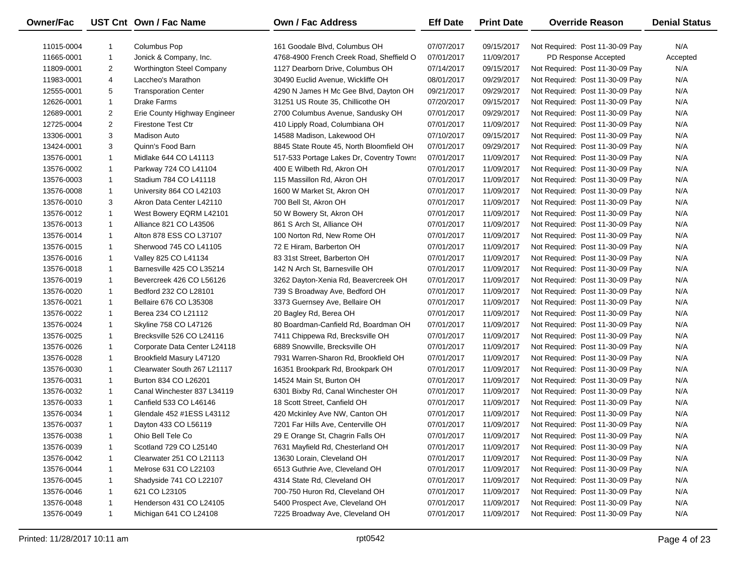| Owner/Fac | UST Cnt | Own / Fac Name | Own / Fac Address | Eff Date | Print Date | Override Reason | Denial Status |
|---|---|---|---|---|---|---|---|
| 11015-0004 | 1 | Columbus Pop | 161 Goodale Blvd, Columbus OH | 07/07/2017 | 09/15/2017 | Not Required: Post 11-30-09 Pay | N/A |
| 11665-0001 | 1 | Jonick & Company, Inc. | 4768-4900 French Creek Road, Sheffield O | 07/01/2017 | 11/09/2017 | PD Response Accepted | Accepted |
| 11809-0001 | 2 | Worthington Steel Company | 1127 Dearborn Drive, Columbus OH | 07/14/2017 | 09/15/2017 | Not Required: Post 11-30-09 Pay | N/A |
| 11983-0001 | 4 | Laccheo's Marathon | 30490 Euclid Avenue, Wickliffe OH | 08/01/2017 | 09/29/2017 | Not Required: Post 11-30-09 Pay | N/A |
| 12555-0001 | 5 | Transporation Center | 4290 N James H Mc Gee Blvd, Dayton OH | 09/21/2017 | 09/29/2017 | Not Required: Post 11-30-09 Pay | N/A |
| 12626-0001 | 1 | Drake Farms | 31251 US Route 35, Chillicothe OH | 07/20/2017 | 09/15/2017 | Not Required: Post 11-30-09 Pay | N/A |
| 12689-0001 | 2 | Erie County Highway Engineer | 2700 Columbus Avenue, Sandusky OH | 07/01/2017 | 09/29/2017 | Not Required: Post 11-30-09 Pay | N/A |
| 12725-0004 | 2 | Firestone Test Ctr | 410 Lipply Road, Columbiana OH | 07/01/2017 | 11/09/2017 | Not Required: Post 11-30-09 Pay | N/A |
| 13306-0001 | 3 | Madison Auto | 14588 Madison, Lakewood OH | 07/10/2017 | 09/15/2017 | Not Required: Post 11-30-09 Pay | N/A |
| 13424-0001 | 3 | Quinn's Food Barn | 8845 State Route 45, North Bloomfield OH | 07/01/2017 | 09/29/2017 | Not Required: Post 11-30-09 Pay | N/A |
| 13576-0001 | 1 | Midlake 644 CO L41113 | 517-533 Portage Lakes Dr, Coventry Towns | 07/01/2017 | 11/09/2017 | Not Required: Post 11-30-09 Pay | N/A |
| 13576-0002 | 1 | Parkway 724 CO L41104 | 400 E Wilbeth Rd, Akron OH | 07/01/2017 | 11/09/2017 | Not Required: Post 11-30-09 Pay | N/A |
| 13576-0003 | 1 | Stadium 784 CO L41118 | 115 Massillon Rd, Akron OH | 07/01/2017 | 11/09/2017 | Not Required: Post 11-30-09 Pay | N/A |
| 13576-0008 | 1 | University 864 CO L42103 | 1600 W Market St, Akron OH | 07/01/2017 | 11/09/2017 | Not Required: Post 11-30-09 Pay | N/A |
| 13576-0010 | 3 | Akron Data Center L42110 | 700 Bell St, Akron OH | 07/01/2017 | 11/09/2017 | Not Required: Post 11-30-09 Pay | N/A |
| 13576-0012 | 1 | West Bowery EQRM L42101 | 50 W Bowery St, Akron OH | 07/01/2017 | 11/09/2017 | Not Required: Post 11-30-09 Pay | N/A |
| 13576-0013 | 1 | Alliance 821 CO L43506 | 861 S Arch St, Alliance OH | 07/01/2017 | 11/09/2017 | Not Required: Post 11-30-09 Pay | N/A |
| 13576-0014 | 1 | Alton 878 ESS CO L37107 | 100 Norton Rd, New Rome OH | 07/01/2017 | 11/09/2017 | Not Required: Post 11-30-09 Pay | N/A |
| 13576-0015 | 1 | Sherwood 745 CO L41105 | 72 E Hiram, Barberton OH | 07/01/2017 | 11/09/2017 | Not Required: Post 11-30-09 Pay | N/A |
| 13576-0016 | 1 | Valley 825 CO L41134 | 83 31st Street, Barberton OH | 07/01/2017 | 11/09/2017 | Not Required: Post 11-30-09 Pay | N/A |
| 13576-0018 | 1 | Barnesville 425 CO L35214 | 142 N Arch St, Barnesville OH | 07/01/2017 | 11/09/2017 | Not Required: Post 11-30-09 Pay | N/A |
| 13576-0019 | 1 | Bevercreek 426 CO L56126 | 3262 Dayton-Xenia Rd, Beavercreek OH | 07/01/2017 | 11/09/2017 | Not Required: Post 11-30-09 Pay | N/A |
| 13576-0020 | 1 | Bedford 232 CO L28101 | 739 S Broadway Ave, Bedford OH | 07/01/2017 | 11/09/2017 | Not Required: Post 11-30-09 Pay | N/A |
| 13576-0021 | 1 | Bellaire 676 CO L35308 | 3373 Guernsey Ave, Bellaire OH | 07/01/2017 | 11/09/2017 | Not Required: Post 11-30-09 Pay | N/A |
| 13576-0022 | 1 | Berea 234 CO L21112 | 20 Bagley Rd, Berea OH | 07/01/2017 | 11/09/2017 | Not Required: Post 11-30-09 Pay | N/A |
| 13576-0024 | 1 | Skyline 758 CO L47126 | 80 Boardman-Canfield Rd, Boardman OH | 07/01/2017 | 11/09/2017 | Not Required: Post 11-30-09 Pay | N/A |
| 13576-0025 | 1 | Brecksville 526 CO L24116 | 7411 Chippewa Rd, Brecksville OH | 07/01/2017 | 11/09/2017 | Not Required: Post 11-30-09 Pay | N/A |
| 13576-0026 | 1 | Corporate Data Center L24118 | 6889 Snowville, Brecksville OH | 07/01/2017 | 11/09/2017 | Not Required: Post 11-30-09 Pay | N/A |
| 13576-0028 | 1 | Brookfield Masury L47120 | 7931 Warren-Sharon Rd, Brookfield OH | 07/01/2017 | 11/09/2017 | Not Required: Post 11-30-09 Pay | N/A |
| 13576-0030 | 1 | Clearwater South 267 L21117 | 16351 Brookpark Rd, Brookpark OH | 07/01/2017 | 11/09/2017 | Not Required: Post 11-30-09 Pay | N/A |
| 13576-0031 | 1 | Burton 834 CO L26201 | 14524 Main St, Burton OH | 07/01/2017 | 11/09/2017 | Not Required: Post 11-30-09 Pay | N/A |
| 13576-0032 | 1 | Canal Winchester 837 L34119 | 6301 Bixby Rd, Canal Winchester OH | 07/01/2017 | 11/09/2017 | Not Required: Post 11-30-09 Pay | N/A |
| 13576-0033 | 1 | Canfield 533 CO L46146 | 18 Scott Street, Canfield OH | 07/01/2017 | 11/09/2017 | Not Required: Post 11-30-09 Pay | N/A |
| 13576-0034 | 1 | Glendale 452 #1ESS L43112 | 420 Mckinley Ave NW, Canton OH | 07/01/2017 | 11/09/2017 | Not Required: Post 11-30-09 Pay | N/A |
| 13576-0037 | 1 | Dayton 433 CO L56119 | 7201 Far Hills Ave, Centerville OH | 07/01/2017 | 11/09/2017 | Not Required: Post 11-30-09 Pay | N/A |
| 13576-0038 | 1 | Ohio Bell Tele Co | 29 E Orange St, Chagrin Falls OH | 07/01/2017 | 11/09/2017 | Not Required: Post 11-30-09 Pay | N/A |
| 13576-0039 | 1 | Scotland 729 CO L25140 | 7631 Mayfield Rd, Chesterland OH | 07/01/2017 | 11/09/2017 | Not Required: Post 11-30-09 Pay | N/A |
| 13576-0042 | 1 | Clearwater 251 CO L21113 | 13630 Lorain, Cleveland OH | 07/01/2017 | 11/09/2017 | Not Required: Post 11-30-09 Pay | N/A |
| 13576-0044 | 1 | Melrose 631 CO L22103 | 6513 Guthrie Ave, Cleveland OH | 07/01/2017 | 11/09/2017 | Not Required: Post 11-30-09 Pay | N/A |
| 13576-0045 | 1 | Shadyside 741 CO L22107 | 4314 State Rd, Cleveland OH | 07/01/2017 | 11/09/2017 | Not Required: Post 11-30-09 Pay | N/A |
| 13576-0046 | 1 | 621 CO L23105 | 700-750 Huron Rd, Cleveland OH | 07/01/2017 | 11/09/2017 | Not Required: Post 11-30-09 Pay | N/A |
| 13576-0048 | 1 | Henderson 431 CO L24105 | 5400 Prospect Ave, Cleveland OH | 07/01/2017 | 11/09/2017 | Not Required: Post 11-30-09 Pay | N/A |
| 13576-0049 | 1 | Michigan 641 CO L24108 | 7225 Broadway Ave, Cleveland OH | 07/01/2017 | 11/09/2017 | Not Required: Post 11-30-09 Pay | N/A |

Printed: 11/28/2017 10:11 am rpt0542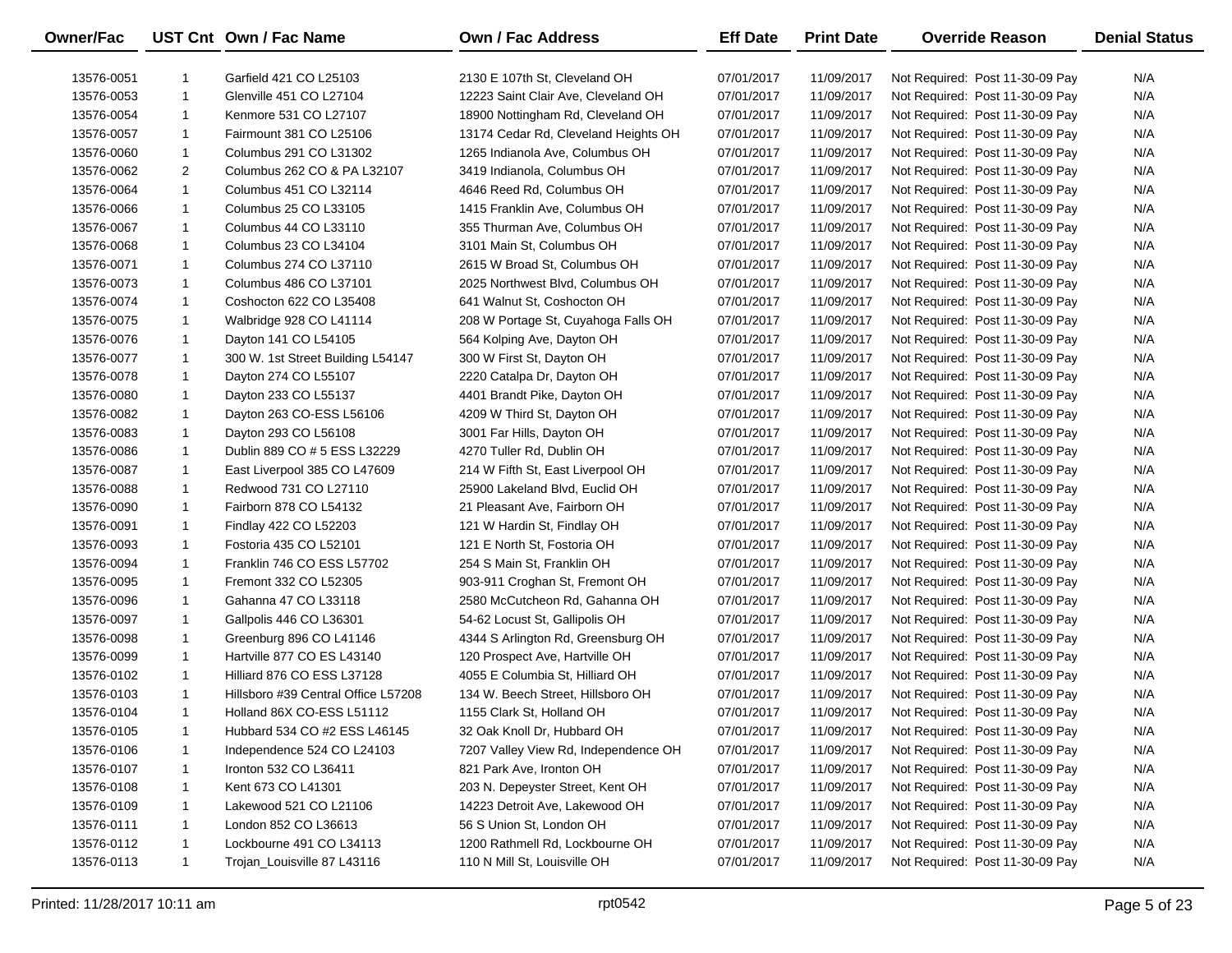| Owner/Fac | UST Cnt | Own / Fac Name | Own / Fac Address | Eff Date | Print Date | Override Reason | Denial Status |
|---|---|---|---|---|---|---|---|
| 13576-0051 | 1 | Garfield 421 CO L25103 | 2130 E 107th St, Cleveland OH | 07/01/2017 | 11/09/2017 | Not Required: Post 11-30-09 Pay | N/A |
| 13576-0053 | 1 | Glenville 451 CO L27104 | 12223 Saint Clair Ave, Cleveland OH | 07/01/2017 | 11/09/2017 | Not Required: Post 11-30-09 Pay | N/A |
| 13576-0054 | 1 | Kenmore 531 CO L27107 | 18900 Nottingham Rd, Cleveland OH | 07/01/2017 | 11/09/2017 | Not Required: Post 11-30-09 Pay | N/A |
| 13576-0057 | 1 | Fairmount 381 CO L25106 | 13174 Cedar Rd, Cleveland Heights OH | 07/01/2017 | 11/09/2017 | Not Required: Post 11-30-09 Pay | N/A |
| 13576-0060 | 1 | Columbus 291 CO L31302 | 1265 Indianola Ave, Columbus OH | 07/01/2017 | 11/09/2017 | Not Required: Post 11-30-09 Pay | N/A |
| 13576-0062 | 2 | Columbus 262 CO & PA L32107 | 3419 Indianola, Columbus OH | 07/01/2017 | 11/09/2017 | Not Required: Post 11-30-09 Pay | N/A |
| 13576-0064 | 1 | Columbus 451 CO L32114 | 4646 Reed Rd, Columbus OH | 07/01/2017 | 11/09/2017 | Not Required: Post 11-30-09 Pay | N/A |
| 13576-0066 | 1 | Columbus 25 CO L33105 | 1415 Franklin Ave, Columbus OH | 07/01/2017 | 11/09/2017 | Not Required: Post 11-30-09 Pay | N/A |
| 13576-0067 | 1 | Columbus 44 CO L33110 | 355 Thurman Ave, Columbus OH | 07/01/2017 | 11/09/2017 | Not Required: Post 11-30-09 Pay | N/A |
| 13576-0068 | 1 | Columbus 23 CO L34104 | 3101 Main St, Columbus OH | 07/01/2017 | 11/09/2017 | Not Required: Post 11-30-09 Pay | N/A |
| 13576-0071 | 1 | Columbus 274 CO L37110 | 2615 W Broad St, Columbus OH | 07/01/2017 | 11/09/2017 | Not Required: Post 11-30-09 Pay | N/A |
| 13576-0073 | 1 | Columbus 486 CO L37101 | 2025 Northwest Blvd, Columbus OH | 07/01/2017 | 11/09/2017 | Not Required: Post 11-30-09 Pay | N/A |
| 13576-0074 | 1 | Coshocton 622 CO L35408 | 641 Walnut St, Coshocton OH | 07/01/2017 | 11/09/2017 | Not Required: Post 11-30-09 Pay | N/A |
| 13576-0075 | 1 | Walbridge 928 CO L41114 | 208 W Portage St, Cuyahoga Falls OH | 07/01/2017 | 11/09/2017 | Not Required: Post 11-30-09 Pay | N/A |
| 13576-0076 | 1 | Dayton 141 CO L54105 | 564 Kolping Ave, Dayton OH | 07/01/2017 | 11/09/2017 | Not Required: Post 11-30-09 Pay | N/A |
| 13576-0077 | 1 | 300 W. 1st Street Building L54147 | 300 W First St, Dayton OH | 07/01/2017 | 11/09/2017 | Not Required: Post 11-30-09 Pay | N/A |
| 13576-0078 | 1 | Dayton 274 CO L55107 | 2220 Catalpa Dr, Dayton OH | 07/01/2017 | 11/09/2017 | Not Required: Post 11-30-09 Pay | N/A |
| 13576-0080 | 1 | Dayton 233 CO L55137 | 4401 Brandt Pike, Dayton OH | 07/01/2017 | 11/09/2017 | Not Required: Post 11-30-09 Pay | N/A |
| 13576-0082 | 1 | Dayton 263 CO-ESS L56106 | 4209 W Third St, Dayton OH | 07/01/2017 | 11/09/2017 | Not Required: Post 11-30-09 Pay | N/A |
| 13576-0083 | 1 | Dayton 293 CO L56108 | 3001 Far Hills, Dayton OH | 07/01/2017 | 11/09/2017 | Not Required: Post 11-30-09 Pay | N/A |
| 13576-0086 | 1 | Dublin 889 CO # 5 ESS L32229 | 4270 Tuller Rd, Dublin OH | 07/01/2017 | 11/09/2017 | Not Required: Post 11-30-09 Pay | N/A |
| 13576-0087 | 1 | East Liverpool 385 CO L47609 | 214 W Fifth St, East Liverpool OH | 07/01/2017 | 11/09/2017 | Not Required: Post 11-30-09 Pay | N/A |
| 13576-0088 | 1 | Redwood 731 CO L27110 | 25900 Lakeland Blvd, Euclid OH | 07/01/2017 | 11/09/2017 | Not Required: Post 11-30-09 Pay | N/A |
| 13576-0090 | 1 | Fairborn 878 CO L54132 | 21 Pleasant Ave, Fairborn OH | 07/01/2017 | 11/09/2017 | Not Required: Post 11-30-09 Pay | N/A |
| 13576-0091 | 1 | Findlay 422 CO L52203 | 121 W Hardin St, Findlay OH | 07/01/2017 | 11/09/2017 | Not Required: Post 11-30-09 Pay | N/A |
| 13576-0093 | 1 | Fostoria 435 CO L52101 | 121 E North St, Fostoria OH | 07/01/2017 | 11/09/2017 | Not Required: Post 11-30-09 Pay | N/A |
| 13576-0094 | 1 | Franklin 746 CO ESS L57702 | 254 S Main St, Franklin OH | 07/01/2017 | 11/09/2017 | Not Required: Post 11-30-09 Pay | N/A |
| 13576-0095 | 1 | Fremont 332 CO L52305 | 903-911 Croghan St, Fremont OH | 07/01/2017 | 11/09/2017 | Not Required: Post 11-30-09 Pay | N/A |
| 13576-0096 | 1 | Gahanna 47 CO L33118 | 2580 McCutcheon Rd, Gahanna OH | 07/01/2017 | 11/09/2017 | Not Required: Post 11-30-09 Pay | N/A |
| 13576-0097 | 1 | Gallpolis 446 CO L36301 | 54-62 Locust St, Gallipolis OH | 07/01/2017 | 11/09/2017 | Not Required: Post 11-30-09 Pay | N/A |
| 13576-0098 | 1 | Greenburg 896 CO L41146 | 4344 S Arlington Rd, Greensburg OH | 07/01/2017 | 11/09/2017 | Not Required: Post 11-30-09 Pay | N/A |
| 13576-0099 | 1 | Hartville 877 CO ES L43140 | 120 Prospect Ave, Hartville OH | 07/01/2017 | 11/09/2017 | Not Required: Post 11-30-09 Pay | N/A |
| 13576-0102 | 1 | Hilliard 876 CO ESS L37128 | 4055 E Columbia St, Hilliard OH | 07/01/2017 | 11/09/2017 | Not Required: Post 11-30-09 Pay | N/A |
| 13576-0103 | 1 | Hillsboro #39 Central Office L57208 | 134 W. Beech Street, Hillsboro OH | 07/01/2017 | 11/09/2017 | Not Required: Post 11-30-09 Pay | N/A |
| 13576-0104 | 1 | Holland 86X CO-ESS L51112 | 1155 Clark St, Holland OH | 07/01/2017 | 11/09/2017 | Not Required: Post 11-30-09 Pay | N/A |
| 13576-0105 | 1 | Hubbard 534 CO #2 ESS L46145 | 32 Oak Knoll Dr, Hubbard OH | 07/01/2017 | 11/09/2017 | Not Required: Post 11-30-09 Pay | N/A |
| 13576-0106 | 1 | Independence 524 CO L24103 | 7207 Valley View Rd, Independence OH | 07/01/2017 | 11/09/2017 | Not Required: Post 11-30-09 Pay | N/A |
| 13576-0107 | 1 | Ironton 532 CO L36411 | 821 Park Ave, Ironton OH | 07/01/2017 | 11/09/2017 | Not Required: Post 11-30-09 Pay | N/A |
| 13576-0108 | 1 | Kent 673 CO L41301 | 203 N. Depeyster Street, Kent OH | 07/01/2017 | 11/09/2017 | Not Required: Post 11-30-09 Pay | N/A |
| 13576-0109 | 1 | Lakewood 521 CO L21106 | 14223 Detroit Ave, Lakewood OH | 07/01/2017 | 11/09/2017 | Not Required: Post 11-30-09 Pay | N/A |
| 13576-0111 | 1 | London 852 CO L36613 | 56 S Union St, London OH | 07/01/2017 | 11/09/2017 | Not Required: Post 11-30-09 Pay | N/A |
| 13576-0112 | 1 | Lockbourne 491 CO L34113 | 1200 Rathmell Rd, Lockbourne OH | 07/01/2017 | 11/09/2017 | Not Required: Post 11-30-09 Pay | N/A |
| 13576-0113 | 1 | Trojan_Louisville 87 L43116 | 110 N Mill St, Louisville OH | 07/01/2017 | 11/09/2017 | Not Required: Post 11-30-09 Pay | N/A |

Printed: 11/28/2017 10:11 am    rpt0542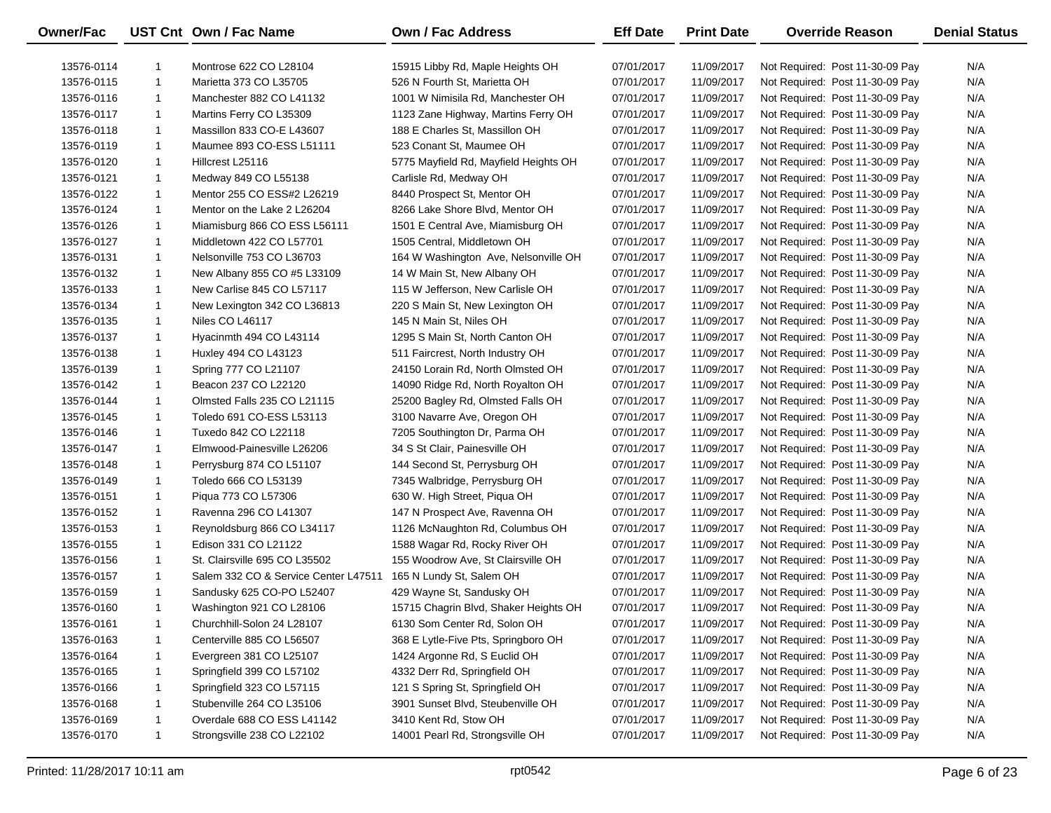| Owner/Fac | UST Cnt | Own / Fac Name | Own / Fac Address | Eff Date | Print Date | Override Reason | Denial Status |
|---|---|---|---|---|---|---|---|
| 13576-0114 | 1 | Montrose 622 CO L28104 | 15915 Libby Rd, Maple Heights OH | 07/01/2017 | 11/09/2017 | Not Required: Post 11-30-09 Pay | N/A |
| 13576-0115 | 1 | Marietta 373 CO L35705 | 526 N Fourth St, Marietta OH | 07/01/2017 | 11/09/2017 | Not Required: Post 11-30-09 Pay | N/A |
| 13576-0116 | 1 | Manchester 882 CO L41132 | 1001 W Nimisila Rd, Manchester OH | 07/01/2017 | 11/09/2017 | Not Required: Post 11-30-09 Pay | N/A |
| 13576-0117 | 1 | Martins Ferry CO L35309 | 1123 Zane Highway, Martins Ferry OH | 07/01/2017 | 11/09/2017 | Not Required: Post 11-30-09 Pay | N/A |
| 13576-0118 | 1 | Massillon 833 CO-E L43607 | 188 E Charles St, Massillon OH | 07/01/2017 | 11/09/2017 | Not Required: Post 11-30-09 Pay | N/A |
| 13576-0119 | 1 | Maumee 893 CO-ESS L51111 | 523 Conant St, Maumee OH | 07/01/2017 | 11/09/2017 | Not Required: Post 11-30-09 Pay | N/A |
| 13576-0120 | 1 | Hillcrest L25116 | 5775 Mayfield Rd, Mayfield Heights OH | 07/01/2017 | 11/09/2017 | Not Required: Post 11-30-09 Pay | N/A |
| 13576-0121 | 1 | Medway 849 CO L55138 | Carlisle Rd, Medway OH | 07/01/2017 | 11/09/2017 | Not Required: Post 11-30-09 Pay | N/A |
| 13576-0122 | 1 | Mentor 255 CO ESS#2 L26219 | 8440 Prospect St, Mentor OH | 07/01/2017 | 11/09/2017 | Not Required: Post 11-30-09 Pay | N/A |
| 13576-0124 | 1 | Mentor on the Lake 2 L26204 | 8266 Lake Shore Blvd, Mentor OH | 07/01/2017 | 11/09/2017 | Not Required: Post 11-30-09 Pay | N/A |
| 13576-0126 | 1 | Miamisburg 866 CO ESS L56111 | 1501 E Central Ave, Miamisburg OH | 07/01/2017 | 11/09/2017 | Not Required: Post 11-30-09 Pay | N/A |
| 13576-0127 | 1 | Middletown 422 CO L57701 | 1505 Central, Middletown OH | 07/01/2017 | 11/09/2017 | Not Required: Post 11-30-09 Pay | N/A |
| 13576-0131 | 1 | Nelsonville 753 CO L36703 | 164 W Washington Ave, Nelsonville OH | 07/01/2017 | 11/09/2017 | Not Required: Post 11-30-09 Pay | N/A |
| 13576-0132 | 1 | New Albany 855 CO #5 L33109 | 14 W Main St, New Albany OH | 07/01/2017 | 11/09/2017 | Not Required: Post 11-30-09 Pay | N/A |
| 13576-0133 | 1 | New Carlise 845 CO L57117 | 115 W Jefferson, New Carlisle OH | 07/01/2017 | 11/09/2017 | Not Required: Post 11-30-09 Pay | N/A |
| 13576-0134 | 1 | New Lexington 342 CO L36813 | 220 S Main St, New Lexington OH | 07/01/2017 | 11/09/2017 | Not Required: Post 11-30-09 Pay | N/A |
| 13576-0135 | 1 | Niles CO L46117 | 145 N Main St, Niles OH | 07/01/2017 | 11/09/2017 | Not Required: Post 11-30-09 Pay | N/A |
| 13576-0137 | 1 | Hyacinmth 494 CO L43114 | 1295 S Main St, North Canton OH | 07/01/2017 | 11/09/2017 | Not Required: Post 11-30-09 Pay | N/A |
| 13576-0138 | 1 | Huxley 494 CO L43123 | 511 Faircrest, North Industry OH | 07/01/2017 | 11/09/2017 | Not Required: Post 11-30-09 Pay | N/A |
| 13576-0139 | 1 | Spring 777 CO L21107 | 24150 Lorain Rd, North Olmsted OH | 07/01/2017 | 11/09/2017 | Not Required: Post 11-30-09 Pay | N/A |
| 13576-0142 | 1 | Beacon 237 CO L22120 | 14090 Ridge Rd, North Royalton OH | 07/01/2017 | 11/09/2017 | Not Required: Post 11-30-09 Pay | N/A |
| 13576-0144 | 1 | Olmsted Falls 235 CO L21115 | 25200 Bagley Rd, Olmsted Falls OH | 07/01/2017 | 11/09/2017 | Not Required: Post 11-30-09 Pay | N/A |
| 13576-0145 | 1 | Toledo 691 CO-ESS L53113 | 3100 Navarre Ave, Oregon OH | 07/01/2017 | 11/09/2017 | Not Required: Post 11-30-09 Pay | N/A |
| 13576-0146 | 1 | Tuxedo 842 CO L22118 | 7205 Southington Dr, Parma OH | 07/01/2017 | 11/09/2017 | Not Required: Post 11-30-09 Pay | N/A |
| 13576-0147 | 1 | Elmwood-Painesville L26206 | 34 S St Clair, Painesville OH | 07/01/2017 | 11/09/2017 | Not Required: Post 11-30-09 Pay | N/A |
| 13576-0148 | 1 | Perrysburg 874 CO L51107 | 144 Second St, Perrysburg OH | 07/01/2017 | 11/09/2017 | Not Required: Post 11-30-09 Pay | N/A |
| 13576-0149 | 1 | Toledo 666 CO L53139 | 7345 Walbridge, Perrysburg OH | 07/01/2017 | 11/09/2017 | Not Required: Post 11-30-09 Pay | N/A |
| 13576-0151 | 1 | Piqua 773 CO L57306 | 630 W. High Street, Piqua OH | 07/01/2017 | 11/09/2017 | Not Required: Post 11-30-09 Pay | N/A |
| 13576-0152 | 1 | Ravenna 296 CO L41307 | 147 N Prospect Ave, Ravenna OH | 07/01/2017 | 11/09/2017 | Not Required: Post 11-30-09 Pay | N/A |
| 13576-0153 | 1 | Reynoldsburg 866 CO L34117 | 1126 McNaughton Rd, Columbus OH | 07/01/2017 | 11/09/2017 | Not Required: Post 11-30-09 Pay | N/A |
| 13576-0155 | 1 | Edison 331 CO L21122 | 1588 Wagar Rd, Rocky River OH | 07/01/2017 | 11/09/2017 | Not Required: Post 11-30-09 Pay | N/A |
| 13576-0156 | 1 | St. Clairsville 695 CO L35502 | 155 Woodrow Ave, St Clairsville OH | 07/01/2017 | 11/09/2017 | Not Required: Post 11-30-09 Pay | N/A |
| 13576-0157 | 1 | Salem 332 CO & Service Center L47511 | 165 N Lundy St, Salem OH | 07/01/2017 | 11/09/2017 | Not Required: Post 11-30-09 Pay | N/A |
| 13576-0159 | 1 | Sandusky 625 CO-PO L52407 | 429 Wayne St, Sandusky OH | 07/01/2017 | 11/09/2017 | Not Required: Post 11-30-09 Pay | N/A |
| 13576-0160 | 1 | Washington 921 CO L28106 | 15715 Chagrin Blvd, Shaker Heights OH | 07/01/2017 | 11/09/2017 | Not Required: Post 11-30-09 Pay | N/A |
| 13576-0161 | 1 | Churchhill-Solon 24 L28107 | 6130 Som Center Rd, Solon OH | 07/01/2017 | 11/09/2017 | Not Required: Post 11-30-09 Pay | N/A |
| 13576-0163 | 1 | Centerville 885 CO L56507 | 368 E Lytle-Five Pts, Springboro OH | 07/01/2017 | 11/09/2017 | Not Required: Post 11-30-09 Pay | N/A |
| 13576-0164 | 1 | Evergreen 381 CO L25107 | 1424 Argonne Rd, S Euclid OH | 07/01/2017 | 11/09/2017 | Not Required: Post 11-30-09 Pay | N/A |
| 13576-0165 | 1 | Springfield 399 CO L57102 | 4332 Derr Rd, Springfield OH | 07/01/2017 | 11/09/2017 | Not Required: Post 11-30-09 Pay | N/A |
| 13576-0166 | 1 | Springfield 323 CO L57115 | 121 S Spring St, Springfield OH | 07/01/2017 | 11/09/2017 | Not Required: Post 11-30-09 Pay | N/A |
| 13576-0168 | 1 | Stubenville 264 CO L35106 | 3901 Sunset Blvd, Steubenville OH | 07/01/2017 | 11/09/2017 | Not Required: Post 11-30-09 Pay | N/A |
| 13576-0169 | 1 | Overdale 688 CO ESS L41142 | 3410 Kent Rd, Stow OH | 07/01/2017 | 11/09/2017 | Not Required: Post 11-30-09 Pay | N/A |
| 13576-0170 | 1 | Strongsville 238 CO L22102 | 14001 Pearl Rd, Strongsville OH | 07/01/2017 | 11/09/2017 | Not Required: Post 11-30-09 Pay | N/A |

Printed: 11/28/2017 10:11 am rpt0542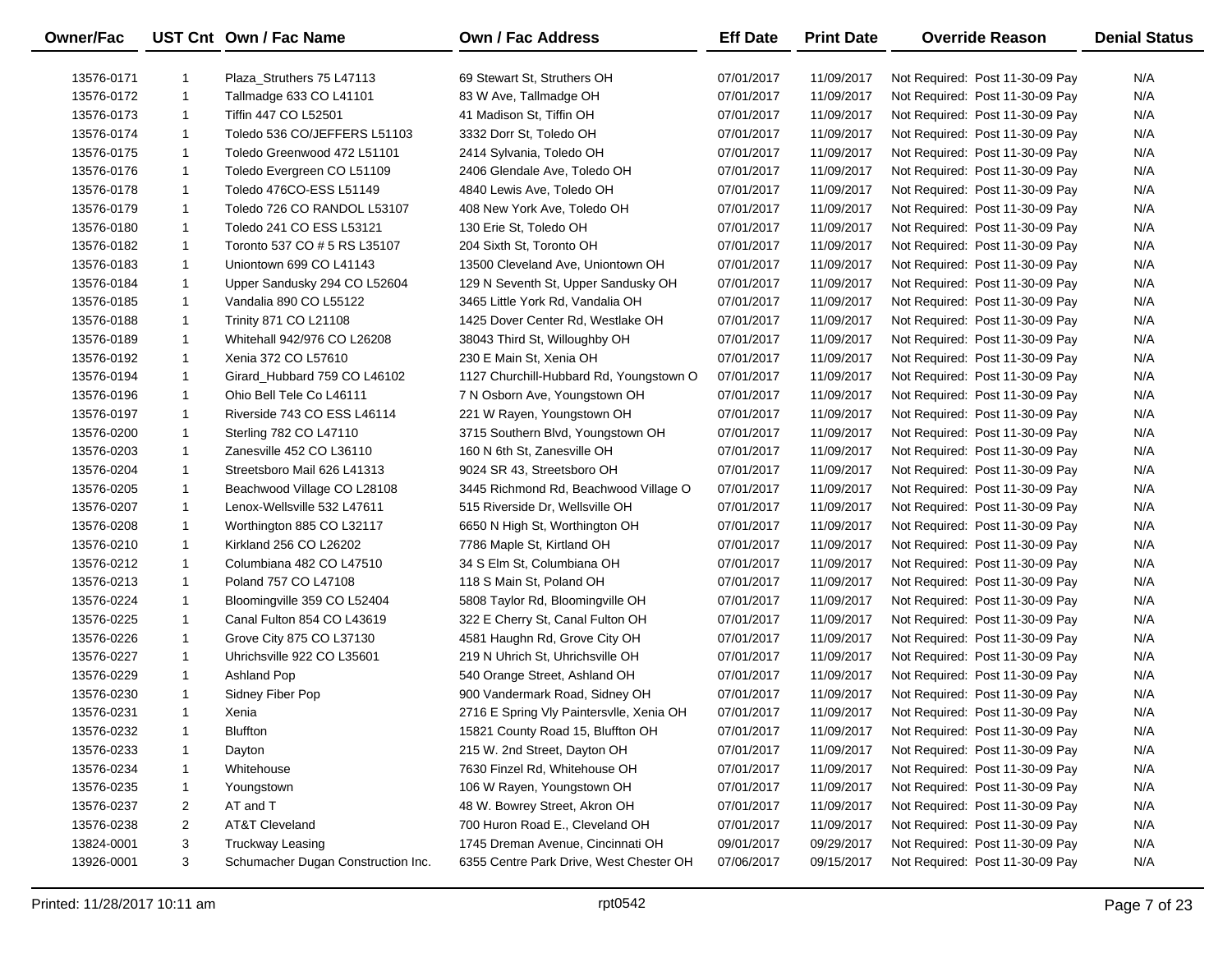| Owner/Fac | UST Cnt | Own / Fac Name | Own / Fac Address | Eff Date | Print Date | Override Reason | Denial Status |
|---|---|---|---|---|---|---|---|
| 13576-0171 | 1 | Plaza_Struthers 75 L47113 | 69 Stewart St, Struthers OH | 07/01/2017 | 11/09/2017 | Not Required: Post 11-30-09 Pay | N/A |
| 13576-0172 | 1 | Tallmadge 633 CO L41101 | 83 W Ave, Tallmadge OH | 07/01/2017 | 11/09/2017 | Not Required: Post 11-30-09 Pay | N/A |
| 13576-0173 | 1 | Tiffin 447 CO L52501 | 41 Madison St, Tiffin OH | 07/01/2017 | 11/09/2017 | Not Required: Post 11-30-09 Pay | N/A |
| 13576-0174 | 1 | Toledo 536 CO/JEFFERS L51103 | 3332 Dorr St, Toledo OH | 07/01/2017 | 11/09/2017 | Not Required: Post 11-30-09 Pay | N/A |
| 13576-0175 | 1 | Toledo Greenwood 472 L51101 | 2414 Sylvania, Toledo OH | 07/01/2017 | 11/09/2017 | Not Required: Post 11-30-09 Pay | N/A |
| 13576-0176 | 1 | Toledo Evergreen CO L51109 | 2406 Glendale Ave, Toledo OH | 07/01/2017 | 11/09/2017 | Not Required: Post 11-30-09 Pay | N/A |
| 13576-0178 | 1 | Toledo 476CO-ESS L51149 | 4840 Lewis Ave, Toledo OH | 07/01/2017 | 11/09/2017 | Not Required: Post 11-30-09 Pay | N/A |
| 13576-0179 | 1 | Toledo 726 CO RANDOL L53107 | 408 New York Ave, Toledo OH | 07/01/2017 | 11/09/2017 | Not Required: Post 11-30-09 Pay | N/A |
| 13576-0180 | 1 | Toledo 241 CO ESS L53121 | 130 Erie St, Toledo OH | 07/01/2017 | 11/09/2017 | Not Required: Post 11-30-09 Pay | N/A |
| 13576-0182 | 1 | Toronto 537 CO # 5 RS L35107 | 204 Sixth St, Toronto OH | 07/01/2017 | 11/09/2017 | Not Required: Post 11-30-09 Pay | N/A |
| 13576-0183 | 1 | Uniontown 699 CO L41143 | 13500 Cleveland Ave, Uniontown OH | 07/01/2017 | 11/09/2017 | Not Required: Post 11-30-09 Pay | N/A |
| 13576-0184 | 1 | Upper Sandusky 294 CO L52604 | 129 N Seventh St, Upper Sandusky OH | 07/01/2017 | 11/09/2017 | Not Required: Post 11-30-09 Pay | N/A |
| 13576-0185 | 1 | Vandalia 890 CO L55122 | 3465 Little York Rd, Vandalia OH | 07/01/2017 | 11/09/2017 | Not Required: Post 11-30-09 Pay | N/A |
| 13576-0188 | 1 | Trinity 871 CO L21108 | 1425 Dover Center Rd, Westlake OH | 07/01/2017 | 11/09/2017 | Not Required: Post 11-30-09 Pay | N/A |
| 13576-0189 | 1 | Whitehall 942/976 CO L26208 | 38043 Third St, Willoughby OH | 07/01/2017 | 11/09/2017 | Not Required: Post 11-30-09 Pay | N/A |
| 13576-0192 | 1 | Xenia 372 CO L57610 | 230 E Main St, Xenia OH | 07/01/2017 | 11/09/2017 | Not Required: Post 11-30-09 Pay | N/A |
| 13576-0194 | 1 | Girard_Hubbard 759 CO L46102 | 1127 Churchill-Hubbard Rd, Youngstown O | 07/01/2017 | 11/09/2017 | Not Required: Post 11-30-09 Pay | N/A |
| 13576-0196 | 1 | Ohio Bell Tele Co L46111 | 7 N Osborn Ave, Youngstown OH | 07/01/2017 | 11/09/2017 | Not Required: Post 11-30-09 Pay | N/A |
| 13576-0197 | 1 | Riverside 743 CO ESS L46114 | 221 W Rayen, Youngstown OH | 07/01/2017 | 11/09/2017 | Not Required: Post 11-30-09 Pay | N/A |
| 13576-0200 | 1 | Sterling 782 CO L47110 | 3715 Southern Blvd, Youngstown OH | 07/01/2017 | 11/09/2017 | Not Required: Post 11-30-09 Pay | N/A |
| 13576-0203 | 1 | Zanesville 452 CO L36110 | 160 N 6th St, Zanesville OH | 07/01/2017 | 11/09/2017 | Not Required: Post 11-30-09 Pay | N/A |
| 13576-0204 | 1 | Streetsboro Mail 626 L41313 | 9024 SR 43, Streetsboro OH | 07/01/2017 | 11/09/2017 | Not Required: Post 11-30-09 Pay | N/A |
| 13576-0205 | 1 | Beachwood Village CO L28108 | 3445 Richmond Rd, Beachwood Village O | 07/01/2017 | 11/09/2017 | Not Required: Post 11-30-09 Pay | N/A |
| 13576-0207 | 1 | Lenox-Wellsville 532 L47611 | 515 Riverside Dr, Wellsville OH | 07/01/2017 | 11/09/2017 | Not Required: Post 11-30-09 Pay | N/A |
| 13576-0208 | 1 | Worthington 885 CO L32117 | 6650 N High St, Worthington OH | 07/01/2017 | 11/09/2017 | Not Required: Post 11-30-09 Pay | N/A |
| 13576-0210 | 1 | Kirkland 256 CO L26202 | 7786 Maple St, Kirtland OH | 07/01/2017 | 11/09/2017 | Not Required: Post 11-30-09 Pay | N/A |
| 13576-0212 | 1 | Columbiana 482 CO L47510 | 34 S Elm St, Columbiana OH | 07/01/2017 | 11/09/2017 | Not Required: Post 11-30-09 Pay | N/A |
| 13576-0213 | 1 | Poland 757 CO L47108 | 118 S Main St, Poland OH | 07/01/2017 | 11/09/2017 | Not Required: Post 11-30-09 Pay | N/A |
| 13576-0224 | 1 | Bloomingville 359 CO L52404 | 5808 Taylor Rd, Bloomingville OH | 07/01/2017 | 11/09/2017 | Not Required: Post 11-30-09 Pay | N/A |
| 13576-0225 | 1 | Canal Fulton 854 CO L43619 | 322 E Cherry St, Canal Fulton OH | 07/01/2017 | 11/09/2017 | Not Required: Post 11-30-09 Pay | N/A |
| 13576-0226 | 1 | Grove City 875 CO L37130 | 4581 Haughn Rd, Grove City OH | 07/01/2017 | 11/09/2017 | Not Required: Post 11-30-09 Pay | N/A |
| 13576-0227 | 1 | Uhrichsville 922 CO L35601 | 219 N Uhrich St, Uhrichsville OH | 07/01/2017 | 11/09/2017 | Not Required: Post 11-30-09 Pay | N/A |
| 13576-0229 | 1 | Ashland Pop | 540 Orange Street, Ashland OH | 07/01/2017 | 11/09/2017 | Not Required: Post 11-30-09 Pay | N/A |
| 13576-0230 | 1 | Sidney Fiber Pop | 900 Vandermark Road, Sidney OH | 07/01/2017 | 11/09/2017 | Not Required: Post 11-30-09 Pay | N/A |
| 13576-0231 | 1 | Xenia | 2716 E Spring Vly Paintersvlle, Xenia OH | 07/01/2017 | 11/09/2017 | Not Required: Post 11-30-09 Pay | N/A |
| 13576-0232 | 1 | Bluffton | 15821 County Road 15, Bluffton OH | 07/01/2017 | 11/09/2017 | Not Required: Post 11-30-09 Pay | N/A |
| 13576-0233 | 1 | Dayton | 215 W. 2nd Street, Dayton OH | 07/01/2017 | 11/09/2017 | Not Required: Post 11-30-09 Pay | N/A |
| 13576-0234 | 1 | Whitehouse | 7630 Finzel Rd, Whitehouse OH | 07/01/2017 | 11/09/2017 | Not Required: Post 11-30-09 Pay | N/A |
| 13576-0235 | 1 | Youngstown | 106 W Rayen, Youngstown OH | 07/01/2017 | 11/09/2017 | Not Required: Post 11-30-09 Pay | N/A |
| 13576-0237 | 2 | AT and T | 48 W. Bowrey Street, Akron OH | 07/01/2017 | 11/09/2017 | Not Required: Post 11-30-09 Pay | N/A |
| 13576-0238 | 2 | AT&T Cleveland | 700 Huron Road E., Cleveland OH | 07/01/2017 | 11/09/2017 | Not Required: Post 11-30-09 Pay | N/A |
| 13824-0001 | 3 | Truckway Leasing | 1745 Dreman Avenue, Cincinnati OH | 09/01/2017 | 09/29/2017 | Not Required: Post 11-30-09 Pay | N/A |
| 13926-0001 | 3 | Schumacher Dugan Construction Inc. | 6355 Centre Park Drive, West Chester OH | 07/06/2017 | 09/15/2017 | Not Required: Post 11-30-09 Pay | N/A |

Printed: 11/28/2017 10:11 am rpt0542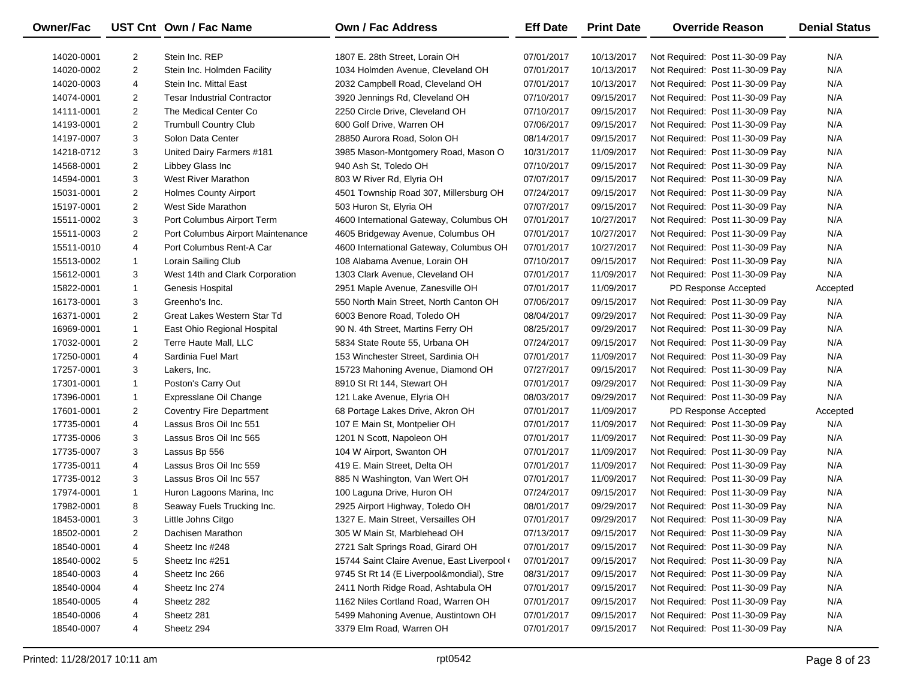| Owner/Fac | UST Cnt | Own / Fac Name | Own / Fac Address | Eff Date | Print Date | Override Reason | Denial Status |
|---|---|---|---|---|---|---|---|
| 14020-0001 | 2 | Stein Inc. REP | 1807 E. 28th Street, Lorain OH | 07/01/2017 | 10/13/2017 | Not Required: Post 11-30-09 Pay | N/A |
| 14020-0002 | 2 | Stein Inc. Holmden Facility | 1034 Holmden Avenue, Cleveland OH | 07/01/2017 | 10/13/2017 | Not Required: Post 11-30-09 Pay | N/A |
| 14020-0003 | 4 | Stein Inc. Mittal East | 2032 Campbell Road, Cleveland OH | 07/01/2017 | 10/13/2017 | Not Required: Post 11-30-09 Pay | N/A |
| 14074-0001 | 2 | Tesar Industrial Contractor | 3920 Jennings Rd, Cleveland OH | 07/10/2017 | 09/15/2017 | Not Required: Post 11-30-09 Pay | N/A |
| 14111-0001 | 2 | The Medical Center Co | 2250 Circle Drive, Cleveland OH | 07/10/2017 | 09/15/2017 | Not Required: Post 11-30-09 Pay | N/A |
| 14193-0001 | 2 | Trumbull Country Club | 600 Golf Drive, Warren OH | 07/06/2017 | 09/15/2017 | Not Required: Post 11-30-09 Pay | N/A |
| 14197-0007 | 3 | Solon Data Center | 28850 Aurora Road, Solon OH | 08/14/2017 | 09/15/2017 | Not Required: Post 11-30-09 Pay | N/A |
| 14218-0712 | 3 | United Dairy Farmers #181 | 3985 Mason-Montgomery Road, Mason O | 10/31/2017 | 11/09/2017 | Not Required: Post 11-30-09 Pay | N/A |
| 14568-0001 | 2 | Libbey Glass Inc | 940 Ash St, Toledo OH | 07/10/2017 | 09/15/2017 | Not Required: Post 11-30-09 Pay | N/A |
| 14594-0001 | 3 | West River Marathon | 803 W River Rd, Elyria OH | 07/07/2017 | 09/15/2017 | Not Required: Post 11-30-09 Pay | N/A |
| 15031-0001 | 2 | Holmes County Airport | 4501 Township Road 307, Millersburg OH | 07/24/2017 | 09/15/2017 | Not Required: Post 11-30-09 Pay | N/A |
| 15197-0001 | 2 | West Side Marathon | 503 Huron St, Elyria OH | 07/07/2017 | 09/15/2017 | Not Required: Post 11-30-09 Pay | N/A |
| 15511-0002 | 3 | Port Columbus Airport Term | 4600 International Gateway, Columbus OH | 07/01/2017 | 10/27/2017 | Not Required: Post 11-30-09 Pay | N/A |
| 15511-0003 | 2 | Port Columbus Airport Maintenance | 4605 Bridgeway Avenue, Columbus OH | 07/01/2017 | 10/27/2017 | Not Required: Post 11-30-09 Pay | N/A |
| 15511-0010 | 4 | Port Columbus Rent-A Car | 4600 International Gateway, Columbus OH | 07/01/2017 | 10/27/2017 | Not Required: Post 11-30-09 Pay | N/A |
| 15513-0002 | 1 | Lorain Sailing Club | 108 Alabama Avenue, Lorain OH | 07/10/2017 | 09/15/2017 | Not Required: Post 11-30-09 Pay | N/A |
| 15612-0001 | 3 | West 14th and Clark Corporation | 1303 Clark Avenue, Cleveland OH | 07/01/2017 | 11/09/2017 | Not Required: Post 11-30-09 Pay | N/A |
| 15822-0001 | 1 | Genesis Hospital | 2951 Maple Avenue, Zanesville OH | 07/01/2017 | 11/09/2017 | PD Response Accepted | Accepted |
| 16173-0001 | 3 | Greenho's Inc. | 550 North Main Street, North Canton OH | 07/06/2017 | 09/15/2017 | Not Required: Post 11-30-09 Pay | N/A |
| 16371-0001 | 2 | Great Lakes Western Star Td | 6003 Benore Road, Toledo OH | 08/04/2017 | 09/29/2017 | Not Required: Post 11-30-09 Pay | N/A |
| 16969-0001 | 1 | East Ohio Regional Hospital | 90 N. 4th Street, Martins Ferry OH | 08/25/2017 | 09/29/2017 | Not Required: Post 11-30-09 Pay | N/A |
| 17032-0001 | 2 | Terre Haute Mall, LLC | 5834 State Route 55, Urbana OH | 07/24/2017 | 09/15/2017 | Not Required: Post 11-30-09 Pay | N/A |
| 17250-0001 | 4 | Sardinia Fuel Mart | 153 Winchester Street, Sardinia OH | 07/01/2017 | 11/09/2017 | Not Required: Post 11-30-09 Pay | N/A |
| 17257-0001 | 3 | Lakers, Inc. | 15723 Mahoning Avenue, Diamond OH | 07/27/2017 | 09/15/2017 | Not Required: Post 11-30-09 Pay | N/A |
| 17301-0001 | 1 | Poston's Carry Out | 8910 St Rt 144, Stewart OH | 07/01/2017 | 09/29/2017 | Not Required: Post 11-30-09 Pay | N/A |
| 17396-0001 | 1 | Expresslane Oil Change | 121 Lake Avenue, Elyria OH | 08/03/2017 | 09/29/2017 | Not Required: Post 11-30-09 Pay | N/A |
| 17601-0001 | 2 | Coventry Fire Department | 68 Portage Lakes Drive, Akron OH | 07/01/2017 | 11/09/2017 | PD Response Accepted | Accepted |
| 17735-0001 | 4 | Lassus Bros Oil Inc 551 | 107 E Main St, Montpelier OH | 07/01/2017 | 11/09/2017 | Not Required: Post 11-30-09 Pay | N/A |
| 17735-0006 | 3 | Lassus Bros Oil Inc 565 | 1201 N Scott, Napoleon OH | 07/01/2017 | 11/09/2017 | Not Required: Post 11-30-09 Pay | N/A |
| 17735-0007 | 3 | Lassus Bp 556 | 104 W Airport, Swanton OH | 07/01/2017 | 11/09/2017 | Not Required: Post 11-30-09 Pay | N/A |
| 17735-0011 | 4 | Lassus Bros Oil Inc 559 | 419 E. Main Street, Delta OH | 07/01/2017 | 11/09/2017 | Not Required: Post 11-30-09 Pay | N/A |
| 17735-0012 | 3 | Lassus Bros Oil Inc 557 | 885 N Washington, Van Wert OH | 07/01/2017 | 11/09/2017 | Not Required: Post 11-30-09 Pay | N/A |
| 17974-0001 | 1 | Huron Lagoons Marina, Inc | 100 Laguna Drive, Huron OH | 07/24/2017 | 09/15/2017 | Not Required: Post 11-30-09 Pay | N/A |
| 17982-0001 | 8 | Seaway Fuels Trucking Inc. | 2925 Airport Highway, Toledo OH | 08/01/2017 | 09/29/2017 | Not Required: Post 11-30-09 Pay | N/A |
| 18453-0001 | 3 | Little Johns Citgo | 1327 E. Main Street, Versailles OH | 07/01/2017 | 09/29/2017 | Not Required: Post 11-30-09 Pay | N/A |
| 18502-0001 | 2 | Dachisen Marathon | 305 W Main St, Marblehead OH | 07/13/2017 | 09/15/2017 | Not Required: Post 11-30-09 Pay | N/A |
| 18540-0001 | 4 | Sheetz Inc #248 | 2721 Salt Springs Road, Girard OH | 07/01/2017 | 09/15/2017 | Not Required: Post 11-30-09 Pay | N/A |
| 18540-0002 | 5 | Sheetz Inc #251 | 15744 Saint Claire Avenue, East Liverpool ( | 07/01/2017 | 09/15/2017 | Not Required: Post 11-30-09 Pay | N/A |
| 18540-0003 | 4 | Sheetz Inc 266 | 9745 St Rt 14 (E Liverpool&mondial), Stre | 08/31/2017 | 09/15/2017 | Not Required: Post 11-30-09 Pay | N/A |
| 18540-0004 | 4 | Sheetz Inc 274 | 2411 North Ridge Road, Ashtabula OH | 07/01/2017 | 09/15/2017 | Not Required: Post 11-30-09 Pay | N/A |
| 18540-0005 | 4 | Sheetz 282 | 1162 Niles Cortland Road, Warren OH | 07/01/2017 | 09/15/2017 | Not Required: Post 11-30-09 Pay | N/A |
| 18540-0006 | 4 | Sheetz 281 | 5499 Mahoning Avenue, Austintown OH | 07/01/2017 | 09/15/2017 | Not Required: Post 11-30-09 Pay | N/A |
| 18540-0007 | 4 | Sheetz 294 | 3379 Elm Road, Warren OH | 07/01/2017 | 09/15/2017 | Not Required: Post 11-30-09 Pay | N/A |

Printed: 11/28/2017 10:11 am rpt0542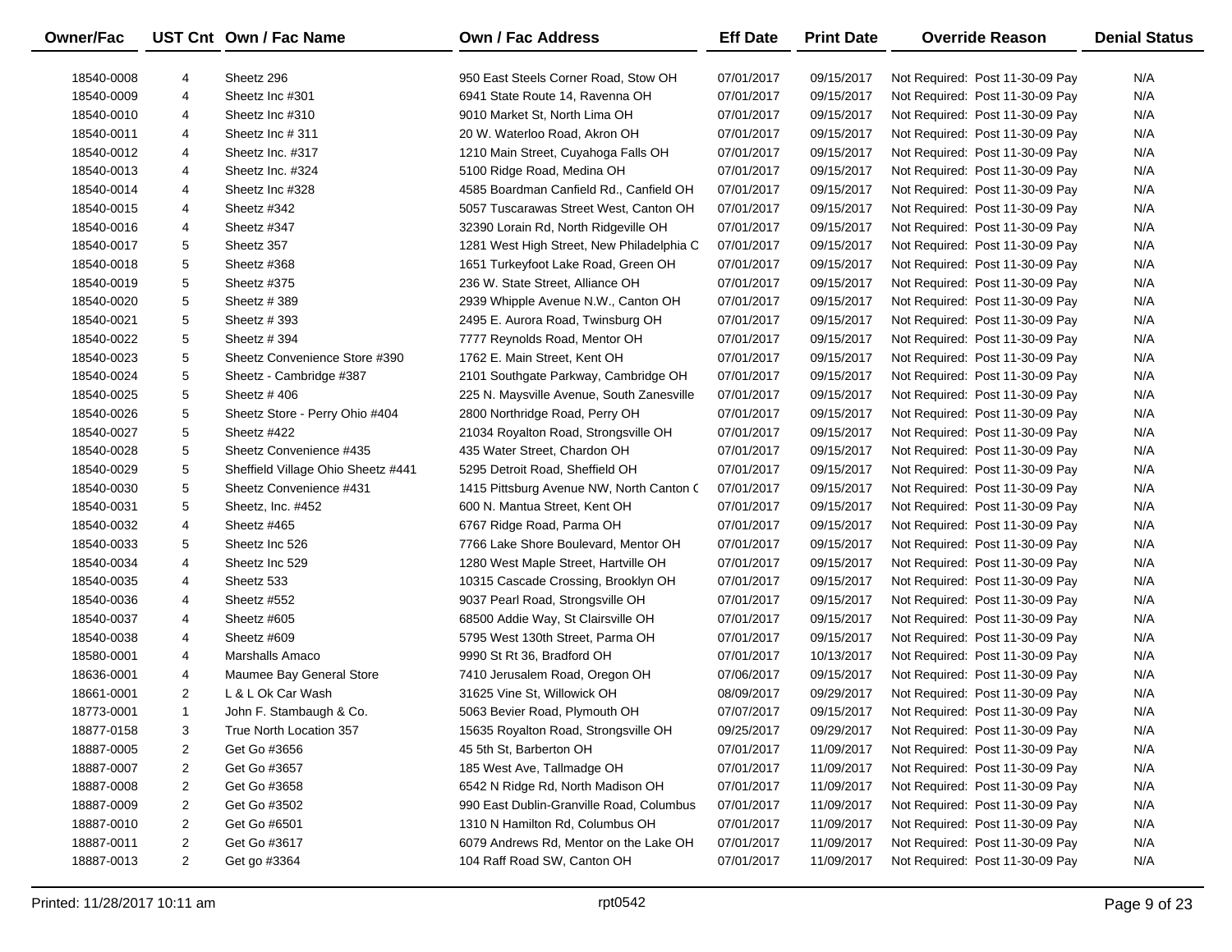| Owner/Fac | UST Cnt | Own / Fac Name | Own / Fac Address | Eff Date | Print Date | Override Reason | Denial Status |
|---|---|---|---|---|---|---|---|
| 18540-0008 | 4 | Sheetz 296 | 950 East Steels Corner Road, Stow OH | 07/01/2017 | 09/15/2017 | Not Required: Post 11-30-09 Pay | N/A |
| 18540-0009 | 4 | Sheetz Inc #301 | 6941 State Route 14, Ravenna OH | 07/01/2017 | 09/15/2017 | Not Required: Post 11-30-09 Pay | N/A |
| 18540-0010 | 4 | Sheetz Inc #310 | 9010 Market St, North Lima OH | 07/01/2017 | 09/15/2017 | Not Required: Post 11-30-09 Pay | N/A |
| 18540-0011 | 4 | Sheetz Inc # 311 | 20 W. Waterloo Road, Akron OH | 07/01/2017 | 09/15/2017 | Not Required: Post 11-30-09 Pay | N/A |
| 18540-0012 | 4 | Sheetz Inc. #317 | 1210 Main Street, Cuyahoga Falls OH | 07/01/2017 | 09/15/2017 | Not Required: Post 11-30-09 Pay | N/A |
| 18540-0013 | 4 | Sheetz Inc. #324 | 5100 Ridge Road, Medina OH | 07/01/2017 | 09/15/2017 | Not Required: Post 11-30-09 Pay | N/A |
| 18540-0014 | 4 | Sheetz Inc #328 | 4585 Boardman Canfield Rd., Canfield OH | 07/01/2017 | 09/15/2017 | Not Required: Post 11-30-09 Pay | N/A |
| 18540-0015 | 4 | Sheetz #342 | 5057 Tuscarawas Street West, Canton OH | 07/01/2017 | 09/15/2017 | Not Required: Post 11-30-09 Pay | N/A |
| 18540-0016 | 4 | Sheetz #347 | 32390 Lorain Rd, North Ridgeville OH | 07/01/2017 | 09/15/2017 | Not Required: Post 11-30-09 Pay | N/A |
| 18540-0017 | 5 | Sheetz 357 | 1281 West High Street, New Philadelphia C | 07/01/2017 | 09/15/2017 | Not Required: Post 11-30-09 Pay | N/A |
| 18540-0018 | 5 | Sheetz #368 | 1651 Turkeyfoot Lake Road, Green OH | 07/01/2017 | 09/15/2017 | Not Required: Post 11-30-09 Pay | N/A |
| 18540-0019 | 5 | Sheetz #375 | 236 W. State Street, Alliance OH | 07/01/2017 | 09/15/2017 | Not Required: Post 11-30-09 Pay | N/A |
| 18540-0020 | 5 | Sheetz # 389 | 2939 Whipple Avenue N.W., Canton OH | 07/01/2017 | 09/15/2017 | Not Required: Post 11-30-09 Pay | N/A |
| 18540-0021 | 5 | Sheetz # 393 | 2495 E. Aurora Road, Twinsburg OH | 07/01/2017 | 09/15/2017 | Not Required: Post 11-30-09 Pay | N/A |
| 18540-0022 | 5 | Sheetz # 394 | 7777 Reynolds Road, Mentor OH | 07/01/2017 | 09/15/2017 | Not Required: Post 11-30-09 Pay | N/A |
| 18540-0023 | 5 | Sheetz Convenience Store #390 | 1762 E. Main Street, Kent OH | 07/01/2017 | 09/15/2017 | Not Required: Post 11-30-09 Pay | N/A |
| 18540-0024 | 5 | Sheetz - Cambridge #387 | 2101 Southgate Parkway, Cambridge OH | 07/01/2017 | 09/15/2017 | Not Required: Post 11-30-09 Pay | N/A |
| 18540-0025 | 5 | Sheetz # 406 | 225 N. Maysville Avenue, South Zanesville | 07/01/2017 | 09/15/2017 | Not Required: Post 11-30-09 Pay | N/A |
| 18540-0026 | 5 | Sheetz Store - Perry Ohio #404 | 2800 Northridge Road, Perry OH | 07/01/2017 | 09/15/2017 | Not Required: Post 11-30-09 Pay | N/A |
| 18540-0027 | 5 | Sheetz #422 | 21034 Royalton Road, Strongsville OH | 07/01/2017 | 09/15/2017 | Not Required: Post 11-30-09 Pay | N/A |
| 18540-0028 | 5 | Sheetz Convenience #435 | 435 Water Street, Chardon OH | 07/01/2017 | 09/15/2017 | Not Required: Post 11-30-09 Pay | N/A |
| 18540-0029 | 5 | Sheffield Village Ohio Sheetz #441 | 5295 Detroit Road, Sheffield OH | 07/01/2017 | 09/15/2017 | Not Required: Post 11-30-09 Pay | N/A |
| 18540-0030 | 5 | Sheetz Convenience #431 | 1415 Pittsburg Avenue NW, North Canton C | 07/01/2017 | 09/15/2017 | Not Required: Post 11-30-09 Pay | N/A |
| 18540-0031 | 5 | Sheetz, Inc. #452 | 600 N. Mantua Street, Kent OH | 07/01/2017 | 09/15/2017 | Not Required: Post 11-30-09 Pay | N/A |
| 18540-0032 | 4 | Sheetz #465 | 6767 Ridge Road, Parma OH | 07/01/2017 | 09/15/2017 | Not Required: Post 11-30-09 Pay | N/A |
| 18540-0033 | 5 | Sheetz Inc 526 | 7766 Lake Shore Boulevard, Mentor OH | 07/01/2017 | 09/15/2017 | Not Required: Post 11-30-09 Pay | N/A |
| 18540-0034 | 4 | Sheetz Inc 529 | 1280 West Maple Street, Hartville OH | 07/01/2017 | 09/15/2017 | Not Required: Post 11-30-09 Pay | N/A |
| 18540-0035 | 4 | Sheetz 533 | 10315 Cascade Crossing, Brooklyn OH | 07/01/2017 | 09/15/2017 | Not Required: Post 11-30-09 Pay | N/A |
| 18540-0036 | 4 | Sheetz #552 | 9037 Pearl Road, Strongsville OH | 07/01/2017 | 09/15/2017 | Not Required: Post 11-30-09 Pay | N/A |
| 18540-0037 | 4 | Sheetz #605 | 68500 Addie Way, St Clairsville OH | 07/01/2017 | 09/15/2017 | Not Required: Post 11-30-09 Pay | N/A |
| 18540-0038 | 4 | Sheetz #609 | 5795 West 130th Street, Parma OH | 07/01/2017 | 09/15/2017 | Not Required: Post 11-30-09 Pay | N/A |
| 18580-0001 | 4 | Marshalls Amaco | 9990 St Rt 36, Bradford OH | 07/01/2017 | 10/13/2017 | Not Required: Post 11-30-09 Pay | N/A |
| 18636-0001 | 4 | Maumee Bay General Store | 7410 Jerusalem Road, Oregon OH | 07/06/2017 | 09/15/2017 | Not Required: Post 11-30-09 Pay | N/A |
| 18661-0001 | 2 | L & L Ok Car Wash | 31625 Vine St, Willowick OH | 08/09/2017 | 09/29/2017 | Not Required: Post 11-30-09 Pay | N/A |
| 18773-0001 | 1 | John F. Stambaugh & Co. | 5063 Bevier Road, Plymouth OH | 07/07/2017 | 09/15/2017 | Not Required: Post 11-30-09 Pay | N/A |
| 18877-0158 | 3 | True North Location 357 | 15635 Royalton Road, Strongsville OH | 09/25/2017 | 09/29/2017 | Not Required: Post 11-30-09 Pay | N/A |
| 18887-0005 | 2 | Get Go #3656 | 45 5th St, Barberton OH | 07/01/2017 | 11/09/2017 | Not Required: Post 11-30-09 Pay | N/A |
| 18887-0007 | 2 | Get Go #3657 | 185 West Ave, Tallmadge OH | 07/01/2017 | 11/09/2017 | Not Required: Post 11-30-09 Pay | N/A |
| 18887-0008 | 2 | Get Go #3658 | 6542 N Ridge Rd, North Madison OH | 07/01/2017 | 11/09/2017 | Not Required: Post 11-30-09 Pay | N/A |
| 18887-0009 | 2 | Get Go #3502 | 990 East Dublin-Granville Road, Columbus | 07/01/2017 | 11/09/2017 | Not Required: Post 11-30-09 Pay | N/A |
| 18887-0010 | 2 | Get Go #6501 | 1310 N Hamilton Rd, Columbus OH | 07/01/2017 | 11/09/2017 | Not Required: Post 11-30-09 Pay | N/A |
| 18887-0011 | 2 | Get Go #3617 | 6079 Andrews Rd, Mentor on the Lake OH | 07/01/2017 | 11/09/2017 | Not Required: Post 11-30-09 Pay | N/A |
| 18887-0013 | 2 | Get go #3364 | 104 Raff Road SW, Canton OH | 07/01/2017 | 11/09/2017 | Not Required: Post 11-30-09 Pay | N/A |

Printed: 11/28/2017 10:11 am rpt0542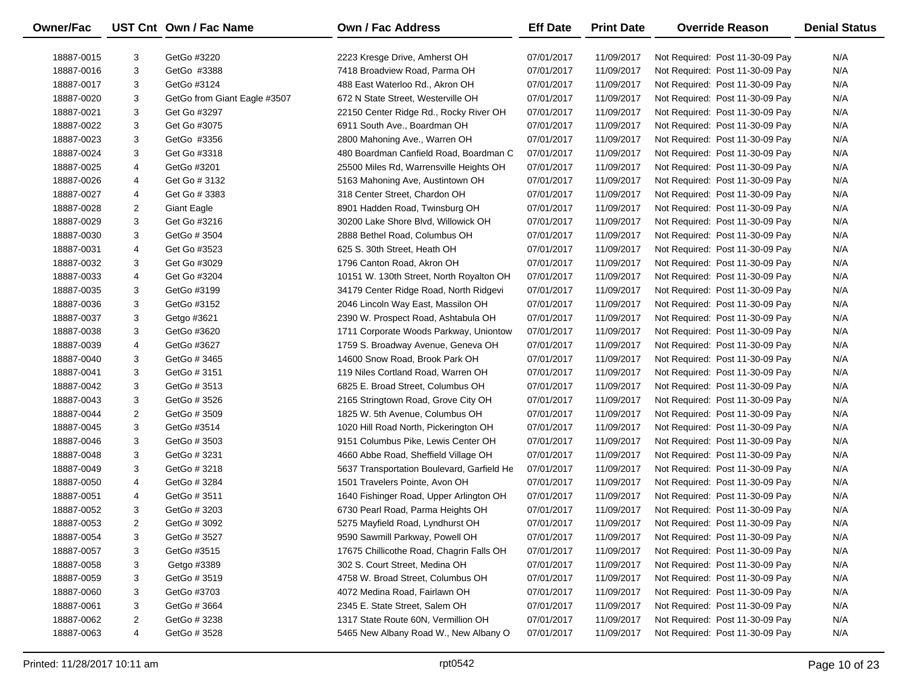| Owner/Fac | UST Cnt | Own / Fac Name | Own / Fac Address | Eff Date | Print Date | Override Reason | Denial Status |
|---|---|---|---|---|---|---|---|
| 18887-0015 | 3 | GetGo #3220 | 2223 Kresge Drive, Amherst OH | 07/01/2017 | 11/09/2017 | Not Required: Post 11-30-09 Pay | N/A |
| 18887-0016 | 3 | GetGo #3388 | 7418 Broadview Road, Parma OH | 07/01/2017 | 11/09/2017 | Not Required: Post 11-30-09 Pay | N/A |
| 18887-0017 | 3 | GetGo #3124 | 488 East Waterloo Rd., Akron OH | 07/01/2017 | 11/09/2017 | Not Required: Post 11-30-09 Pay | N/A |
| 18887-0020 | 3 | GetGo from Giant Eagle #3507 | 672 N State Street, Westerville OH | 07/01/2017 | 11/09/2017 | Not Required: Post 11-30-09 Pay | N/A |
| 18887-0021 | 3 | Get Go #3297 | 22150 Center Ridge Rd., Rocky River OH | 07/01/2017 | 11/09/2017 | Not Required: Post 11-30-09 Pay | N/A |
| 18887-0022 | 3 | Get Go #3075 | 6911 South Ave., Boardman OH | 07/01/2017 | 11/09/2017 | Not Required: Post 11-30-09 Pay | N/A |
| 18887-0023 | 3 | GetGo #3356 | 2800 Mahoning Ave., Warren OH | 07/01/2017 | 11/09/2017 | Not Required: Post 11-30-09 Pay | N/A |
| 18887-0024 | 3 | Get Go #3318 | 480 Boardman Canfield Road, Boardman C | 07/01/2017 | 11/09/2017 | Not Required: Post 11-30-09 Pay | N/A |
| 18887-0025 | 4 | GetGo #3201 | 25500 Miles Rd, Warrensville Heights OH | 07/01/2017 | 11/09/2017 | Not Required: Post 11-30-09 Pay | N/A |
| 18887-0026 | 4 | Get Go # 3132 | 5163 Mahoning Ave, Austintown OH | 07/01/2017 | 11/09/2017 | Not Required: Post 11-30-09 Pay | N/A |
| 18887-0027 | 4 | Get Go # 3383 | 318 Center Street, Chardon OH | 07/01/2017 | 11/09/2017 | Not Required: Post 11-30-09 Pay | N/A |
| 18887-0028 | 2 | Giant Eagle | 8901 Hadden Road, Twinsburg OH | 07/01/2017 | 11/09/2017 | Not Required: Post 11-30-09 Pay | N/A |
| 18887-0029 | 3 | Get Go #3216 | 30200 Lake Shore Blvd, Willowick OH | 07/01/2017 | 11/09/2017 | Not Required: Post 11-30-09 Pay | N/A |
| 18887-0030 | 3 | GetGo # 3504 | 2888 Bethel Road, Columbus OH | 07/01/2017 | 11/09/2017 | Not Required: Post 11-30-09 Pay | N/A |
| 18887-0031 | 4 | Get Go #3523 | 625 S. 30th Street, Heath OH | 07/01/2017 | 11/09/2017 | Not Required: Post 11-30-09 Pay | N/A |
| 18887-0032 | 3 | Get Go #3029 | 1796 Canton Road, Akron OH | 07/01/2017 | 11/09/2017 | Not Required: Post 11-30-09 Pay | N/A |
| 18887-0033 | 4 | Get Go #3204 | 10151 W. 130th Street, North Royalton OH | 07/01/2017 | 11/09/2017 | Not Required: Post 11-30-09 Pay | N/A |
| 18887-0035 | 3 | GetGo #3199 | 34179 Center Ridge Road, North Ridgevi | 07/01/2017 | 11/09/2017 | Not Required: Post 11-30-09 Pay | N/A |
| 18887-0036 | 3 | GetGo #3152 | 2046 Lincoln Way East, Massilon OH | 07/01/2017 | 11/09/2017 | Not Required: Post 11-30-09 Pay | N/A |
| 18887-0037 | 3 | Getgo #3621 | 2390 W. Prospect Road, Ashtabula OH | 07/01/2017 | 11/09/2017 | Not Required: Post 11-30-09 Pay | N/A |
| 18887-0038 | 3 | GetGo #3620 | 1711 Corporate Woods Parkway, Uniontow | 07/01/2017 | 11/09/2017 | Not Required: Post 11-30-09 Pay | N/A |
| 18887-0039 | 4 | GetGo #3627 | 1759 S. Broadway Avenue, Geneva OH | 07/01/2017 | 11/09/2017 | Not Required: Post 11-30-09 Pay | N/A |
| 18887-0040 | 3 | GetGo # 3465 | 14600 Snow Road, Brook Park OH | 07/01/2017 | 11/09/2017 | Not Required: Post 11-30-09 Pay | N/A |
| 18887-0041 | 3 | GetGo # 3151 | 119 Niles Cortland Road, Warren OH | 07/01/2017 | 11/09/2017 | Not Required: Post 11-30-09 Pay | N/A |
| 18887-0042 | 3 | GetGo # 3513 | 6825 E. Broad Street, Columbus OH | 07/01/2017 | 11/09/2017 | Not Required: Post 11-30-09 Pay | N/A |
| 18887-0043 | 3 | GetGo # 3526 | 2165 Stringtown Road, Grove City OH | 07/01/2017 | 11/09/2017 | Not Required: Post 11-30-09 Pay | N/A |
| 18887-0044 | 2 | GetGo # 3509 | 1825 W. 5th Avenue, Columbus OH | 07/01/2017 | 11/09/2017 | Not Required: Post 11-30-09 Pay | N/A |
| 18887-0045 | 3 | GetGo #3514 | 1020 Hill Road North, Pickerington OH | 07/01/2017 | 11/09/2017 | Not Required: Post 11-30-09 Pay | N/A |
| 18887-0046 | 3 | GetGo # 3503 | 9151 Columbus Pike, Lewis Center OH | 07/01/2017 | 11/09/2017 | Not Required: Post 11-30-09 Pay | N/A |
| 18887-0048 | 3 | GetGo # 3231 | 4660 Abbe Road, Sheffield Village OH | 07/01/2017 | 11/09/2017 | Not Required: Post 11-30-09 Pay | N/A |
| 18887-0049 | 3 | GetGo # 3218 | 5637 Transportation Boulevard, Garfield He | 07/01/2017 | 11/09/2017 | Not Required: Post 11-30-09 Pay | N/A |
| 18887-0050 | 4 | GetGo # 3284 | 1501 Travelers Pointe, Avon OH | 07/01/2017 | 11/09/2017 | Not Required: Post 11-30-09 Pay | N/A |
| 18887-0051 | 4 | GetGo # 3511 | 1640 Fishinger Road, Upper Arlington OH | 07/01/2017 | 11/09/2017 | Not Required: Post 11-30-09 Pay | N/A |
| 18887-0052 | 3 | GetGo # 3203 | 6730 Pearl Road, Parma Heights OH | 07/01/2017 | 11/09/2017 | Not Required: Post 11-30-09 Pay | N/A |
| 18887-0053 | 2 | GetGo # 3092 | 5275 Mayfield Road, Lyndhurst OH | 07/01/2017 | 11/09/2017 | Not Required: Post 11-30-09 Pay | N/A |
| 18887-0054 | 3 | GetGo # 3527 | 9590 Sawmill Parkway, Powell OH | 07/01/2017 | 11/09/2017 | Not Required: Post 11-30-09 Pay | N/A |
| 18887-0057 | 3 | GetGo #3515 | 17675 Chillicothe Road, Chagrin Falls OH | 07/01/2017 | 11/09/2017 | Not Required: Post 11-30-09 Pay | N/A |
| 18887-0058 | 3 | Getgo #3389 | 302 S. Court Street, Medina OH | 07/01/2017 | 11/09/2017 | Not Required: Post 11-30-09 Pay | N/A |
| 18887-0059 | 3 | GetGo # 3519 | 4758 W. Broad Street, Columbus OH | 07/01/2017 | 11/09/2017 | Not Required: Post 11-30-09 Pay | N/A |
| 18887-0060 | 3 | GetGo #3703 | 4072 Medina Road, Fairlawn OH | 07/01/2017 | 11/09/2017 | Not Required: Post 11-30-09 Pay | N/A |
| 18887-0061 | 3 | GetGo # 3664 | 2345 E. State Street, Salem OH | 07/01/2017 | 11/09/2017 | Not Required: Post 11-30-09 Pay | N/A |
| 18887-0062 | 2 | GetGo # 3238 | 1317 State Route 60N, Vermillion OH | 07/01/2017 | 11/09/2017 | Not Required: Post 11-30-09 Pay | N/A |
| 18887-0063 | 4 | GetGo # 3528 | 5465 New Albany Road W., New Albany O | 07/01/2017 | 11/09/2017 | Not Required: Post 11-30-09 Pay | N/A |

Printed: 11/28/2017 10:11 am rpt0542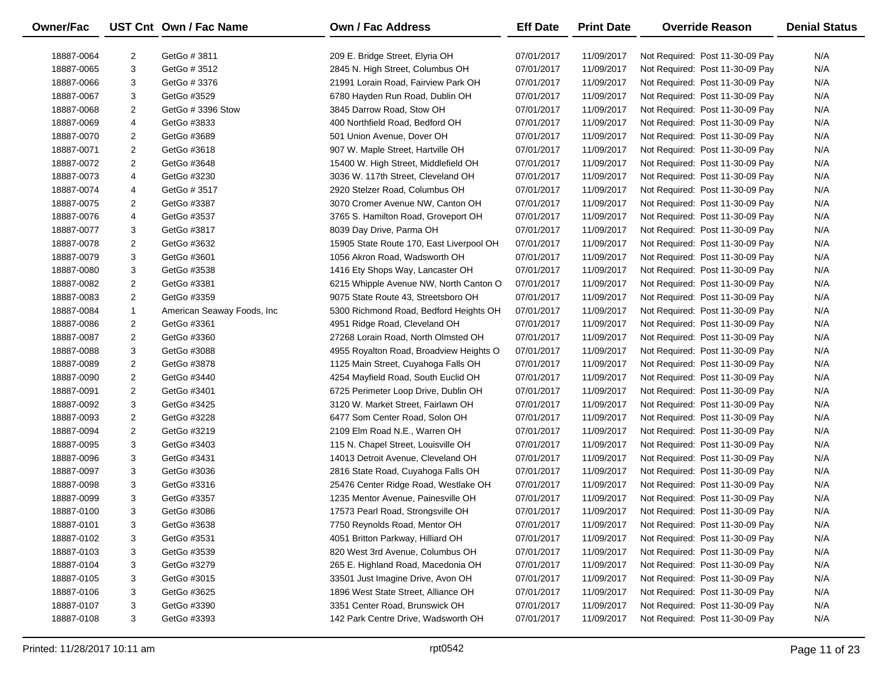| Owner/Fac | UST Cnt | Own / Fac Name | Own / Fac Address | Eff Date | Print Date | Override Reason | Denial Status |
|---|---|---|---|---|---|---|---|
| 18887-0064 | 2 | GetGo # 3811 | 209 E. Bridge Street, Elyria OH | 07/01/2017 | 11/09/2017 | Not Required: Post 11-30-09 Pay | N/A |
| 18887-0065 | 3 | GetGo # 3512 | 2845 N. High Street, Columbus OH | 07/01/2017 | 11/09/2017 | Not Required: Post 11-30-09 Pay | N/A |
| 18887-0066 | 3 | GetGo # 3376 | 21991 Lorain Road, Fairview Park OH | 07/01/2017 | 11/09/2017 | Not Required: Post 11-30-09 Pay | N/A |
| 18887-0067 | 3 | GetGo #3529 | 6780 Hayden Run Road, Dublin OH | 07/01/2017 | 11/09/2017 | Not Required: Post 11-30-09 Pay | N/A |
| 18887-0068 | 2 | GetGo # 3396 Stow | 3845 Darrow Road, Stow OH | 07/01/2017 | 11/09/2017 | Not Required: Post 11-30-09 Pay | N/A |
| 18887-0069 | 4 | GetGo #3833 | 400 Northfield Road, Bedford OH | 07/01/2017 | 11/09/2017 | Not Required: Post 11-30-09 Pay | N/A |
| 18887-0070 | 2 | GetGo #3689 | 501 Union Avenue, Dover OH | 07/01/2017 | 11/09/2017 | Not Required: Post 11-30-09 Pay | N/A |
| 18887-0071 | 2 | GetGo #3618 | 907 W. Maple Street, Hartville OH | 07/01/2017 | 11/09/2017 | Not Required: Post 11-30-09 Pay | N/A |
| 18887-0072 | 2 | GetGo #3648 | 15400 W. High Street, Middlefield OH | 07/01/2017 | 11/09/2017 | Not Required: Post 11-30-09 Pay | N/A |
| 18887-0073 | 4 | GetGo #3230 | 3036 W. 117th Street, Cleveland OH | 07/01/2017 | 11/09/2017 | Not Required: Post 11-30-09 Pay | N/A |
| 18887-0074 | 4 | GetGo # 3517 | 2920 Stelzer Road, Columbus OH | 07/01/2017 | 11/09/2017 | Not Required: Post 11-30-09 Pay | N/A |
| 18887-0075 | 2 | GetGo #3387 | 3070 Cromer Avenue NW, Canton OH | 07/01/2017 | 11/09/2017 | Not Required: Post 11-30-09 Pay | N/A |
| 18887-0076 | 4 | GetGo #3537 | 3765 S. Hamilton Road, Groveport OH | 07/01/2017 | 11/09/2017 | Not Required: Post 11-30-09 Pay | N/A |
| 18887-0077 | 3 | GetGo #3817 | 8039 Day Drive, Parma OH | 07/01/2017 | 11/09/2017 | Not Required: Post 11-30-09 Pay | N/A |
| 18887-0078 | 2 | GetGo #3632 | 15905 State Route 170, East Liverpool OH | 07/01/2017 | 11/09/2017 | Not Required: Post 11-30-09 Pay | N/A |
| 18887-0079 | 3 | GetGo #3601 | 1056 Akron Road, Wadsworth OH | 07/01/2017 | 11/09/2017 | Not Required: Post 11-30-09 Pay | N/A |
| 18887-0080 | 3 | GetGo #3538 | 1416 Ety Shops Way, Lancaster OH | 07/01/2017 | 11/09/2017 | Not Required: Post 11-30-09 Pay | N/A |
| 18887-0082 | 2 | GetGo #3381 | 6215 Whipple Avenue NW, North Canton O | 07/01/2017 | 11/09/2017 | Not Required: Post 11-30-09 Pay | N/A |
| 18887-0083 | 2 | GetGo #3359 | 9075 State Route 43, Streetsboro OH | 07/01/2017 | 11/09/2017 | Not Required: Post 11-30-09 Pay | N/A |
| 18887-0084 | 1 | American Seaway Foods, Inc | 5300 Richmond Road, Bedford Heights OH | 07/01/2017 | 11/09/2017 | Not Required: Post 11-30-09 Pay | N/A |
| 18887-0086 | 2 | GetGo #3361 | 4951 Ridge Road, Cleveland OH | 07/01/2017 | 11/09/2017 | Not Required: Post 11-30-09 Pay | N/A |
| 18887-0087 | 2 | GetGo #3360 | 27268 Lorain Road, North Olmsted OH | 07/01/2017 | 11/09/2017 | Not Required: Post 11-30-09 Pay | N/A |
| 18887-0088 | 3 | GetGo #3088 | 4955 Royalton Road, Broadview Heights O | 07/01/2017 | 11/09/2017 | Not Required: Post 11-30-09 Pay | N/A |
| 18887-0089 | 2 | GetGo #3878 | 1125 Main Street, Cuyahoga Falls OH | 07/01/2017 | 11/09/2017 | Not Required: Post 11-30-09 Pay | N/A |
| 18887-0090 | 2 | GetGo #3440 | 4254 Mayfield Road, South Euclid OH | 07/01/2017 | 11/09/2017 | Not Required: Post 11-30-09 Pay | N/A |
| 18887-0091 | 2 | GetGo #3401 | 6725 Perimeter Loop Drive, Dublin OH | 07/01/2017 | 11/09/2017 | Not Required: Post 11-30-09 Pay | N/A |
| 18887-0092 | 3 | GetGo #3425 | 3120 W. Market Street, Fairlawn OH | 07/01/2017 | 11/09/2017 | Not Required: Post 11-30-09 Pay | N/A |
| 18887-0093 | 2 | GetGo #3228 | 6477 Som Center Road, Solon OH | 07/01/2017 | 11/09/2017 | Not Required: Post 11-30-09 Pay | N/A |
| 18887-0094 | 2 | GetGo #3219 | 2109 Elm Road N.E., Warren OH | 07/01/2017 | 11/09/2017 | Not Required: Post 11-30-09 Pay | N/A |
| 18887-0095 | 3 | GetGo #3403 | 115 N. Chapel Street, Louisville OH | 07/01/2017 | 11/09/2017 | Not Required: Post 11-30-09 Pay | N/A |
| 18887-0096 | 3 | GetGo #3431 | 14013 Detroit Avenue, Cleveland OH | 07/01/2017 | 11/09/2017 | Not Required: Post 11-30-09 Pay | N/A |
| 18887-0097 | 3 | GetGo #3036 | 2816 State Road, Cuyahoga Falls OH | 07/01/2017 | 11/09/2017 | Not Required: Post 11-30-09 Pay | N/A |
| 18887-0098 | 3 | GetGo #3316 | 25476 Center Ridge Road, Westlake OH | 07/01/2017 | 11/09/2017 | Not Required: Post 11-30-09 Pay | N/A |
| 18887-0099 | 3 | GetGo #3357 | 1235 Mentor Avenue, Painesville OH | 07/01/2017 | 11/09/2017 | Not Required: Post 11-30-09 Pay | N/A |
| 18887-0100 | 3 | GetGo #3086 | 17573 Pearl Road, Strongsville OH | 07/01/2017 | 11/09/2017 | Not Required: Post 11-30-09 Pay | N/A |
| 18887-0101 | 3 | GetGo #3638 | 7750 Reynolds Road, Mentor OH | 07/01/2017 | 11/09/2017 | Not Required: Post 11-30-09 Pay | N/A |
| 18887-0102 | 3 | GetGo #3531 | 4051 Britton Parkway, Hilliard OH | 07/01/2017 | 11/09/2017 | Not Required: Post 11-30-09 Pay | N/A |
| 18887-0103 | 3 | GetGo #3539 | 820 West 3rd Avenue, Columbus OH | 07/01/2017 | 11/09/2017 | Not Required: Post 11-30-09 Pay | N/A |
| 18887-0104 | 3 | GetGo #3279 | 265 E. Highland Road, Macedonia OH | 07/01/2017 | 11/09/2017 | Not Required: Post 11-30-09 Pay | N/A |
| 18887-0105 | 3 | GetGo #3015 | 33501 Just Imagine Drive, Avon OH | 07/01/2017 | 11/09/2017 | Not Required: Post 11-30-09 Pay | N/A |
| 18887-0106 | 3 | GetGo #3625 | 1896 West State Street, Alliance OH | 07/01/2017 | 11/09/2017 | Not Required: Post 11-30-09 Pay | N/A |
| 18887-0107 | 3 | GetGo #3390 | 3351 Center Road, Brunswick OH | 07/01/2017 | 11/09/2017 | Not Required: Post 11-30-09 Pay | N/A |
| 18887-0108 | 3 | GetGo #3393 | 142 Park Centre Drive, Wadsworth OH | 07/01/2017 | 11/09/2017 | Not Required: Post 11-30-09 Pay | N/A |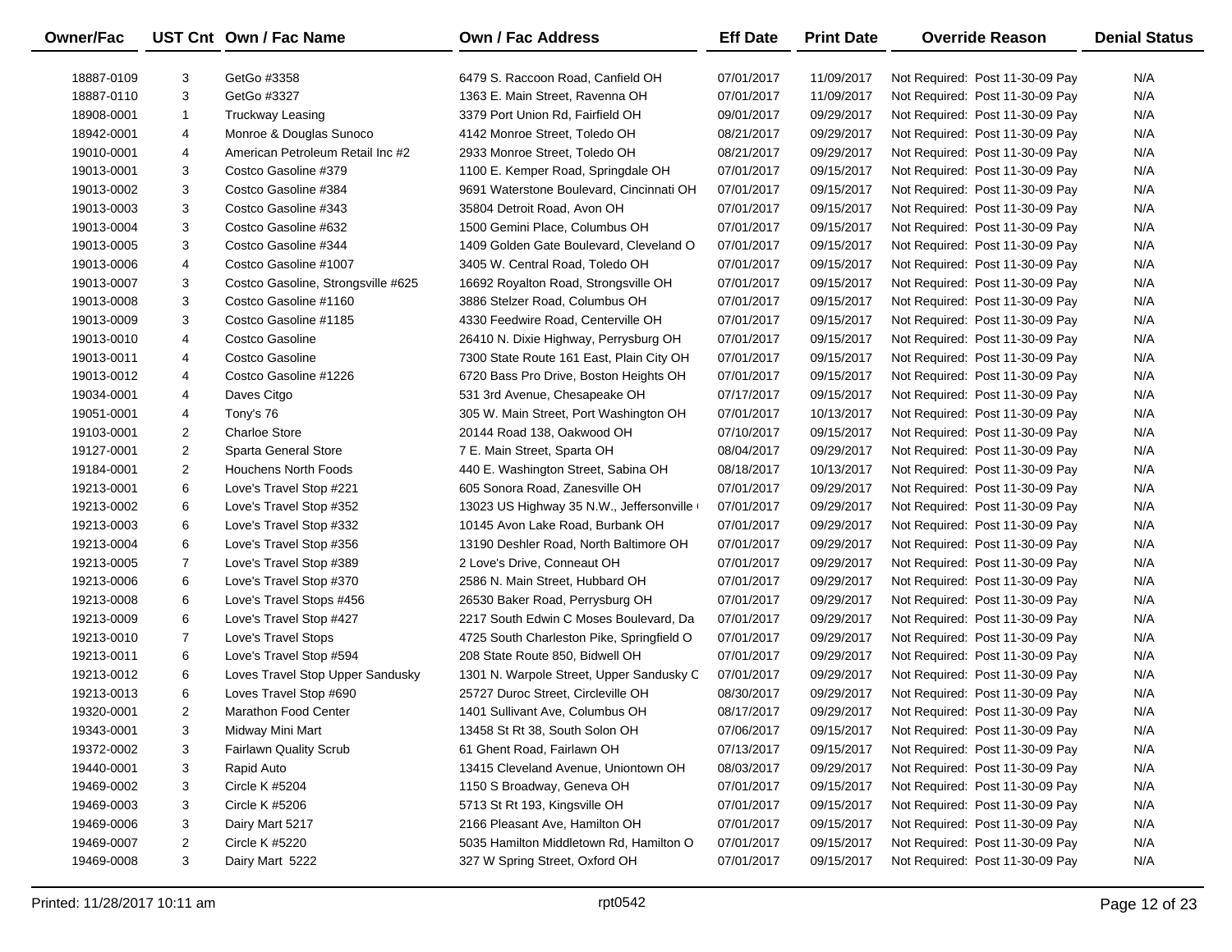| Owner/Fac | UST Cnt | Own / Fac Name | Own / Fac Address | Eff Date | Print Date | Override Reason | Denial Status |
|---|---|---|---|---|---|---|---|
| 18887-0109 | 3 | GetGo #3358 | 6479 S. Raccoon Road, Canfield OH | 07/01/2017 | 11/09/2017 | Not Required: Post 11-30-09 Pay | N/A |
| 18887-0110 | 3 | GetGo #3327 | 1363 E. Main Street, Ravenna OH | 07/01/2017 | 11/09/2017 | Not Required: Post 11-30-09 Pay | N/A |
| 18908-0001 | 1 | Truckway Leasing | 3379 Port Union Rd, Fairfield OH | 09/01/2017 | 09/29/2017 | Not Required: Post 11-30-09 Pay | N/A |
| 18942-0001 | 4 | Monroe & Douglas Sunoco | 4142 Monroe Street, Toledo OH | 08/21/2017 | 09/29/2017 | Not Required: Post 11-30-09 Pay | N/A |
| 19010-0001 | 4 | American Petroleum Retail Inc #2 | 2933 Monroe Street, Toledo OH | 08/21/2017 | 09/29/2017 | Not Required: Post 11-30-09 Pay | N/A |
| 19013-0001 | 3 | Costco Gasoline #379 | 1100 E. Kemper Road, Springdale OH | 07/01/2017 | 09/15/2017 | Not Required: Post 11-30-09 Pay | N/A |
| 19013-0002 | 3 | Costco Gasoline #384 | 9691 Waterstone Boulevard, Cincinnati OH | 07/01/2017 | 09/15/2017 | Not Required: Post 11-30-09 Pay | N/A |
| 19013-0003 | 3 | Costco Gasoline #343 | 35804 Detroit Road, Avon OH | 07/01/2017 | 09/15/2017 | Not Required: Post 11-30-09 Pay | N/A |
| 19013-0004 | 3 | Costco Gasoline #632 | 1500 Gemini Place, Columbus OH | 07/01/2017 | 09/15/2017 | Not Required: Post 11-30-09 Pay | N/A |
| 19013-0005 | 3 | Costco Gasoline #344 | 1409 Golden Gate Boulevard, Cleveland O | 07/01/2017 | 09/15/2017 | Not Required: Post 11-30-09 Pay | N/A |
| 19013-0006 | 4 | Costco Gasoline #1007 | 3405 W. Central Road, Toledo OH | 07/01/2017 | 09/15/2017 | Not Required: Post 11-30-09 Pay | N/A |
| 19013-0007 | 3 | Costco Gasoline, Strongsville #625 | 16692 Royalton Road, Strongsville OH | 07/01/2017 | 09/15/2017 | Not Required: Post 11-30-09 Pay | N/A |
| 19013-0008 | 3 | Costco Gasoline #1160 | 3886 Stelzer Road, Columbus OH | 07/01/2017 | 09/15/2017 | Not Required: Post 11-30-09 Pay | N/A |
| 19013-0009 | 3 | Costco Gasoline #1185 | 4330 Feedwire Road, Centerville OH | 07/01/2017 | 09/15/2017 | Not Required: Post 11-30-09 Pay | N/A |
| 19013-0010 | 4 | Costco Gasoline | 26410 N. Dixie Highway, Perrysburg OH | 07/01/2017 | 09/15/2017 | Not Required: Post 11-30-09 Pay | N/A |
| 19013-0011 | 4 | Costco Gasoline | 7300 State Route 161 East, Plain City OH | 07/01/2017 | 09/15/2017 | Not Required: Post 11-30-09 Pay | N/A |
| 19013-0012 | 4 | Costco Gasoline #1226 | 6720 Bass Pro Drive, Boston Heights OH | 07/01/2017 | 09/15/2017 | Not Required: Post 11-30-09 Pay | N/A |
| 19034-0001 | 4 | Daves Citgo | 531 3rd Avenue, Chesapeake OH | 07/17/2017 | 09/15/2017 | Not Required: Post 11-30-09 Pay | N/A |
| 19051-0001 | 4 | Tony's 76 | 305 W. Main Street, Port Washington OH | 07/01/2017 | 10/13/2017 | Not Required: Post 11-30-09 Pay | N/A |
| 19103-0001 | 2 | Charloe Store | 20144 Road 138, Oakwood OH | 07/10/2017 | 09/15/2017 | Not Required: Post 11-30-09 Pay | N/A |
| 19127-0001 | 2 | Sparta General Store | 7 E. Main Street, Sparta OH | 08/04/2017 | 09/29/2017 | Not Required: Post 11-30-09 Pay | N/A |
| 19184-0001 | 2 | Houchens North Foods | 440 E. Washington Street, Sabina OH | 08/18/2017 | 10/13/2017 | Not Required: Post 11-30-09 Pay | N/A |
| 19213-0001 | 6 | Love's Travel Stop #221 | 605 Sonora Road, Zanesville OH | 07/01/2017 | 09/29/2017 | Not Required: Post 11-30-09 Pay | N/A |
| 19213-0002 | 6 | Love's Travel Stop #352 | 13023 US Highway 35 N.W., Jeffersonville ( | 07/01/2017 | 09/29/2017 | Not Required: Post 11-30-09 Pay | N/A |
| 19213-0003 | 6 | Love's Travel Stop #332 | 10145 Avon Lake Road, Burbank OH | 07/01/2017 | 09/29/2017 | Not Required: Post 11-30-09 Pay | N/A |
| 19213-0004 | 6 | Love's Travel Stop #356 | 13190 Deshler Road, North Baltimore OH | 07/01/2017 | 09/29/2017 | Not Required: Post 11-30-09 Pay | N/A |
| 19213-0005 | 7 | Love's Travel Stop #389 | 2 Love's Drive, Conneaut OH | 07/01/2017 | 09/29/2017 | Not Required: Post 11-30-09 Pay | N/A |
| 19213-0006 | 6 | Love's Travel Stop #370 | 2586 N. Main Street, Hubbard OH | 07/01/2017 | 09/29/2017 | Not Required: Post 11-30-09 Pay | N/A |
| 19213-0008 | 6 | Love's Travel Stops #456 | 26530 Baker Road, Perrysburg OH | 07/01/2017 | 09/29/2017 | Not Required: Post 11-30-09 Pay | N/A |
| 19213-0009 | 6 | Love's Travel Stop #427 | 2217 South Edwin C Moses Boulevard, Da | 07/01/2017 | 09/29/2017 | Not Required: Post 11-30-09 Pay | N/A |
| 19213-0010 | 7 | Love's Travel Stops | 4725 South Charleston Pike, Springfield O | 07/01/2017 | 09/29/2017 | Not Required: Post 11-30-09 Pay | N/A |
| 19213-0011 | 6 | Love's Travel Stop #594 | 208 State Route 850, Bidwell OH | 07/01/2017 | 09/29/2017 | Not Required: Post 11-30-09 Pay | N/A |
| 19213-0012 | 6 | Loves Travel Stop Upper Sandusky | 1301 N. Warpole Street, Upper Sandusky C | 07/01/2017 | 09/29/2017 | Not Required: Post 11-30-09 Pay | N/A |
| 19213-0013 | 6 | Loves Travel Stop #690 | 25727 Duroc Street, Circleville OH | 08/30/2017 | 09/29/2017 | Not Required: Post 11-30-09 Pay | N/A |
| 19320-0001 | 2 | Marathon Food Center | 1401 Sullivant Ave, Columbus OH | 08/17/2017 | 09/29/2017 | Not Required: Post 11-30-09 Pay | N/A |
| 19343-0001 | 3 | Midway Mini Mart | 13458 St Rt 38, South Solon OH | 07/06/2017 | 09/15/2017 | Not Required: Post 11-30-09 Pay | N/A |
| 19372-0002 | 3 | Fairlawn Quality Scrub | 61 Ghent Road, Fairlawn OH | 07/13/2017 | 09/15/2017 | Not Required: Post 11-30-09 Pay | N/A |
| 19440-0001 | 3 | Rapid Auto | 13415 Cleveland Avenue, Uniontown OH | 08/03/2017 | 09/29/2017 | Not Required: Post 11-30-09 Pay | N/A |
| 19469-0002 | 3 | Circle K #5204 | 1150 S Broadway, Geneva OH | 07/01/2017 | 09/15/2017 | Not Required: Post 11-30-09 Pay | N/A |
| 19469-0003 | 3 | Circle K #5206 | 5713 St Rt 193, Kingsville OH | 07/01/2017 | 09/15/2017 | Not Required: Post 11-30-09 Pay | N/A |
| 19469-0006 | 3 | Dairy Mart 5217 | 2166 Pleasant Ave, Hamilton OH | 07/01/2017 | 09/15/2017 | Not Required: Post 11-30-09 Pay | N/A |
| 19469-0007 | 2 | Circle K #5220 | 5035 Hamilton Middletown Rd, Hamilton O | 07/01/2017 | 09/15/2017 | Not Required: Post 11-30-09 Pay | N/A |
| 19469-0008 | 3 | Dairy Mart 5222 | 327 W Spring Street, Oxford OH | 07/01/2017 | 09/15/2017 | Not Required: Post 11-30-09 Pay | N/A |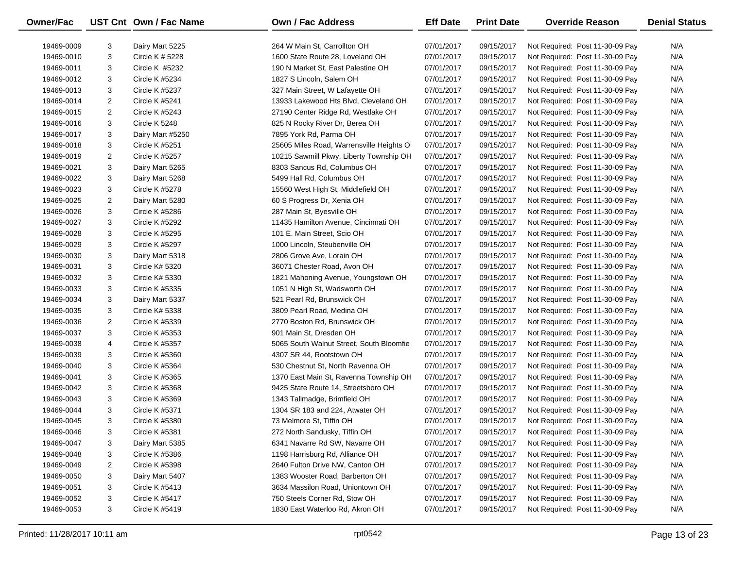| Owner/Fac | UST Cnt | Own / Fac Name | Own / Fac Address | Eff Date | Print Date | Override Reason | Denial Status |
|---|---|---|---|---|---|---|---|
| 19469-0009 | 3 | Dairy Mart 5225 | 264 W Main St, Carrollton OH | 07/01/2017 | 09/15/2017 | Not Required: Post 11-30-09 Pay | N/A |
| 19469-0010 | 3 | Circle K # 5228 | 1600 State Route 28, Loveland OH | 07/01/2017 | 09/15/2017 | Not Required: Post 11-30-09 Pay | N/A |
| 19469-0011 | 3 | Circle K #5232 | 190 N Market St, East Palestine OH | 07/01/2017 | 09/15/2017 | Not Required: Post 11-30-09 Pay | N/A |
| 19469-0012 | 3 | Circle K #5234 | 1827 S Lincoln, Salem OH | 07/01/2017 | 09/15/2017 | Not Required: Post 11-30-09 Pay | N/A |
| 19469-0013 | 3 | Circle K #5237 | 327 Main Street, W Lafayette OH | 07/01/2017 | 09/15/2017 | Not Required: Post 11-30-09 Pay | N/A |
| 19469-0014 | 2 | Circle K #5241 | 13933 Lakewood Hts Blvd, Cleveland OH | 07/01/2017 | 09/15/2017 | Not Required: Post 11-30-09 Pay | N/A |
| 19469-0015 | 2 | Circle K #5243 | 27190 Center Ridge Rd, Westlake OH | 07/01/2017 | 09/15/2017 | Not Required: Post 11-30-09 Pay | N/A |
| 19469-0016 | 3 | Circle K 5248 | 825 N Rocky River Dr, Berea OH | 07/01/2017 | 09/15/2017 | Not Required: Post 11-30-09 Pay | N/A |
| 19469-0017 | 3 | Dairy Mart #5250 | 7895 York Rd, Parma OH | 07/01/2017 | 09/15/2017 | Not Required: Post 11-30-09 Pay | N/A |
| 19469-0018 | 3 | Circle K #5251 | 25605 Miles Road, Warrensville Heights O | 07/01/2017 | 09/15/2017 | Not Required: Post 11-30-09 Pay | N/A |
| 19469-0019 | 2 | Circle K #5257 | 10215 Sawmill Pkwy, Liberty Township OH | 07/01/2017 | 09/15/2017 | Not Required: Post 11-30-09 Pay | N/A |
| 19469-0021 | 3 | Dairy Mart 5265 | 8303 Sancus Rd, Columbus OH | 07/01/2017 | 09/15/2017 | Not Required: Post 11-30-09 Pay | N/A |
| 19469-0022 | 3 | Dairy Mart 5268 | 5499 Hall Rd, Columbus OH | 07/01/2017 | 09/15/2017 | Not Required: Post 11-30-09 Pay | N/A |
| 19469-0023 | 3 | Circle K #5278 | 15560 West High St, Middlefield OH | 07/01/2017 | 09/15/2017 | Not Required: Post 11-30-09 Pay | N/A |
| 19469-0025 | 2 | Dairy Mart 5280 | 60 S Progress Dr, Xenia OH | 07/01/2017 | 09/15/2017 | Not Required: Post 11-30-09 Pay | N/A |
| 19469-0026 | 3 | Circle K #5286 | 287 Main St, Byesville OH | 07/01/2017 | 09/15/2017 | Not Required: Post 11-30-09 Pay | N/A |
| 19469-0027 | 3 | Circle K #5292 | 11435 Hamilton Avenue, Cincinnati OH | 07/01/2017 | 09/15/2017 | Not Required: Post 11-30-09 Pay | N/A |
| 19469-0028 | 3 | Circle K #5295 | 101 E. Main Street, Scio OH | 07/01/2017 | 09/15/2017 | Not Required: Post 11-30-09 Pay | N/A |
| 19469-0029 | 3 | Circle K #5297 | 1000 Lincoln, Steubenville OH | 07/01/2017 | 09/15/2017 | Not Required: Post 11-30-09 Pay | N/A |
| 19469-0030 | 3 | Dairy Mart 5318 | 2806 Grove Ave, Lorain OH | 07/01/2017 | 09/15/2017 | Not Required: Post 11-30-09 Pay | N/A |
| 19469-0031 | 3 | Circle K# 5320 | 36071 Chester Road, Avon OH | 07/01/2017 | 09/15/2017 | Not Required: Post 11-30-09 Pay | N/A |
| 19469-0032 | 3 | Circle K# 5330 | 1821 Mahoning Avenue, Youngstown OH | 07/01/2017 | 09/15/2017 | Not Required: Post 11-30-09 Pay | N/A |
| 19469-0033 | 3 | Circle K #5335 | 1051 N High St, Wadsworth OH | 07/01/2017 | 09/15/2017 | Not Required: Post 11-30-09 Pay | N/A |
| 19469-0034 | 3 | Dairy Mart 5337 | 521 Pearl Rd, Brunswick OH | 07/01/2017 | 09/15/2017 | Not Required: Post 11-30-09 Pay | N/A |
| 19469-0035 | 3 | Circle K# 5338 | 3809 Pearl Road, Medina OH | 07/01/2017 | 09/15/2017 | Not Required: Post 11-30-09 Pay | N/A |
| 19469-0036 | 2 | Circle K #5339 | 2770 Boston Rd, Brunswick OH | 07/01/2017 | 09/15/2017 | Not Required: Post 11-30-09 Pay | N/A |
| 19469-0037 | 3 | Circle K #5353 | 901 Main St, Dresden OH | 07/01/2017 | 09/15/2017 | Not Required: Post 11-30-09 Pay | N/A |
| 19469-0038 | 4 | Circle K #5357 | 5065 South Walnut Street, South Bloomfie | 07/01/2017 | 09/15/2017 | Not Required: Post 11-30-09 Pay | N/A |
| 19469-0039 | 3 | Circle K #5360 | 4307 SR 44, Rootstown OH | 07/01/2017 | 09/15/2017 | Not Required: Post 11-30-09 Pay | N/A |
| 19469-0040 | 3 | Circle K #5364 | 530 Chestnut St, North Ravenna OH | 07/01/2017 | 09/15/2017 | Not Required: Post 11-30-09 Pay | N/A |
| 19469-0041 | 3 | Circle K #5365 | 1370 East Main St, Ravenna Township OH | 07/01/2017 | 09/15/2017 | Not Required: Post 11-30-09 Pay | N/A |
| 19469-0042 | 3 | Circle K #5368 | 9425 State Route 14, Streetsboro OH | 07/01/2017 | 09/15/2017 | Not Required: Post 11-30-09 Pay | N/A |
| 19469-0043 | 3 | Circle K #5369 | 1343 Tallmadge, Brimfield OH | 07/01/2017 | 09/15/2017 | Not Required: Post 11-30-09 Pay | N/A |
| 19469-0044 | 3 | Circle K #5371 | 1304 SR 183 and 224, Atwater OH | 07/01/2017 | 09/15/2017 | Not Required: Post 11-30-09 Pay | N/A |
| 19469-0045 | 3 | Circle K #5380 | 73 Melmore St, Tiffin OH | 07/01/2017 | 09/15/2017 | Not Required: Post 11-30-09 Pay | N/A |
| 19469-0046 | 3 | Circle K #5381 | 272 North Sandusky, Tiffin OH | 07/01/2017 | 09/15/2017 | Not Required: Post 11-30-09 Pay | N/A |
| 19469-0047 | 3 | Dairy Mart 5385 | 6341 Navarre Rd SW, Navarre OH | 07/01/2017 | 09/15/2017 | Not Required: Post 11-30-09 Pay | N/A |
| 19469-0048 | 3 | Circle K #5386 | 1198 Harrisburg Rd, Alliance OH | 07/01/2017 | 09/15/2017 | Not Required: Post 11-30-09 Pay | N/A |
| 19469-0049 | 2 | Circle K #5398 | 2640 Fulton Drive NW, Canton OH | 07/01/2017 | 09/15/2017 | Not Required: Post 11-30-09 Pay | N/A |
| 19469-0050 | 3 | Dairy Mart 5407 | 1383 Wooster Road, Barberton OH | 07/01/2017 | 09/15/2017 | Not Required: Post 11-30-09 Pay | N/A |
| 19469-0051 | 3 | Circle K #5413 | 3634 Massilon Road, Uniontown OH | 07/01/2017 | 09/15/2017 | Not Required: Post 11-30-09 Pay | N/A |
| 19469-0052 | 3 | Circle K #5417 | 750 Steels Corner Rd, Stow OH | 07/01/2017 | 09/15/2017 | Not Required: Post 11-30-09 Pay | N/A |
| 19469-0053 | 3 | Circle K #5419 | 1830 East Waterloo Rd, Akron OH | 07/01/2017 | 09/15/2017 | Not Required: Post 11-30-09 Pay | N/A |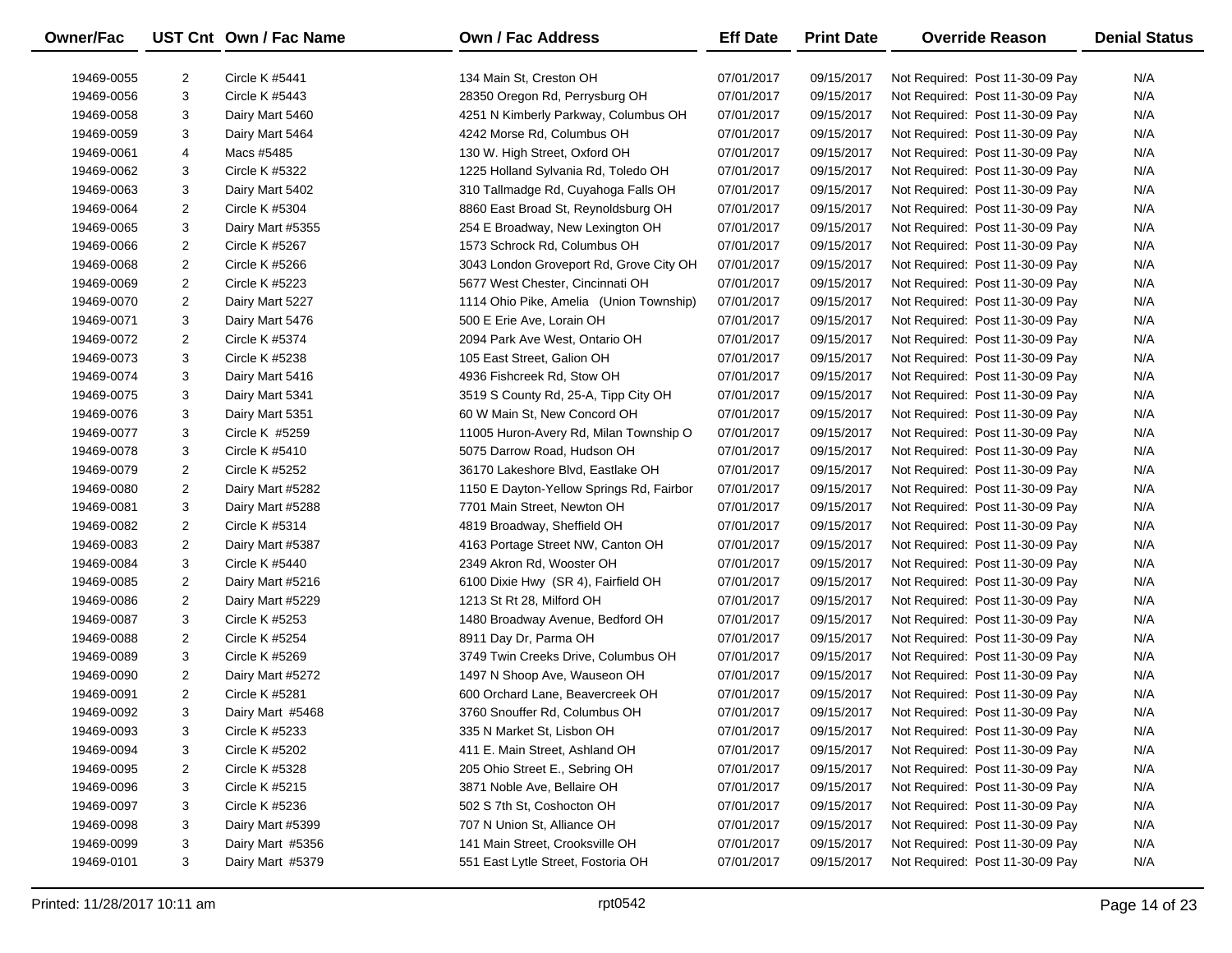| Owner/Fac | UST Cnt | Own / Fac Name | Own / Fac Address | Eff Date | Print Date | Override Reason | Denial Status |
|---|---|---|---|---|---|---|---|
| 19469-0055 | 2 | Circle K #5441 | 134 Main St, Creston OH | 07/01/2017 | 09/15/2017 | Not Required: Post 11-30-09 Pay | N/A |
| 19469-0056 | 3 | Circle K #5443 | 28350 Oregon Rd, Perrysburg OH | 07/01/2017 | 09/15/2017 | Not Required: Post 11-30-09 Pay | N/A |
| 19469-0058 | 3 | Dairy Mart 5460 | 4251 N Kimberly Parkway, Columbus OH | 07/01/2017 | 09/15/2017 | Not Required: Post 11-30-09 Pay | N/A |
| 19469-0059 | 3 | Dairy Mart 5464 | 4242 Morse Rd, Columbus OH | 07/01/2017 | 09/15/2017 | Not Required: Post 11-30-09 Pay | N/A |
| 19469-0061 | 4 | Macs #5485 | 130 W. High Street, Oxford OH | 07/01/2017 | 09/15/2017 | Not Required: Post 11-30-09 Pay | N/A |
| 19469-0062 | 3 | Circle K #5322 | 1225 Holland Sylvania Rd, Toledo OH | 07/01/2017 | 09/15/2017 | Not Required: Post 11-30-09 Pay | N/A |
| 19469-0063 | 3 | Dairy Mart 5402 | 310 Tallmadge Rd, Cuyahoga Falls OH | 07/01/2017 | 09/15/2017 | Not Required: Post 11-30-09 Pay | N/A |
| 19469-0064 | 2 | Circle K #5304 | 8860 East Broad St, Reynoldsburg OH | 07/01/2017 | 09/15/2017 | Not Required: Post 11-30-09 Pay | N/A |
| 19469-0065 | 3 | Dairy Mart #5355 | 254 E Broadway, New Lexington OH | 07/01/2017 | 09/15/2017 | Not Required: Post 11-30-09 Pay | N/A |
| 19469-0066 | 2 | Circle K #5267 | 1573 Schrock Rd, Columbus OH | 07/01/2017 | 09/15/2017 | Not Required: Post 11-30-09 Pay | N/A |
| 19469-0068 | 2 | Circle K #5266 | 3043 London Groveport Rd, Grove City OH | 07/01/2017 | 09/15/2017 | Not Required: Post 11-30-09 Pay | N/A |
| 19469-0069 | 2 | Circle K #5223 | 5677 West Chester, Cincinnati OH | 07/01/2017 | 09/15/2017 | Not Required: Post 11-30-09 Pay | N/A |
| 19469-0070 | 2 | Dairy Mart 5227 | 1114 Ohio Pike, Amelia (Union Township) | 07/01/2017 | 09/15/2017 | Not Required: Post 11-30-09 Pay | N/A |
| 19469-0071 | 3 | Dairy Mart 5476 | 500 E Erie Ave, Lorain OH | 07/01/2017 | 09/15/2017 | Not Required: Post 11-30-09 Pay | N/A |
| 19469-0072 | 2 | Circle K #5374 | 2094 Park Ave West, Ontario OH | 07/01/2017 | 09/15/2017 | Not Required: Post 11-30-09 Pay | N/A |
| 19469-0073 | 3 | Circle K #5238 | 105 East Street, Galion OH | 07/01/2017 | 09/15/2017 | Not Required: Post 11-30-09 Pay | N/A |
| 19469-0074 | 3 | Dairy Mart 5416 | 4936 Fishcreek Rd, Stow OH | 07/01/2017 | 09/15/2017 | Not Required: Post 11-30-09 Pay | N/A |
| 19469-0075 | 3 | Dairy Mart 5341 | 3519 S County Rd, 25-A, Tipp City OH | 07/01/2017 | 09/15/2017 | Not Required: Post 11-30-09 Pay | N/A |
| 19469-0076 | 3 | Dairy Mart 5351 | 60 W Main St, New Concord OH | 07/01/2017 | 09/15/2017 | Not Required: Post 11-30-09 Pay | N/A |
| 19469-0077 | 3 | Circle K #5259 | 11005 Huron-Avery Rd, Milan Township O | 07/01/2017 | 09/15/2017 | Not Required: Post 11-30-09 Pay | N/A |
| 19469-0078 | 3 | Circle K #5410 | 5075 Darrow Road, Hudson OH | 07/01/2017 | 09/15/2017 | Not Required: Post 11-30-09 Pay | N/A |
| 19469-0079 | 2 | Circle K #5252 | 36170 Lakeshore Blvd, Eastlake OH | 07/01/2017 | 09/15/2017 | Not Required: Post 11-30-09 Pay | N/A |
| 19469-0080 | 2 | Dairy Mart #5282 | 1150 E Dayton-Yellow Springs Rd, Fairbor | 07/01/2017 | 09/15/2017 | Not Required: Post 11-30-09 Pay | N/A |
| 19469-0081 | 3 | Dairy Mart #5288 | 7701 Main Street, Newton OH | 07/01/2017 | 09/15/2017 | Not Required: Post 11-30-09 Pay | N/A |
| 19469-0082 | 2 | Circle K #5314 | 4819 Broadway, Sheffield OH | 07/01/2017 | 09/15/2017 | Not Required: Post 11-30-09 Pay | N/A |
| 19469-0083 | 2 | Dairy Mart #5387 | 4163 Portage Street NW, Canton OH | 07/01/2017 | 09/15/2017 | Not Required: Post 11-30-09 Pay | N/A |
| 19469-0084 | 3 | Circle K #5440 | 2349 Akron Rd, Wooster OH | 07/01/2017 | 09/15/2017 | Not Required: Post 11-30-09 Pay | N/A |
| 19469-0085 | 2 | Dairy Mart #5216 | 6100 Dixie Hwy (SR 4), Fairfield OH | 07/01/2017 | 09/15/2017 | Not Required: Post 11-30-09 Pay | N/A |
| 19469-0086 | 2 | Dairy Mart #5229 | 1213 St Rt 28, Milford OH | 07/01/2017 | 09/15/2017 | Not Required: Post 11-30-09 Pay | N/A |
| 19469-0087 | 3 | Circle K #5253 | 1480 Broadway Avenue, Bedford OH | 07/01/2017 | 09/15/2017 | Not Required: Post 11-30-09 Pay | N/A |
| 19469-0088 | 2 | Circle K #5254 | 8911 Day Dr, Parma OH | 07/01/2017 | 09/15/2017 | Not Required: Post 11-30-09 Pay | N/A |
| 19469-0089 | 3 | Circle K #5269 | 3749 Twin Creeks Drive, Columbus OH | 07/01/2017 | 09/15/2017 | Not Required: Post 11-30-09 Pay | N/A |
| 19469-0090 | 2 | Dairy Mart #5272 | 1497 N Shoop Ave, Wauseon OH | 07/01/2017 | 09/15/2017 | Not Required: Post 11-30-09 Pay | N/A |
| 19469-0091 | 2 | Circle K #5281 | 600 Orchard Lane, Beavercreek OH | 07/01/2017 | 09/15/2017 | Not Required: Post 11-30-09 Pay | N/A |
| 19469-0092 | 3 | Dairy Mart #5468 | 3760 Snouffer Rd, Columbus OH | 07/01/2017 | 09/15/2017 | Not Required: Post 11-30-09 Pay | N/A |
| 19469-0093 | 3 | Circle K #5233 | 335 N Market St, Lisbon OH | 07/01/2017 | 09/15/2017 | Not Required: Post 11-30-09 Pay | N/A |
| 19469-0094 | 3 | Circle K #5202 | 411 E. Main Street, Ashland OH | 07/01/2017 | 09/15/2017 | Not Required: Post 11-30-09 Pay | N/A |
| 19469-0095 | 2 | Circle K #5328 | 205 Ohio Street E., Sebring OH | 07/01/2017 | 09/15/2017 | Not Required: Post 11-30-09 Pay | N/A |
| 19469-0096 | 3 | Circle K #5215 | 3871 Noble Ave, Bellaire OH | 07/01/2017 | 09/15/2017 | Not Required: Post 11-30-09 Pay | N/A |
| 19469-0097 | 3 | Circle K #5236 | 502 S 7th St, Coshocton OH | 07/01/2017 | 09/15/2017 | Not Required: Post 11-30-09 Pay | N/A |
| 19469-0098 | 3 | Dairy Mart #5399 | 707 N Union St, Alliance OH | 07/01/2017 | 09/15/2017 | Not Required: Post 11-30-09 Pay | N/A |
| 19469-0099 | 3 | Dairy Mart #5356 | 141 Main Street, Crooksville OH | 07/01/2017 | 09/15/2017 | Not Required: Post 11-30-09 Pay | N/A |
| 19469-0101 | 3 | Dairy Mart #5379 | 551 East Lytle Street, Fostoria OH | 07/01/2017 | 09/15/2017 | Not Required: Post 11-30-09 Pay | N/A |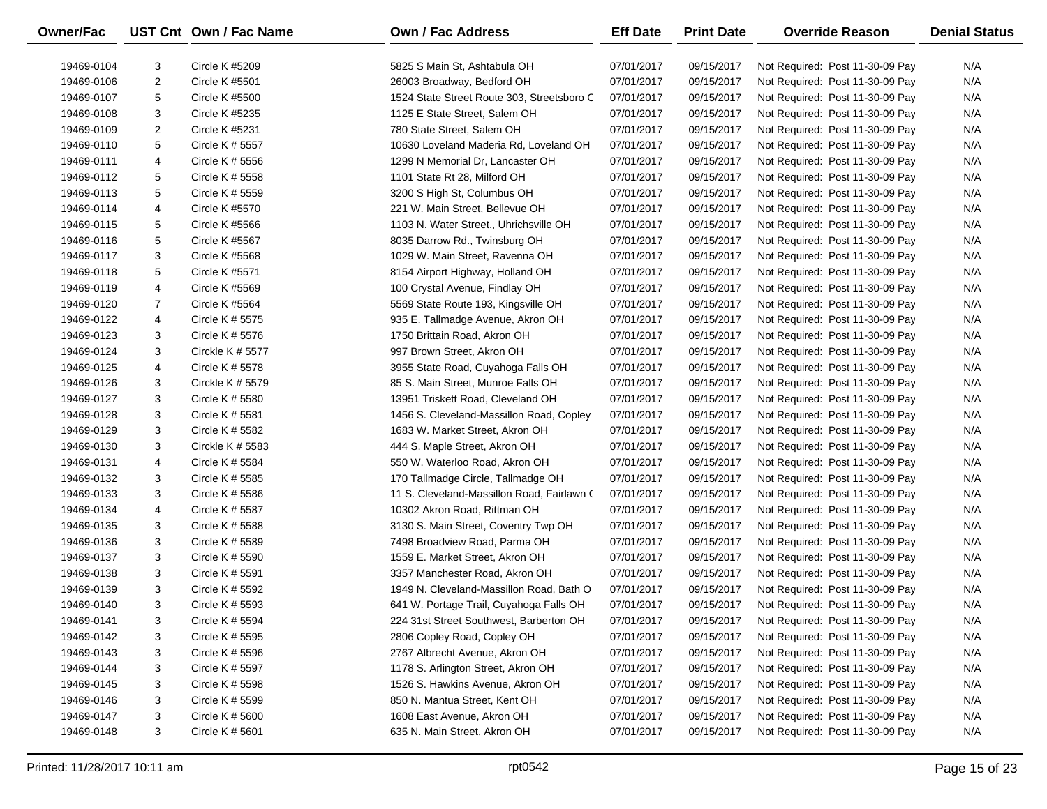| Owner/Fac | UST Cnt | Own / Fac Name | Own / Fac Address | Eff Date | Print Date | Override Reason | Denial Status |
|---|---|---|---|---|---|---|---|
| 19469-0104 | 3 | Circle K #5209 | 5825 S Main St, Ashtabula OH | 07/01/2017 | 09/15/2017 | Not Required: Post 11-30-09 Pay | N/A |
| 19469-0106 | 2 | Circle K #5501 | 26003 Broadway, Bedford OH | 07/01/2017 | 09/15/2017 | Not Required: Post 11-30-09 Pay | N/A |
| 19469-0107 | 5 | Circle K #5500 | 1524 State Street Route 303, Streetsboro C | 07/01/2017 | 09/15/2017 | Not Required: Post 11-30-09 Pay | N/A |
| 19469-0108 | 3 | Circle K #5235 | 1125 E State Street, Salem OH | 07/01/2017 | 09/15/2017 | Not Required: Post 11-30-09 Pay | N/A |
| 19469-0109 | 2 | Circle K #5231 | 780 State Street, Salem OH | 07/01/2017 | 09/15/2017 | Not Required: Post 11-30-09 Pay | N/A |
| 19469-0110 | 5 | Circle K # 5557 | 10630 Loveland Maderia Rd, Loveland OH | 07/01/2017 | 09/15/2017 | Not Required: Post 11-30-09 Pay | N/A |
| 19469-0111 | 4 | Circle K # 5556 | 1299 N Memorial Dr, Lancaster OH | 07/01/2017 | 09/15/2017 | Not Required: Post 11-30-09 Pay | N/A |
| 19469-0112 | 5 | Circle K # 5558 | 1101 State Rt 28, Milford OH | 07/01/2017 | 09/15/2017 | Not Required: Post 11-30-09 Pay | N/A |
| 19469-0113 | 5 | Circle K # 5559 | 3200 S High St, Columbus OH | 07/01/2017 | 09/15/2017 | Not Required: Post 11-30-09 Pay | N/A |
| 19469-0114 | 4 | Circle K #5570 | 221 W. Main Street, Bellevue OH | 07/01/2017 | 09/15/2017 | Not Required: Post 11-30-09 Pay | N/A |
| 19469-0115 | 5 | Circle K #5566 | 1103 N. Water Street., Uhrichsville OH | 07/01/2017 | 09/15/2017 | Not Required: Post 11-30-09 Pay | N/A |
| 19469-0116 | 5 | Circle K #5567 | 8035 Darrow Rd., Twinsburg OH | 07/01/2017 | 09/15/2017 | Not Required: Post 11-30-09 Pay | N/A |
| 19469-0117 | 3 | Circle K #5568 | 1029 W. Main Street, Ravenna OH | 07/01/2017 | 09/15/2017 | Not Required: Post 11-30-09 Pay | N/A |
| 19469-0118 | 5 | Circle K #5571 | 8154 Airport Highway, Holland OH | 07/01/2017 | 09/15/2017 | Not Required: Post 11-30-09 Pay | N/A |
| 19469-0119 | 4 | Circle K #5569 | 100 Crystal Avenue, Findlay OH | 07/01/2017 | 09/15/2017 | Not Required: Post 11-30-09 Pay | N/A |
| 19469-0120 | 7 | Circle K #5564 | 5569 State Route 193, Kingsville OH | 07/01/2017 | 09/15/2017 | Not Required: Post 11-30-09 Pay | N/A |
| 19469-0122 | 4 | Circle K # 5575 | 935 E. Tallmadge Avenue, Akron OH | 07/01/2017 | 09/15/2017 | Not Required: Post 11-30-09 Pay | N/A |
| 19469-0123 | 3 | Circle K # 5576 | 1750 Brittain Road, Akron OH | 07/01/2017 | 09/15/2017 | Not Required: Post 11-30-09 Pay | N/A |
| 19469-0124 | 3 | Circkle K # 5577 | 997 Brown Street, Akron OH | 07/01/2017 | 09/15/2017 | Not Required: Post 11-30-09 Pay | N/A |
| 19469-0125 | 4 | Circle K # 5578 | 3955 State Road, Cuyahoga Falls OH | 07/01/2017 | 09/15/2017 | Not Required: Post 11-30-09 Pay | N/A |
| 19469-0126 | 3 | Circkle K # 5579 | 85 S. Main Street, Munroe Falls OH | 07/01/2017 | 09/15/2017 | Not Required: Post 11-30-09 Pay | N/A |
| 19469-0127 | 3 | Circle K # 5580 | 13951 Triskett Road, Cleveland OH | 07/01/2017 | 09/15/2017 | Not Required: Post 11-30-09 Pay | N/A |
| 19469-0128 | 3 | Circle K # 5581 | 1456 S. Cleveland-Massillon Road, Copley | 07/01/2017 | 09/15/2017 | Not Required: Post 11-30-09 Pay | N/A |
| 19469-0129 | 3 | Circle K # 5582 | 1683 W. Market Street, Akron OH | 07/01/2017 | 09/15/2017 | Not Required: Post 11-30-09 Pay | N/A |
| 19469-0130 | 3 | Circkle K # 5583 | 444 S. Maple Street, Akron OH | 07/01/2017 | 09/15/2017 | Not Required: Post 11-30-09 Pay | N/A |
| 19469-0131 | 4 | Circle K # 5584 | 550 W. Waterloo Road, Akron OH | 07/01/2017 | 09/15/2017 | Not Required: Post 11-30-09 Pay | N/A |
| 19469-0132 | 3 | Circle K # 5585 | 170 Tallmadge Circle, Tallmadge OH | 07/01/2017 | 09/15/2017 | Not Required: Post 11-30-09 Pay | N/A |
| 19469-0133 | 3 | Circle K # 5586 | 11 S. Cleveland-Massillon Road, Fairlawn C | 07/01/2017 | 09/15/2017 | Not Required: Post 11-30-09 Pay | N/A |
| 19469-0134 | 4 | Circle K # 5587 | 10302 Akron Road, Rittman OH | 07/01/2017 | 09/15/2017 | Not Required: Post 11-30-09 Pay | N/A |
| 19469-0135 | 3 | Circle K # 5588 | 3130 S. Main Street, Coventry Twp OH | 07/01/2017 | 09/15/2017 | Not Required: Post 11-30-09 Pay | N/A |
| 19469-0136 | 3 | Circle K # 5589 | 7498 Broadview Road, Parma OH | 07/01/2017 | 09/15/2017 | Not Required: Post 11-30-09 Pay | N/A |
| 19469-0137 | 3 | Circle K # 5590 | 1559 E. Market Street, Akron OH | 07/01/2017 | 09/15/2017 | Not Required: Post 11-30-09 Pay | N/A |
| 19469-0138 | 3 | Circle K # 5591 | 3357 Manchester Road, Akron OH | 07/01/2017 | 09/15/2017 | Not Required: Post 11-30-09 Pay | N/A |
| 19469-0139 | 3 | Circle K # 5592 | 1949 N. Cleveland-Massillon Road, Bath O | 07/01/2017 | 09/15/2017 | Not Required: Post 11-30-09 Pay | N/A |
| 19469-0140 | 3 | Circle K # 5593 | 641 W. Portage Trail, Cuyahoga Falls OH | 07/01/2017 | 09/15/2017 | Not Required: Post 11-30-09 Pay | N/A |
| 19469-0141 | 3 | Circle K # 5594 | 224 31st Street Southwest, Barberton OH | 07/01/2017 | 09/15/2017 | Not Required: Post 11-30-09 Pay | N/A |
| 19469-0142 | 3 | Circle K # 5595 | 2806 Copley Road, Copley OH | 07/01/2017 | 09/15/2017 | Not Required: Post 11-30-09 Pay | N/A |
| 19469-0143 | 3 | Circle K # 5596 | 2767 Albrecht Avenue, Akron OH | 07/01/2017 | 09/15/2017 | Not Required: Post 11-30-09 Pay | N/A |
| 19469-0144 | 3 | Circle K # 5597 | 1178 S. Arlington Street, Akron OH | 07/01/2017 | 09/15/2017 | Not Required: Post 11-30-09 Pay | N/A |
| 19469-0145 | 3 | Circle K # 5598 | 1526 S. Hawkins Avenue, Akron OH | 07/01/2017 | 09/15/2017 | Not Required: Post 11-30-09 Pay | N/A |
| 19469-0146 | 3 | Circle K # 5599 | 850 N. Mantua Street, Kent OH | 07/01/2017 | 09/15/2017 | Not Required: Post 11-30-09 Pay | N/A |
| 19469-0147 | 3 | Circle K # 5600 | 1608 East Avenue, Akron OH | 07/01/2017 | 09/15/2017 | Not Required: Post 11-30-09 Pay | N/A |
| 19469-0148 | 3 | Circle K # 5601 | 635 N. Main Street, Akron OH | 07/01/2017 | 09/15/2017 | Not Required: Post 11-30-09 Pay | N/A |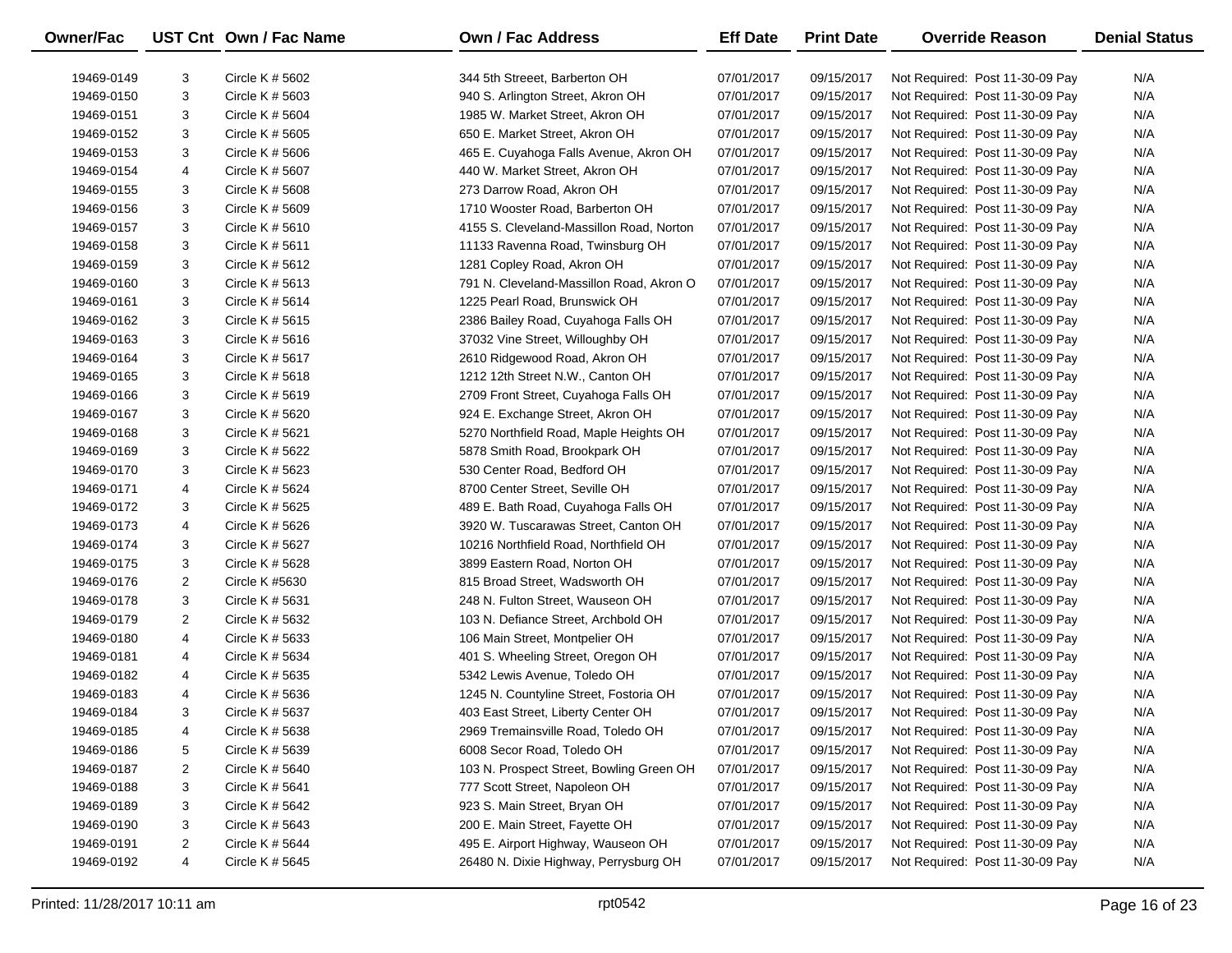| Owner/Fac | UST Cnt | Own / Fac Name | Own / Fac Address | Eff Date | Print Date | Override Reason | Denial Status |
|---|---|---|---|---|---|---|---|
| 19469-0149 | 3 | Circle K # 5602 | 344 5th Streeet, Barberton OH | 07/01/2017 | 09/15/2017 | Not Required: Post 11-30-09 Pay | N/A |
| 19469-0150 | 3 | Circle K # 5603 | 940 S. Arlington Street, Akron OH | 07/01/2017 | 09/15/2017 | Not Required: Post 11-30-09 Pay | N/A |
| 19469-0151 | 3 | Circle K # 5604 | 1985 W. Market Street, Akron OH | 07/01/2017 | 09/15/2017 | Not Required: Post 11-30-09 Pay | N/A |
| 19469-0152 | 3 | Circle K # 5605 | 650 E. Market Street, Akron OH | 07/01/2017 | 09/15/2017 | Not Required: Post 11-30-09 Pay | N/A |
| 19469-0153 | 3 | Circle K # 5606 | 465 E. Cuyahoga Falls Avenue, Akron OH | 07/01/2017 | 09/15/2017 | Not Required: Post 11-30-09 Pay | N/A |
| 19469-0154 | 4 | Circle K # 5607 | 440 W. Market Street, Akron OH | 07/01/2017 | 09/15/2017 | Not Required: Post 11-30-09 Pay | N/A |
| 19469-0155 | 3 | Circle K # 5608 | 273 Darrow Road, Akron OH | 07/01/2017 | 09/15/2017 | Not Required: Post 11-30-09 Pay | N/A |
| 19469-0156 | 3 | Circle K # 5609 | 1710 Wooster Road, Barberton OH | 07/01/2017 | 09/15/2017 | Not Required: Post 11-30-09 Pay | N/A |
| 19469-0157 | 3 | Circle K # 5610 | 4155 S. Cleveland-Massillon Road, Norton | 07/01/2017 | 09/15/2017 | Not Required: Post 11-30-09 Pay | N/A |
| 19469-0158 | 3 | Circle K # 5611 | 11133 Ravenna Road, Twinsburg OH | 07/01/2017 | 09/15/2017 | Not Required: Post 11-30-09 Pay | N/A |
| 19469-0159 | 3 | Circle K # 5612 | 1281 Copley Road, Akron OH | 07/01/2017 | 09/15/2017 | Not Required: Post 11-30-09 Pay | N/A |
| 19469-0160 | 3 | Circle K # 5613 | 791 N. Cleveland-Massillon Road, Akron O | 07/01/2017 | 09/15/2017 | Not Required: Post 11-30-09 Pay | N/A |
| 19469-0161 | 3 | Circle K # 5614 | 1225 Pearl Road, Brunswick OH | 07/01/2017 | 09/15/2017 | Not Required: Post 11-30-09 Pay | N/A |
| 19469-0162 | 3 | Circle K # 5615 | 2386 Bailey Road, Cuyahoga Falls OH | 07/01/2017 | 09/15/2017 | Not Required: Post 11-30-09 Pay | N/A |
| 19469-0163 | 3 | Circle K # 5616 | 37032 Vine Street, Willoughby OH | 07/01/2017 | 09/15/2017 | Not Required: Post 11-30-09 Pay | N/A |
| 19469-0164 | 3 | Circle K # 5617 | 2610 Ridgewood Road, Akron OH | 07/01/2017 | 09/15/2017 | Not Required: Post 11-30-09 Pay | N/A |
| 19469-0165 | 3 | Circle K # 5618 | 1212 12th Street N.W., Canton OH | 07/01/2017 | 09/15/2017 | Not Required: Post 11-30-09 Pay | N/A |
| 19469-0166 | 3 | Circle K # 5619 | 2709 Front Street, Cuyahoga Falls OH | 07/01/2017 | 09/15/2017 | Not Required: Post 11-30-09 Pay | N/A |
| 19469-0167 | 3 | Circle K # 5620 | 924 E. Exchange Street, Akron OH | 07/01/2017 | 09/15/2017 | Not Required: Post 11-30-09 Pay | N/A |
| 19469-0168 | 3 | Circle K # 5621 | 5270 Northfield Road, Maple Heights OH | 07/01/2017 | 09/15/2017 | Not Required: Post 11-30-09 Pay | N/A |
| 19469-0169 | 3 | Circle K # 5622 | 5878 Smith Road, Brookpark OH | 07/01/2017 | 09/15/2017 | Not Required: Post 11-30-09 Pay | N/A |
| 19469-0170 | 3 | Circle K # 5623 | 530 Center Road, Bedford OH | 07/01/2017 | 09/15/2017 | Not Required: Post 11-30-09 Pay | N/A |
| 19469-0171 | 4 | Circle K # 5624 | 8700 Center Street, Seville OH | 07/01/2017 | 09/15/2017 | Not Required: Post 11-30-09 Pay | N/A |
| 19469-0172 | 3 | Circle K # 5625 | 489 E. Bath Road, Cuyahoga Falls OH | 07/01/2017 | 09/15/2017 | Not Required: Post 11-30-09 Pay | N/A |
| 19469-0173 | 4 | Circle K # 5626 | 3920 W. Tuscarawas Street, Canton OH | 07/01/2017 | 09/15/2017 | Not Required: Post 11-30-09 Pay | N/A |
| 19469-0174 | 3 | Circle K # 5627 | 10216 Northfield Road, Northfield OH | 07/01/2017 | 09/15/2017 | Not Required: Post 11-30-09 Pay | N/A |
| 19469-0175 | 3 | Circle K # 5628 | 3899 Eastern Road, Norton OH | 07/01/2017 | 09/15/2017 | Not Required: Post 11-30-09 Pay | N/A |
| 19469-0176 | 2 | Circle K #5630 | 815 Broad Street, Wadsworth OH | 07/01/2017 | 09/15/2017 | Not Required: Post 11-30-09 Pay | N/A |
| 19469-0178 | 3 | Circle K # 5631 | 248 N. Fulton Street, Wauseon OH | 07/01/2017 | 09/15/2017 | Not Required: Post 11-30-09 Pay | N/A |
| 19469-0179 | 2 | Circle K # 5632 | 103 N. Defiance Street, Archbold OH | 07/01/2017 | 09/15/2017 | Not Required: Post 11-30-09 Pay | N/A |
| 19469-0180 | 4 | Circle K # 5633 | 106 Main Street, Montpelier OH | 07/01/2017 | 09/15/2017 | Not Required: Post 11-30-09 Pay | N/A |
| 19469-0181 | 4 | Circle K # 5634 | 401 S. Wheeling Street, Oregon OH | 07/01/2017 | 09/15/2017 | Not Required: Post 11-30-09 Pay | N/A |
| 19469-0182 | 4 | Circle K # 5635 | 5342 Lewis Avenue, Toledo OH | 07/01/2017 | 09/15/2017 | Not Required: Post 11-30-09 Pay | N/A |
| 19469-0183 | 4 | Circle K # 5636 | 1245 N. Countyline Street, Fostoria OH | 07/01/2017 | 09/15/2017 | Not Required: Post 11-30-09 Pay | N/A |
| 19469-0184 | 3 | Circle K # 5637 | 403 East Street, Liberty Center OH | 07/01/2017 | 09/15/2017 | Not Required: Post 11-30-09 Pay | N/A |
| 19469-0185 | 4 | Circle K # 5638 | 2969 Tremainsville Road, Toledo OH | 07/01/2017 | 09/15/2017 | Not Required: Post 11-30-09 Pay | N/A |
| 19469-0186 | 5 | Circle K # 5639 | 6008 Secor Road, Toledo OH | 07/01/2017 | 09/15/2017 | Not Required: Post 11-30-09 Pay | N/A |
| 19469-0187 | 2 | Circle K # 5640 | 103 N. Prospect Street, Bowling Green OH | 07/01/2017 | 09/15/2017 | Not Required: Post 11-30-09 Pay | N/A |
| 19469-0188 | 3 | Circle K # 5641 | 777 Scott Street, Napoleon OH | 07/01/2017 | 09/15/2017 | Not Required: Post 11-30-09 Pay | N/A |
| 19469-0189 | 3 | Circle K # 5642 | 923 S. Main Street, Bryan OH | 07/01/2017 | 09/15/2017 | Not Required: Post 11-30-09 Pay | N/A |
| 19469-0190 | 3 | Circle K # 5643 | 200 E. Main Street, Fayette OH | 07/01/2017 | 09/15/2017 | Not Required: Post 11-30-09 Pay | N/A |
| 19469-0191 | 2 | Circle K # 5644 | 495 E. Airport Highway, Wauseon OH | 07/01/2017 | 09/15/2017 | Not Required: Post 11-30-09 Pay | N/A |
| 19469-0192 | 4 | Circle K # 5645 | 26480 N. Dixie Highway, Perrysburg OH | 07/01/2017 | 09/15/2017 | Not Required: Post 11-30-09 Pay | N/A |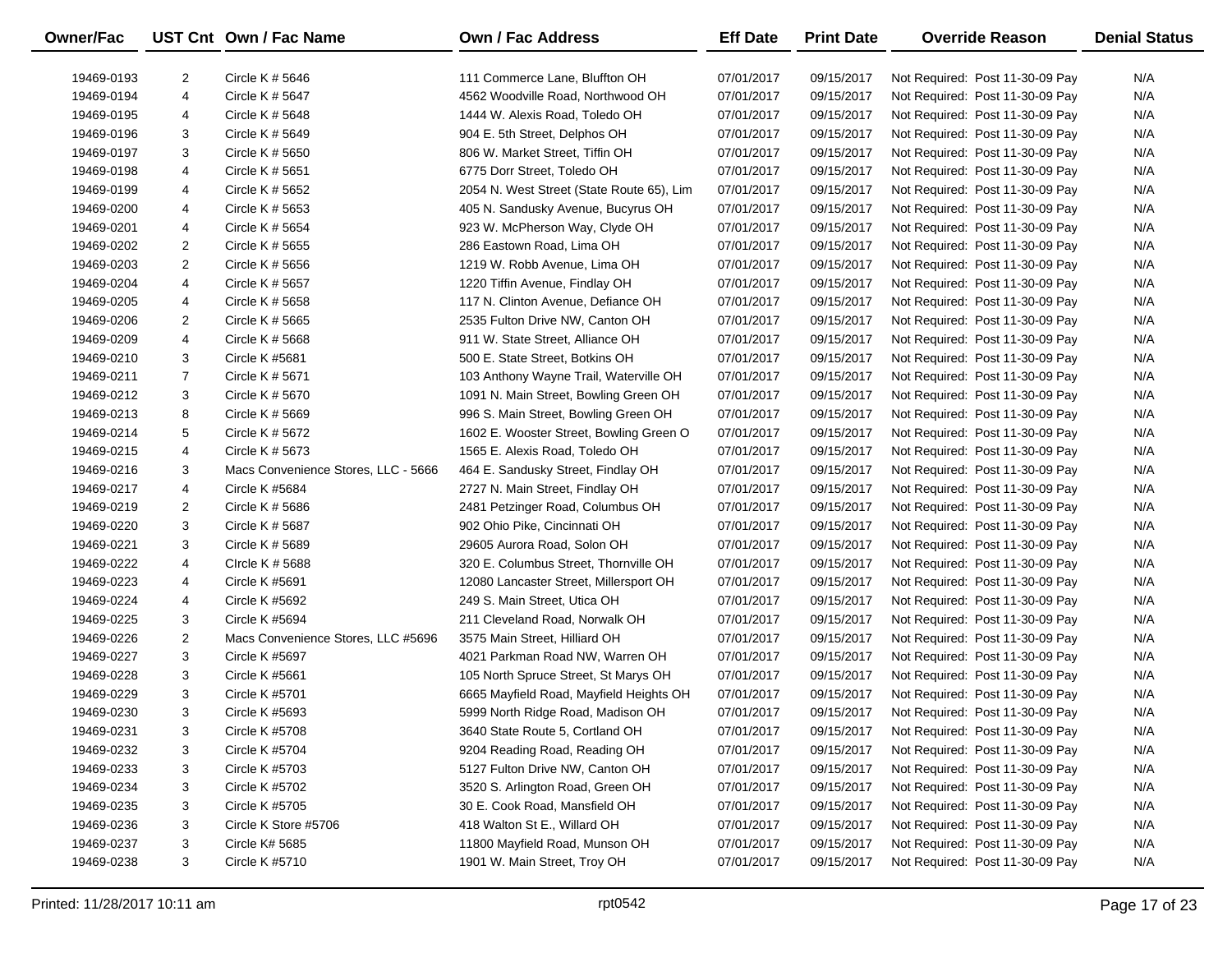| Owner/Fac | UST Cnt | Own / Fac Name | Own / Fac Address | Eff Date | Print Date | Override Reason | Denial Status |
|---|---|---|---|---|---|---|---|
| 19469-0193 | 2 | Circle K # 5646 | 111 Commerce Lane, Bluffton OH | 07/01/2017 | 09/15/2017 | Not Required: Post 11-30-09 Pay | N/A |
| 19469-0194 | 4 | Circle K # 5647 | 4562 Woodville Road, Northwood OH | 07/01/2017 | 09/15/2017 | Not Required: Post 11-30-09 Pay | N/A |
| 19469-0195 | 4 | Circle K # 5648 | 1444 W. Alexis Road, Toledo OH | 07/01/2017 | 09/15/2017 | Not Required: Post 11-30-09 Pay | N/A |
| 19469-0196 | 3 | Circle K # 5649 | 904 E. 5th Street, Delphos OH | 07/01/2017 | 09/15/2017 | Not Required: Post 11-30-09 Pay | N/A |
| 19469-0197 | 3 | Circle K # 5650 | 806 W. Market Street, Tiffin OH | 07/01/2017 | 09/15/2017 | Not Required: Post 11-30-09 Pay | N/A |
| 19469-0198 | 4 | Circle K # 5651 | 6775 Dorr Street, Toledo OH | 07/01/2017 | 09/15/2017 | Not Required: Post 11-30-09 Pay | N/A |
| 19469-0199 | 4 | Circle K # 5652 | 2054 N. West Street (State Route 65), Lim | 07/01/2017 | 09/15/2017 | Not Required: Post 11-30-09 Pay | N/A |
| 19469-0200 | 4 | Circle K # 5653 | 405 N. Sandusky Avenue, Bucyrus OH | 07/01/2017 | 09/15/2017 | Not Required: Post 11-30-09 Pay | N/A |
| 19469-0201 | 4 | Circle K # 5654 | 923 W. McPherson Way, Clyde OH | 07/01/2017 | 09/15/2017 | Not Required: Post 11-30-09 Pay | N/A |
| 19469-0202 | 2 | Circle K # 5655 | 286 Eastown Road, Lima OH | 07/01/2017 | 09/15/2017 | Not Required: Post 11-30-09 Pay | N/A |
| 19469-0203 | 2 | Circle K # 5656 | 1219 W. Robb Avenue, Lima OH | 07/01/2017 | 09/15/2017 | Not Required: Post 11-30-09 Pay | N/A |
| 19469-0204 | 4 | Circle K # 5657 | 1220 Tiffin Avenue, Findlay OH | 07/01/2017 | 09/15/2017 | Not Required: Post 11-30-09 Pay | N/A |
| 19469-0205 | 4 | Circle K # 5658 | 117 N. Clinton Avenue, Defiance OH | 07/01/2017 | 09/15/2017 | Not Required: Post 11-30-09 Pay | N/A |
| 19469-0206 | 2 | Circle K # 5665 | 2535 Fulton Drive NW, Canton OH | 07/01/2017 | 09/15/2017 | Not Required: Post 11-30-09 Pay | N/A |
| 19469-0209 | 4 | Circle K # 5668 | 911 W. State Street, Alliance OH | 07/01/2017 | 09/15/2017 | Not Required: Post 11-30-09 Pay | N/A |
| 19469-0210 | 3 | Circle K #5681 | 500 E. State Street, Botkins OH | 07/01/2017 | 09/15/2017 | Not Required: Post 11-30-09 Pay | N/A |
| 19469-0211 | 7 | Circle K # 5671 | 103 Anthony Wayne Trail, Waterville OH | 07/01/2017 | 09/15/2017 | Not Required: Post 11-30-09 Pay | N/A |
| 19469-0212 | 3 | Circle K # 5670 | 1091 N. Main Street, Bowling Green OH | 07/01/2017 | 09/15/2017 | Not Required: Post 11-30-09 Pay | N/A |
| 19469-0213 | 8 | Circle K # 5669 | 996 S. Main Street, Bowling Green OH | 07/01/2017 | 09/15/2017 | Not Required: Post 11-30-09 Pay | N/A |
| 19469-0214 | 5 | Circle K # 5672 | 1602 E. Wooster Street, Bowling Green O | 07/01/2017 | 09/15/2017 | Not Required: Post 11-30-09 Pay | N/A |
| 19469-0215 | 4 | Circle K # 5673 | 1565 E. Alexis Road, Toledo OH | 07/01/2017 | 09/15/2017 | Not Required: Post 11-30-09 Pay | N/A |
| 19469-0216 | 3 | Macs Convenience Stores, LLC - 5666 | 464 E. Sandusky Street, Findlay OH | 07/01/2017 | 09/15/2017 | Not Required: Post 11-30-09 Pay | N/A |
| 19469-0217 | 4 | Circle K #5684 | 2727 N. Main Street, Findlay OH | 07/01/2017 | 09/15/2017 | Not Required: Post 11-30-09 Pay | N/A |
| 19469-0219 | 2 | Circle K # 5686 | 2481 Petzinger Road, Columbus OH | 07/01/2017 | 09/15/2017 | Not Required: Post 11-30-09 Pay | N/A |
| 19469-0220 | 3 | Circle K # 5687 | 902 Ohio Pike, Cincinnati OH | 07/01/2017 | 09/15/2017 | Not Required: Post 11-30-09 Pay | N/A |
| 19469-0221 | 3 | Circle K # 5689 | 29605 Aurora Road, Solon OH | 07/01/2017 | 09/15/2017 | Not Required: Post 11-30-09 Pay | N/A |
| 19469-0222 | 4 | CIrcle K # 5688 | 320 E. Columbus Street, Thornville OH | 07/01/2017 | 09/15/2017 | Not Required: Post 11-30-09 Pay | N/A |
| 19469-0223 | 4 | Circle K #5691 | 12080 Lancaster Street, Millersport OH | 07/01/2017 | 09/15/2017 | Not Required: Post 11-30-09 Pay | N/A |
| 19469-0224 | 4 | Circle K #5692 | 249 S. Main Street, Utica OH | 07/01/2017 | 09/15/2017 | Not Required: Post 11-30-09 Pay | N/A |
| 19469-0225 | 3 | Circle K #5694 | 211 Cleveland Road, Norwalk OH | 07/01/2017 | 09/15/2017 | Not Required: Post 11-30-09 Pay | N/A |
| 19469-0226 | 2 | Macs Convenience Stores, LLC #5696 | 3575 Main Street, Hilliard OH | 07/01/2017 | 09/15/2017 | Not Required: Post 11-30-09 Pay | N/A |
| 19469-0227 | 3 | Circle K #5697 | 4021 Parkman Road NW, Warren OH | 07/01/2017 | 09/15/2017 | Not Required: Post 11-30-09 Pay | N/A |
| 19469-0228 | 3 | Circle K #5661 | 105 North Spruce Street, St Marys OH | 07/01/2017 | 09/15/2017 | Not Required: Post 11-30-09 Pay | N/A |
| 19469-0229 | 3 | Circle K #5701 | 6665 Mayfield Road, Mayfield Heights OH | 07/01/2017 | 09/15/2017 | Not Required: Post 11-30-09 Pay | N/A |
| 19469-0230 | 3 | Circle K #5693 | 5999 North Ridge Road, Madison OH | 07/01/2017 | 09/15/2017 | Not Required: Post 11-30-09 Pay | N/A |
| 19469-0231 | 3 | Circle K #5708 | 3640 State Route 5, Cortland OH | 07/01/2017 | 09/15/2017 | Not Required: Post 11-30-09 Pay | N/A |
| 19469-0232 | 3 | Circle K #5704 | 9204 Reading Road, Reading OH | 07/01/2017 | 09/15/2017 | Not Required: Post 11-30-09 Pay | N/A |
| 19469-0233 | 3 | Circle K #5703 | 5127 Fulton Drive NW, Canton OH | 07/01/2017 | 09/15/2017 | Not Required: Post 11-30-09 Pay | N/A |
| 19469-0234 | 3 | Circle K #5702 | 3520 S. Arlington Road, Green OH | 07/01/2017 | 09/15/2017 | Not Required: Post 11-30-09 Pay | N/A |
| 19469-0235 | 3 | Circle K #5705 | 30 E. Cook Road, Mansfield OH | 07/01/2017 | 09/15/2017 | Not Required: Post 11-30-09 Pay | N/A |
| 19469-0236 | 3 | Circle K Store #5706 | 418 Walton St E., Willard OH | 07/01/2017 | 09/15/2017 | Not Required: Post 11-30-09 Pay | N/A |
| 19469-0237 | 3 | Circle K# 5685 | 11800 Mayfield Road, Munson OH | 07/01/2017 | 09/15/2017 | Not Required: Post 11-30-09 Pay | N/A |
| 19469-0238 | 3 | Circle K #5710 | 1901 W. Main Street, Troy OH | 07/01/2017 | 09/15/2017 | Not Required: Post 11-30-09 Pay | N/A |

Printed: 11/28/2017 10:11 am rpt0542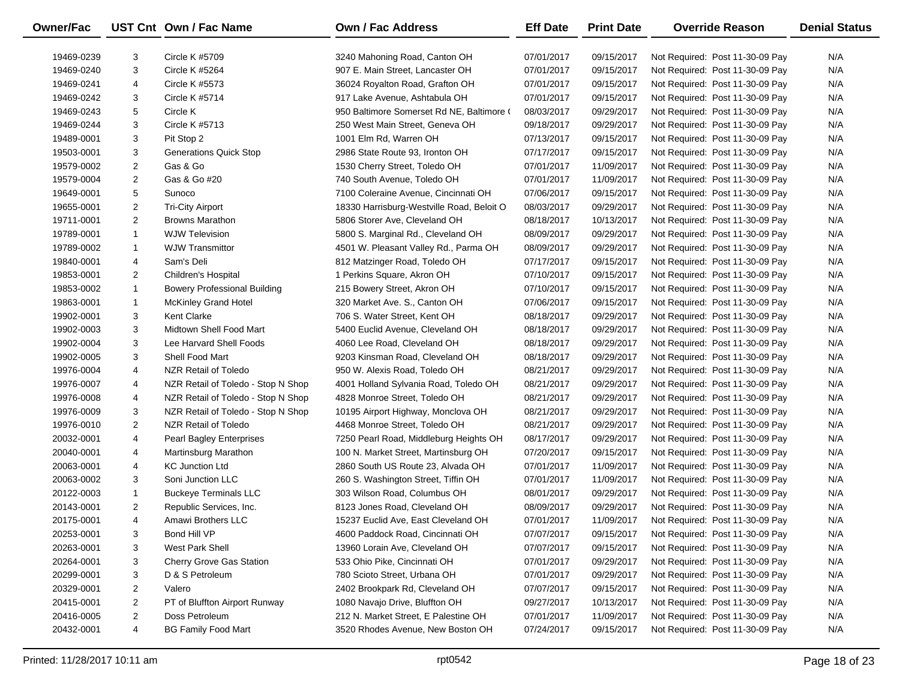| Owner/Fac | UST Cnt | Own / Fac Name | Own / Fac Address | Eff Date | Print Date | Override Reason | Denial Status |
|---|---|---|---|---|---|---|---|
| 19469-0239 | 3 | Circle K #5709 | 3240 Mahoning Road, Canton OH | 07/01/2017 | 09/15/2017 | Not Required: Post 11-30-09 Pay | N/A |
| 19469-0240 | 3 | Circle K #5264 | 907 E. Main Street, Lancaster OH | 07/01/2017 | 09/15/2017 | Not Required: Post 11-30-09 Pay | N/A |
| 19469-0241 | 4 | Circle K #5573 | 36024 Royalton Road, Grafton OH | 07/01/2017 | 09/15/2017 | Not Required: Post 11-30-09 Pay | N/A |
| 19469-0242 | 3 | Circle K #5714 | 917 Lake Avenue, Ashtabula OH | 07/01/2017 | 09/15/2017 | Not Required: Post 11-30-09 Pay | N/A |
| 19469-0243 | 5 | Circle K | 950 Baltimore Somerset Rd NE, Baltimore ( | 08/03/2017 | 09/29/2017 | Not Required: Post 11-30-09 Pay | N/A |
| 19469-0244 | 3 | Circle K #5713 | 250 West Main Street, Geneva OH | 09/18/2017 | 09/29/2017 | Not Required: Post 11-30-09 Pay | N/A |
| 19489-0001 | 3 | Pit Stop 2 | 1001 Elm Rd, Warren OH | 07/13/2017 | 09/15/2017 | Not Required: Post 11-30-09 Pay | N/A |
| 19503-0001 | 3 | Generations Quick Stop | 2986 State Route 93, Ironton OH | 07/17/2017 | 09/15/2017 | Not Required: Post 11-30-09 Pay | N/A |
| 19579-0002 | 2 | Gas & Go | 1530 Cherry Street, Toledo OH | 07/01/2017 | 11/09/2017 | Not Required: Post 11-30-09 Pay | N/A |
| 19579-0004 | 2 | Gas & Go #20 | 740 South Avenue, Toledo OH | 07/01/2017 | 11/09/2017 | Not Required: Post 11-30-09 Pay | N/A |
| 19649-0001 | 5 | Sunoco | 7100 Coleraine Avenue, Cincinnati OH | 07/06/2017 | 09/15/2017 | Not Required: Post 11-30-09 Pay | N/A |
| 19655-0001 | 2 | Tri-City Airport | 18330 Harrisburg-Westville Road, Beloit O | 08/03/2017 | 09/29/2017 | Not Required: Post 11-30-09 Pay | N/A |
| 19711-0001 | 2 | Browns Marathon | 5806 Storer Ave, Cleveland OH | 08/18/2017 | 10/13/2017 | Not Required: Post 11-30-09 Pay | N/A |
| 19789-0001 | 1 | WJW Television | 5800 S. Marginal Rd., Cleveland OH | 08/09/2017 | 09/29/2017 | Not Required: Post 11-30-09 Pay | N/A |
| 19789-0002 | 1 | WJW Transmittor | 4501 W. Pleasant Valley Rd., Parma OH | 08/09/2017 | 09/29/2017 | Not Required: Post 11-30-09 Pay | N/A |
| 19840-0001 | 4 | Sam's Deli | 812 Matzinger Road, Toledo OH | 07/17/2017 | 09/15/2017 | Not Required: Post 11-30-09 Pay | N/A |
| 19853-0001 | 2 | Children's Hospital | 1 Perkins Square, Akron OH | 07/10/2017 | 09/15/2017 | Not Required: Post 11-30-09 Pay | N/A |
| 19853-0002 | 1 | Bowery Professional Building | 215 Bowery Street, Akron OH | 07/10/2017 | 09/15/2017 | Not Required: Post 11-30-09 Pay | N/A |
| 19863-0001 | 1 | McKinley Grand Hotel | 320 Market Ave. S., Canton OH | 07/06/2017 | 09/15/2017 | Not Required: Post 11-30-09 Pay | N/A |
| 19902-0001 | 3 | Kent Clarke | 706 S. Water Street, Kent OH | 08/18/2017 | 09/29/2017 | Not Required: Post 11-30-09 Pay | N/A |
| 19902-0003 | 3 | Midtown Shell Food Mart | 5400 Euclid Avenue, Cleveland OH | 08/18/2017 | 09/29/2017 | Not Required: Post 11-30-09 Pay | N/A |
| 19902-0004 | 3 | Lee Harvard Shell Foods | 4060 Lee Road, Cleveland OH | 08/18/2017 | 09/29/2017 | Not Required: Post 11-30-09 Pay | N/A |
| 19902-0005 | 3 | Shell Food Mart | 9203 Kinsman Road, Cleveland OH | 08/18/2017 | 09/29/2017 | Not Required: Post 11-30-09 Pay | N/A |
| 19976-0004 | 4 | NZR Retail of Toledo | 950 W. Alexis Road, Toledo OH | 08/21/2017 | 09/29/2017 | Not Required: Post 11-30-09 Pay | N/A |
| 19976-0007 | 4 | NZR Retail of Toledo - Stop N Shop | 4001 Holland Sylvania Road, Toledo OH | 08/21/2017 | 09/29/2017 | Not Required: Post 11-30-09 Pay | N/A |
| 19976-0008 | 4 | NZR Retail of Toledo - Stop N Shop | 4828 Monroe Street, Toledo OH | 08/21/2017 | 09/29/2017 | Not Required: Post 11-30-09 Pay | N/A |
| 19976-0009 | 3 | NZR Retail of Toledo - Stop N Shop | 10195 Airport Highway, Monclova OH | 08/21/2017 | 09/29/2017 | Not Required: Post 11-30-09 Pay | N/A |
| 19976-0010 | 2 | NZR Retail of Toledo | 4468 Monroe Street, Toledo OH | 08/21/2017 | 09/29/2017 | Not Required: Post 11-30-09 Pay | N/A |
| 20032-0001 | 4 | Pearl Bagley Enterprises | 7250 Pearl Road, Middleburg Heights OH | 08/17/2017 | 09/29/2017 | Not Required: Post 11-30-09 Pay | N/A |
| 20040-0001 | 4 | Martinsburg Marathon | 100 N. Market Street, Martinsburg OH | 07/20/2017 | 09/15/2017 | Not Required: Post 11-30-09 Pay | N/A |
| 20063-0001 | 4 | KC Junction Ltd | 2860 South US Route 23, Alvada OH | 07/01/2017 | 11/09/2017 | Not Required: Post 11-30-09 Pay | N/A |
| 20063-0002 | 3 | Soni Junction LLC | 260 S. Washington Street, Tiffin OH | 07/01/2017 | 11/09/2017 | Not Required: Post 11-30-09 Pay | N/A |
| 20122-0003 | 1 | Buckeye Terminals LLC | 303 Wilson Road, Columbus OH | 08/01/2017 | 09/29/2017 | Not Required: Post 11-30-09 Pay | N/A |
| 20143-0001 | 2 | Republic Services, Inc. | 8123 Jones Road, Cleveland OH | 08/09/2017 | 09/29/2017 | Not Required: Post 11-30-09 Pay | N/A |
| 20175-0001 | 4 | Amawi Brothers LLC | 15237 Euclid Ave, East Cleveland OH | 07/01/2017 | 11/09/2017 | Not Required: Post 11-30-09 Pay | N/A |
| 20253-0001 | 3 | Bond Hill VP | 4600 Paddock Road, Cincinnati OH | 07/07/2017 | 09/15/2017 | Not Required: Post 11-30-09 Pay | N/A |
| 20263-0001 | 3 | West Park Shell | 13960 Lorain Ave, Cleveland OH | 07/07/2017 | 09/15/2017 | Not Required: Post 11-30-09 Pay | N/A |
| 20264-0001 | 3 | Cherry Grove Gas Station | 533 Ohio Pike, Cincinnati OH | 07/01/2017 | 09/29/2017 | Not Required: Post 11-30-09 Pay | N/A |
| 20299-0001 | 3 | D & S Petroleum | 780 Scioto Street, Urbana OH | 07/01/2017 | 09/29/2017 | Not Required: Post 11-30-09 Pay | N/A |
| 20329-0001 | 2 | Valero | 2402 Brookpark Rd, Cleveland OH | 07/07/2017 | 09/15/2017 | Not Required: Post 11-30-09 Pay | N/A |
| 20415-0001 | 2 | PT of Bluffton Airport Runway | 1080 Navajo Drive, Bluffton OH | 09/27/2017 | 10/13/2017 | Not Required: Post 11-30-09 Pay | N/A |
| 20416-0005 | 2 | Doss Petroleum | 212 N. Market Street, E Palestine OH | 07/01/2017 | 11/09/2017 | Not Required: Post 11-30-09 Pay | N/A |
| 20432-0001 | 4 | BG Family Food Mart | 3520 Rhodes Avenue, New Boston OH | 07/24/2017 | 09/15/2017 | Not Required: Post 11-30-09 Pay | N/A |

Printed: 11/28/2017 10:11 am | rpt0542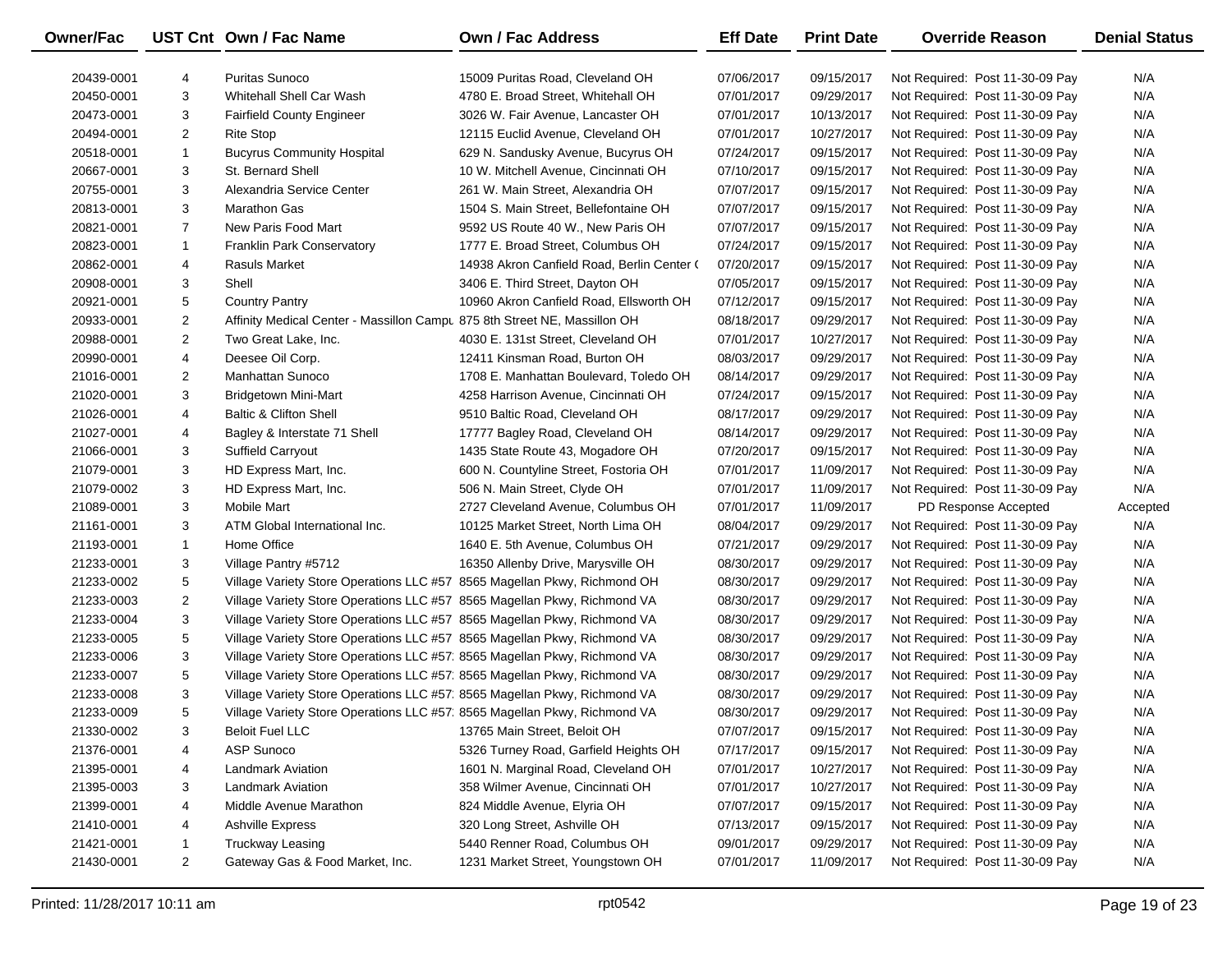| Owner/Fac | UST Cnt | Own / Fac Name | Own / Fac Address | Eff Date | Print Date | Override Reason | Denial Status |
|---|---|---|---|---|---|---|---|
| 20439-0001 | 4 | Puritas Sunoco | 15009 Puritas Road, Cleveland OH | 07/06/2017 | 09/15/2017 | Not Required: Post 11-30-09 Pay | N/A |
| 20450-0001 | 3 | Whitehall Shell Car Wash | 4780 E. Broad Street, Whitehall OH | 07/01/2017 | 09/29/2017 | Not Required: Post 11-30-09 Pay | N/A |
| 20473-0001 | 3 | Fairfield County Engineer | 3026 W. Fair Avenue, Lancaster OH | 07/01/2017 | 10/13/2017 | Not Required: Post 11-30-09 Pay | N/A |
| 20494-0001 | 2 | Rite Stop | 12115 Euclid Avenue, Cleveland OH | 07/01/2017 | 10/27/2017 | Not Required: Post 11-30-09 Pay | N/A |
| 20518-0001 | 1 | Bucyrus Community Hospital | 629 N. Sandusky Avenue, Bucyrus OH | 07/24/2017 | 09/15/2017 | Not Required: Post 11-30-09 Pay | N/A |
| 20667-0001 | 3 | St. Bernard Shell | 10 W. Mitchell Avenue, Cincinnati OH | 07/10/2017 | 09/15/2017 | Not Required: Post 11-30-09 Pay | N/A |
| 20755-0001 | 3 | Alexandria Service Center | 261 W. Main Street, Alexandria OH | 07/07/2017 | 09/15/2017 | Not Required: Post 11-30-09 Pay | N/A |
| 20813-0001 | 3 | Marathon Gas | 1504 S. Main Street, Bellefontaine OH | 07/07/2017 | 09/15/2017 | Not Required: Post 11-30-09 Pay | N/A |
| 20821-0001 | 7 | New Paris Food Mart | 9592 US Route 40 W., New Paris OH | 07/07/2017 | 09/15/2017 | Not Required: Post 11-30-09 Pay | N/A |
| 20823-0001 | 1 | Franklin Park Conservatory | 1777 E. Broad Street, Columbus OH | 07/24/2017 | 09/15/2017 | Not Required: Post 11-30-09 Pay | N/A |
| 20862-0001 | 4 | Rasuls Market | 14938 Akron Canfield Road, Berlin Center ( | 07/20/2017 | 09/15/2017 | Not Required: Post 11-30-09 Pay | N/A |
| 20908-0001 | 3 | Shell | 3406 E. Third Street, Dayton OH | 07/05/2017 | 09/15/2017 | Not Required: Post 11-30-09 Pay | N/A |
| 20921-0001 | 5 | Country Pantry | 10960 Akron Canfield Road, Ellsworth OH | 07/12/2017 | 09/15/2017 | Not Required: Post 11-30-09 Pay | N/A |
| 20933-0001 | 2 | Affinity Medical Center - Massillon Campu | 875 8th Street NE, Massillon OH | 08/18/2017 | 09/29/2017 | Not Required: Post 11-30-09 Pay | N/A |
| 20988-0001 | 2 | Two Great Lake, Inc. | 4030 E. 131st Street, Cleveland OH | 07/01/2017 | 10/27/2017 | Not Required: Post 11-30-09 Pay | N/A |
| 20990-0001 | 4 | Deesee Oil Corp. | 12411 Kinsman Road, Burton OH | 08/03/2017 | 09/29/2017 | Not Required: Post 11-30-09 Pay | N/A |
| 21016-0001 | 2 | Manhattan Sunoco | 1708 E. Manhattan Boulevard, Toledo OH | 08/14/2017 | 09/29/2017 | Not Required: Post 11-30-09 Pay | N/A |
| 21020-0001 | 3 | Bridgetown Mini-Mart | 4258 Harrison Avenue, Cincinnati OH | 07/24/2017 | 09/15/2017 | Not Required: Post 11-30-09 Pay | N/A |
| 21026-0001 | 4 | Baltic & Clifton Shell | 9510 Baltic Road, Cleveland OH | 08/17/2017 | 09/29/2017 | Not Required: Post 11-30-09 Pay | N/A |
| 21027-0001 | 4 | Bagley & Interstate 71 Shell | 17777 Bagley Road, Cleveland OH | 08/14/2017 | 09/29/2017 | Not Required: Post 11-30-09 Pay | N/A |
| 21066-0001 | 3 | Suffield Carryout | 1435 State Route 43, Mogadore OH | 07/20/2017 | 09/15/2017 | Not Required: Post 11-30-09 Pay | N/A |
| 21079-0001 | 3 | HD Express Mart, Inc. | 600 N. Countyline Street, Fostoria OH | 07/01/2017 | 11/09/2017 | Not Required: Post 11-30-09 Pay | N/A |
| 21079-0002 | 3 | HD Express Mart, Inc. | 506 N. Main Street, Clyde OH | 07/01/2017 | 11/09/2017 | Not Required: Post 11-30-09 Pay | N/A |
| 21089-0001 | 3 | Mobile Mart | 2727 Cleveland Avenue, Columbus OH | 07/01/2017 | 11/09/2017 | PD Response Accepted | Accepted |
| 21161-0001 | 3 | ATM Global International Inc. | 10125 Market Street, North Lima OH | 08/04/2017 | 09/29/2017 | Not Required: Post 11-30-09 Pay | N/A |
| 21193-0001 | 1 | Home Office | 1640 E. 5th Avenue, Columbus OH | 07/21/2017 | 09/29/2017 | Not Required: Post 11-30-09 Pay | N/A |
| 21233-0001 | 3 | Village Pantry #5712 | 16350 Allenby Drive, Marysville OH | 08/30/2017 | 09/29/2017 | Not Required: Post 11-30-09 Pay | N/A |
| 21233-0002 | 5 | Village Variety Store Operations LLC #57 | 8565 Magellan Pkwy, Richmond OH | 08/30/2017 | 09/29/2017 | Not Required: Post 11-30-09 Pay | N/A |
| 21233-0003 | 2 | Village Variety Store Operations LLC #57 | 8565 Magellan Pkwy, Richmond VA | 08/30/2017 | 09/29/2017 | Not Required: Post 11-30-09 Pay | N/A |
| 21233-0004 | 3 | Village Variety Store Operations LLC #57 | 8565 Magellan Pkwy, Richmond VA | 08/30/2017 | 09/29/2017 | Not Required: Post 11-30-09 Pay | N/A |
| 21233-0005 | 5 | Village Variety Store Operations LLC #57 | 8565 Magellan Pkwy, Richmond VA | 08/30/2017 | 09/29/2017 | Not Required: Post 11-30-09 Pay | N/A |
| 21233-0006 | 3 | Village Variety Store Operations LLC #57 | 8565 Magellan Pkwy, Richmond VA | 08/30/2017 | 09/29/2017 | Not Required: Post 11-30-09 Pay | N/A |
| 21233-0007 | 5 | Village Variety Store Operations LLC #57 | 8565 Magellan Pkwy, Richmond VA | 08/30/2017 | 09/29/2017 | Not Required: Post 11-30-09 Pay | N/A |
| 21233-0008 | 3 | Village Variety Store Operations LLC #57 | 8565 Magellan Pkwy, Richmond VA | 08/30/2017 | 09/29/2017 | Not Required: Post 11-30-09 Pay | N/A |
| 21233-0009 | 5 | Village Variety Store Operations LLC #57 | 8565 Magellan Pkwy, Richmond VA | 08/30/2017 | 09/29/2017 | Not Required: Post 11-30-09 Pay | N/A |
| 21330-0002 | 3 | Beloit Fuel LLC | 13765 Main Street, Beloit OH | 07/07/2017 | 09/15/2017 | Not Required: Post 11-30-09 Pay | N/A |
| 21376-0001 | 4 | ASP Sunoco | 5326 Turney Road, Garfield Heights OH | 07/17/2017 | 09/15/2017 | Not Required: Post 11-30-09 Pay | N/A |
| 21395-0001 | 4 | Landmark Aviation | 1601 N. Marginal Road, Cleveland OH | 07/01/2017 | 10/27/2017 | Not Required: Post 11-30-09 Pay | N/A |
| 21395-0003 | 3 | Landmark Aviation | 358 Wilmer Avenue, Cincinnati OH | 07/01/2017 | 10/27/2017 | Not Required: Post 11-30-09 Pay | N/A |
| 21399-0001 | 4 | Middle Avenue Marathon | 824 Middle Avenue, Elyria OH | 07/07/2017 | 09/15/2017 | Not Required: Post 11-30-09 Pay | N/A |
| 21410-0001 | 4 | Ashville Express | 320 Long Street, Ashville OH | 07/13/2017 | 09/15/2017 | Not Required: Post 11-30-09 Pay | N/A |
| 21421-0001 | 1 | Truckway Leasing | 5440 Renner Road, Columbus OH | 09/01/2017 | 09/29/2017 | Not Required: Post 11-30-09 Pay | N/A |
| 21430-0001 | 2 | Gateway Gas & Food Market, Inc. | 1231 Market Street, Youngstown OH | 07/01/2017 | 11/09/2017 | Not Required: Post 11-30-09 Pay | N/A |

Printed: 11/28/2017 10:11 am rpt0542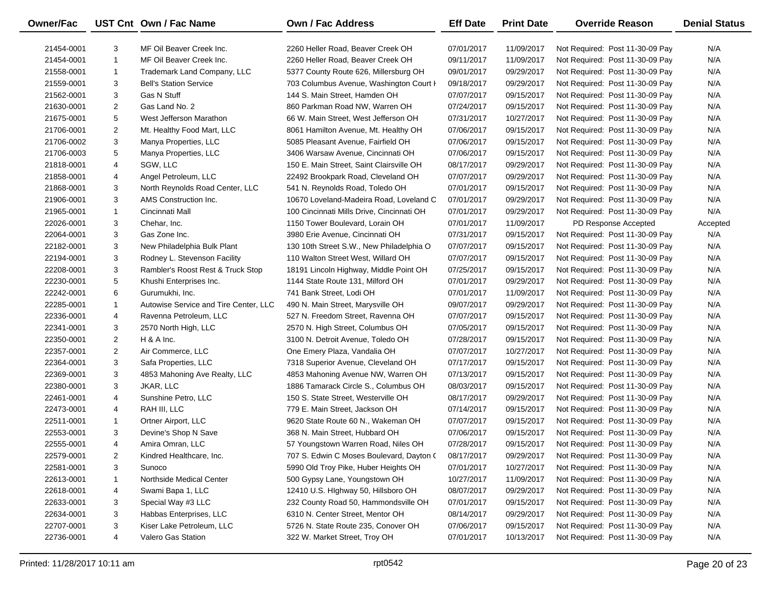| Owner/Fac | UST Cnt | Own / Fac Name | Own / Fac Address | Eff Date | Print Date | Override Reason | Denial Status |
|---|---|---|---|---|---|---|---|
| 21454-0001 | 3 | MF Oil Beaver Creek Inc. | 2260 Heller Road, Beaver Creek OH | 07/01/2017 | 11/09/2017 | Not Required: Post 11-30-09 Pay | N/A |
| 21454-0001 | 1 | MF Oil Beaver Creek Inc. | 2260 Heller Road, Beaver Creek OH | 09/11/2017 | 11/09/2017 | Not Required: Post 11-30-09 Pay | N/A |
| 21558-0001 | 1 | Trademark Land Company, LLC | 5377 County Route 626, Millersburg OH | 09/01/2017 | 09/29/2017 | Not Required: Post 11-30-09 Pay | N/A |
| 21559-0001 | 3 | Bell's Station Service | 703 Columbus Avenue, Washington Court H | 09/18/2017 | 09/29/2017 | Not Required: Post 11-30-09 Pay | N/A |
| 21562-0001 | 3 | Gas N Stuff | 144 S. Main Street, Hamden OH | 07/07/2017 | 09/15/2017 | Not Required: Post 11-30-09 Pay | N/A |
| 21630-0001 | 2 | Gas Land No. 2 | 860 Parkman Road NW, Warren OH | 07/24/2017 | 09/15/2017 | Not Required: Post 11-30-09 Pay | N/A |
| 21675-0001 | 5 | West Jefferson Marathon | 66 W. Main Street, West Jefferson OH | 07/31/2017 | 10/27/2017 | Not Required: Post 11-30-09 Pay | N/A |
| 21706-0001 | 2 | Mt. Healthy Food Mart, LLC | 8061 Hamilton Avenue, Mt. Healthy OH | 07/06/2017 | 09/15/2017 | Not Required: Post 11-30-09 Pay | N/A |
| 21706-0002 | 3 | Manya Properties, LLC | 5085 Pleasant Avenue, Fairfield OH | 07/06/2017 | 09/15/2017 | Not Required: Post 11-30-09 Pay | N/A |
| 21706-0003 | 5 | Manya Properties, LLC | 3406 Warsaw Avenue, Cincinnati OH | 07/06/2017 | 09/15/2017 | Not Required: Post 11-30-09 Pay | N/A |
| 21818-0001 | 4 | SGW, LLC | 150 E. Main Street, Saint Clairsville OH | 08/17/2017 | 09/29/2017 | Not Required: Post 11-30-09 Pay | N/A |
| 21858-0001 | 4 | Angel Petroleum, LLC | 22492 Brookpark Road, Cleveland OH | 07/07/2017 | 09/29/2017 | Not Required: Post 11-30-09 Pay | N/A |
| 21868-0001 | 3 | North Reynolds Road Center, LLC | 541 N. Reynolds Road, Toledo OH | 07/01/2017 | 09/15/2017 | Not Required: Post 11-30-09 Pay | N/A |
| 21906-0001 | 3 | AMS Construction Inc. | 10670 Loveland-Madeira Road, Loveland C | 07/01/2017 | 09/29/2017 | Not Required: Post 11-30-09 Pay | N/A |
| 21965-0001 | 1 | Cincinnati Mall | 100 Cincinnati Mills Drive, Cincinnati OH | 07/01/2017 | 09/29/2017 | Not Required: Post 11-30-09 Pay | N/A |
| 22026-0001 | 3 | Chehar, Inc. | 1150 Tower Boulevard, Lorain OH | 07/01/2017 | 11/09/2017 | PD Response Accepted | Accepted |
| 22064-0001 | 3 | Gas Zone Inc. | 3980 Erie Avenue, Cincinnati OH | 07/31/2017 | 09/15/2017 | Not Required: Post 11-30-09 Pay | N/A |
| 22182-0001 | 3 | New Philadelphia Bulk Plant | 130 10th Street S.W., New Philadelphia O | 07/07/2017 | 09/15/2017 | Not Required: Post 11-30-09 Pay | N/A |
| 22194-0001 | 3 | Rodney L. Stevenson Facility | 110 Walton Street West, Willard OH | 07/07/2017 | 09/15/2017 | Not Required: Post 11-30-09 Pay | N/A |
| 22208-0001 | 3 | Rambler's Roost Rest & Truck Stop | 18191 Lincoln Highway, Middle Point OH | 07/25/2017 | 09/15/2017 | Not Required: Post 11-30-09 Pay | N/A |
| 22230-0001 | 5 | Khushi Enterprises Inc. | 1144 State Route 131, Milford OH | 07/01/2017 | 09/29/2017 | Not Required: Post 11-30-09 Pay | N/A |
| 22242-0001 | 6 | Gurumukhi, Inc. | 741 Bank Street, Lodi OH | 07/01/2017 | 11/09/2017 | Not Required: Post 11-30-09 Pay | N/A |
| 22285-0001 | 1 | Autowise Service and Tire Center, LLC | 490 N. Main Street, Marysville OH | 09/07/2017 | 09/29/2017 | Not Required: Post 11-30-09 Pay | N/A |
| 22336-0001 | 4 | Ravenna Petroleum, LLC | 527 N. Freedom Street, Ravenna OH | 07/07/2017 | 09/15/2017 | Not Required: Post 11-30-09 Pay | N/A |
| 22341-0001 | 3 | 2570 North High, LLC | 2570 N. High Street, Columbus OH | 07/05/2017 | 09/15/2017 | Not Required: Post 11-30-09 Pay | N/A |
| 22350-0001 | 2 | H & A Inc. | 3100 N. Detroit Avenue, Toledo OH | 07/28/2017 | 09/15/2017 | Not Required: Post 11-30-09 Pay | N/A |
| 22357-0001 | 2 | Air Commerce, LLC | One Emery Plaza, Vandalia OH | 07/07/2017 | 10/27/2017 | Not Required: Post 11-30-09 Pay | N/A |
| 22364-0001 | 3 | Safa Properties, LLC | 7318 Superior Avenue, Cleveland OH | 07/17/2017 | 09/15/2017 | Not Required: Post 11-30-09 Pay | N/A |
| 22369-0001 | 3 | 4853 Mahoning Ave Realty, LLC | 4853 Mahoning Avenue NW, Warren OH | 07/13/2017 | 09/15/2017 | Not Required: Post 11-30-09 Pay | N/A |
| 22380-0001 | 3 | JKAR, LLC | 1886 Tamarack Circle S., Columbus OH | 08/03/2017 | 09/15/2017 | Not Required: Post 11-30-09 Pay | N/A |
| 22461-0001 | 4 | Sunshine Petro, LLC | 150 S. State Street, Westerville OH | 08/17/2017 | 09/29/2017 | Not Required: Post 11-30-09 Pay | N/A |
| 22473-0001 | 4 | RAH III, LLC | 779 E. Main Street, Jackson OH | 07/14/2017 | 09/15/2017 | Not Required: Post 11-30-09 Pay | N/A |
| 22511-0001 | 1 | Ortner Airport, LLC | 9620 State Route 60 N., Wakeman OH | 07/07/2017 | 09/15/2017 | Not Required: Post 11-30-09 Pay | N/A |
| 22553-0001 | 3 | Devine's Shop N Save | 368 N. Main Street, Hubbard OH | 07/06/2017 | 09/15/2017 | Not Required: Post 11-30-09 Pay | N/A |
| 22555-0001 | 4 | Amira Omran, LLC | 57 Youngstown Warren Road, Niles OH | 07/28/2017 | 09/15/2017 | Not Required: Post 11-30-09 Pay | N/A |
| 22579-0001 | 2 | Kindred Healthcare, Inc. | 707 S. Edwin C Moses Boulevard, Dayton C | 08/17/2017 | 09/29/2017 | Not Required: Post 11-30-09 Pay | N/A |
| 22581-0001 | 3 | Sunoco | 5990 Old Troy Pike, Huber Heights OH | 07/01/2017 | 10/27/2017 | Not Required: Post 11-30-09 Pay | N/A |
| 22613-0001 | 1 | Northside Medical Center | 500 Gypsy Lane, Youngstown OH | 10/27/2017 | 11/09/2017 | Not Required: Post 11-30-09 Pay | N/A |
| 22618-0001 | 4 | Swami Bapa 1, LLC | 12410 U.S. HIghway 50, Hillsboro OH | 08/07/2017 | 09/29/2017 | Not Required: Post 11-30-09 Pay | N/A |
| 22633-0001 | 3 | Special Way #3 LLC | 232 County Road 50, Hammondsville OH | 07/01/2017 | 09/15/2017 | Not Required: Post 11-30-09 Pay | N/A |
| 22634-0001 | 3 | Habbas Enterprises, LLC | 6310 N. Center Street, Mentor OH | 08/14/2017 | 09/29/2017 | Not Required: Post 11-30-09 Pay | N/A |
| 22707-0001 | 3 | Kiser Lake Petroleum, LLC | 5726 N. State Route 235, Conover OH | 07/06/2017 | 09/15/2017 | Not Required: Post 11-30-09 Pay | N/A |
| 22736-0001 | 4 | Valero Gas Station | 322 W. Market Street, Troy OH | 07/01/2017 | 10/13/2017 | Not Required: Post 11-30-09 Pay | N/A |

Printed: 11/28/2017 10:11 am rpt0542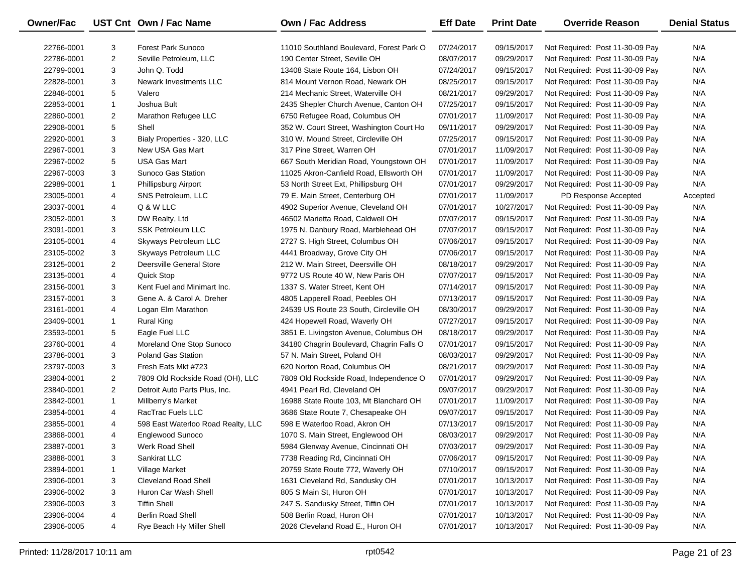| Owner/Fac | UST Cnt | Own / Fac Name | Own / Fac Address | Eff Date | Print Date | Override Reason | Denial Status |
|---|---|---|---|---|---|---|---|
| 22766-0001 | 3 | Forest Park Sunoco | 11010 Southland Boulevard, Forest Park O | 07/24/2017 | 09/15/2017 | Not Required: Post 11-30-09 Pay | N/A |
| 22786-0001 | 2 | Seville Petroleum, LLC | 190 Center Street, Seville OH | 08/07/2017 | 09/29/2017 | Not Required: Post 11-30-09 Pay | N/A |
| 22799-0001 | 3 | John Q. Todd | 13408 State Route 164, Lisbon OH | 07/24/2017 | 09/15/2017 | Not Required: Post 11-30-09 Pay | N/A |
| 22828-0001 | 3 | Newark Investments LLC | 814 Mount Vernon Road, Newark OH | 08/25/2017 | 09/15/2017 | Not Required: Post 11-30-09 Pay | N/A |
| 22848-0001 | 5 | Valero | 214 Mechanic Street, Waterville OH | 08/21/2017 | 09/29/2017 | Not Required: Post 11-30-09 Pay | N/A |
| 22853-0001 | 1 | Joshua Bult | 2435 Shepler Church Avenue, Canton OH | 07/25/2017 | 09/15/2017 | Not Required: Post 11-30-09 Pay | N/A |
| 22860-0001 | 2 | Marathon Refugee LLC | 6750 Refugee Road, Columbus OH | 07/01/2017 | 11/09/2017 | Not Required: Post 11-30-09 Pay | N/A |
| 22908-0001 | 5 | Shell | 352 W. Court Street, Washington Court Ho | 09/11/2017 | 09/29/2017 | Not Required: Post 11-30-09 Pay | N/A |
| 22920-0001 | 3 | Bialy Properties - 320, LLC | 310 W. Mound Street, Circleville OH | 07/25/2017 | 09/15/2017 | Not Required: Post 11-30-09 Pay | N/A |
| 22967-0001 | 3 | New USA Gas Mart | 317 Pine Street, Warren OH | 07/01/2017 | 11/09/2017 | Not Required: Post 11-30-09 Pay | N/A |
| 22967-0002 | 5 | USA Gas Mart | 667 South Meridian Road, Youngstown OH | 07/01/2017 | 11/09/2017 | Not Required: Post 11-30-09 Pay | N/A |
| 22967-0003 | 3 | Sunoco Gas Station | 11025 Akron-Canfield Road, Ellsworth OH | 07/01/2017 | 11/09/2017 | Not Required: Post 11-30-09 Pay | N/A |
| 22989-0001 | 1 | Phillipsburg Airport | 53 North Street Ext, Phillipsburg OH | 07/01/2017 | 09/29/2017 | Not Required: Post 11-30-09 Pay | N/A |
| 23005-0001 | 4 | SNS Petroleum, LLC | 79 E. Main Street, Centerburg OH | 07/01/2017 | 11/09/2017 | PD Response Accepted | Accepted |
| 23037-0001 | 4 | Q & W LLC | 4902 Superior Avenue, Cleveland OH | 07/01/2017 | 10/27/2017 | Not Required: Post 11-30-09 Pay | N/A |
| 23052-0001 | 3 | DW Realty, Ltd | 46502 Marietta Road, Caldwell OH | 07/07/2017 | 09/15/2017 | Not Required: Post 11-30-09 Pay | N/A |
| 23091-0001 | 3 | SSK Petroleum LLC | 1975 N. Danbury Road, Marblehead OH | 07/07/2017 | 09/15/2017 | Not Required: Post 11-30-09 Pay | N/A |
| 23105-0001 | 4 | Skyways Petroleum LLC | 2727 S. High Street, Columbus OH | 07/06/2017 | 09/15/2017 | Not Required: Post 11-30-09 Pay | N/A |
| 23105-0002 | 3 | Skyways Petroleum LLC | 4441 Broadway, Grove City OH | 07/06/2017 | 09/15/2017 | Not Required: Post 11-30-09 Pay | N/A |
| 23125-0001 | 2 | Deersville General Store | 212 W. Main Street, Deersville OH | 08/18/2017 | 09/29/2017 | Not Required: Post 11-30-09 Pay | N/A |
| 23135-0001 | 4 | Quick Stop | 9772 US Route 40 W, New Paris OH | 07/07/2017 | 09/15/2017 | Not Required: Post 11-30-09 Pay | N/A |
| 23156-0001 | 3 | Kent Fuel and Minimart Inc. | 1337 S. Water Street, Kent OH | 07/14/2017 | 09/15/2017 | Not Required: Post 11-30-09 Pay | N/A |
| 23157-0001 | 3 | Gene A. & Carol A. Dreher | 4805 Lapperell Road, Peebles OH | 07/13/2017 | 09/15/2017 | Not Required: Post 11-30-09 Pay | N/A |
| 23161-0001 | 4 | Logan Elm Marathon | 24539 US Route 23 South, Circleville OH | 08/30/2017 | 09/29/2017 | Not Required: Post 11-30-09 Pay | N/A |
| 23409-0001 | 1 | Rural King | 424 Hopewell Road, Waverly OH | 07/27/2017 | 09/15/2017 | Not Required: Post 11-30-09 Pay | N/A |
| 23593-0001 | 5 | Eagle Fuel LLC | 3851 E. Livingston Avenue, Columbus OH | 08/18/2017 | 09/29/2017 | Not Required: Post 11-30-09 Pay | N/A |
| 23760-0001 | 4 | Moreland One Stop Sunoco | 34180 Chagrin Boulevard, Chagrin Falls O | 07/01/2017 | 09/15/2017 | Not Required: Post 11-30-09 Pay | N/A |
| 23786-0001 | 3 | Poland Gas Station | 57 N. Main Street, Poland OH | 08/03/2017 | 09/29/2017 | Not Required: Post 11-30-09 Pay | N/A |
| 23797-0003 | 3 | Fresh Eats Mkt #723 | 620 Norton Road, Columbus OH | 08/21/2017 | 09/29/2017 | Not Required: Post 11-30-09 Pay | N/A |
| 23804-0001 | 2 | 7809 Old Rockside Road (OH), LLC | 7809 Old Rockside Road, Independence O | 07/01/2017 | 09/29/2017 | Not Required: Post 11-30-09 Pay | N/A |
| 23840-0001 | 2 | Detroit Auto Parts Plus, Inc. | 4941 Pearl Rd, Cleveland OH | 09/07/2017 | 09/29/2017 | Not Required: Post 11-30-09 Pay | N/A |
| 23842-0001 | 1 | Millberry's Market | 16988 State Route 103, Mt Blanchard OH | 07/01/2017 | 11/09/2017 | Not Required: Post 11-30-09 Pay | N/A |
| 23854-0001 | 4 | RacTrac Fuels LLC | 3686 State Route 7, Chesapeake OH | 09/07/2017 | 09/15/2017 | Not Required: Post 11-30-09 Pay | N/A |
| 23855-0001 | 4 | 598 East Waterloo Road Realty, LLC | 598 E Waterloo Road, Akron OH | 07/13/2017 | 09/15/2017 | Not Required: Post 11-30-09 Pay | N/A |
| 23868-0001 | 4 | Englewood Sunoco | 1070 S. Main Street, Englewood OH | 08/03/2017 | 09/29/2017 | Not Required: Post 11-30-09 Pay | N/A |
| 23887-0001 | 3 | Werk Road Shell | 5984 Glenway Avenue, Cincinnati OH | 07/03/2017 | 09/29/2017 | Not Required: Post 11-30-09 Pay | N/A |
| 23888-0001 | 3 | Sankirat LLC | 7738 Reading Rd, Cincinnati OH | 07/06/2017 | 09/15/2017 | Not Required: Post 11-30-09 Pay | N/A |
| 23894-0001 | 1 | Village Market | 20759 State Route 772, Waverly OH | 07/10/2017 | 09/15/2017 | Not Required: Post 11-30-09 Pay | N/A |
| 23906-0001 | 3 | Cleveland Road Shell | 1631 Cleveland Rd, Sandusky OH | 07/01/2017 | 10/13/2017 | Not Required: Post 11-30-09 Pay | N/A |
| 23906-0002 | 3 | Huron Car Wash Shell | 805 S Main St, Huron OH | 07/01/2017 | 10/13/2017 | Not Required: Post 11-30-09 Pay | N/A |
| 23906-0003 | 3 | Tiffin Shell | 247 S. Sandusky Street, Tiffin OH | 07/01/2017 | 10/13/2017 | Not Required: Post 11-30-09 Pay | N/A |
| 23906-0004 | 4 | Berlin Road Shell | 508 Berlin Road, Huron OH | 07/01/2017 | 10/13/2017 | Not Required: Post 11-30-09 Pay | N/A |
| 23906-0005 | 4 | Rye Beach Hy Miller Shell | 2026 Cleveland Road E., Huron OH | 07/01/2017 | 10/13/2017 | Not Required: Post 11-30-09 Pay | N/A |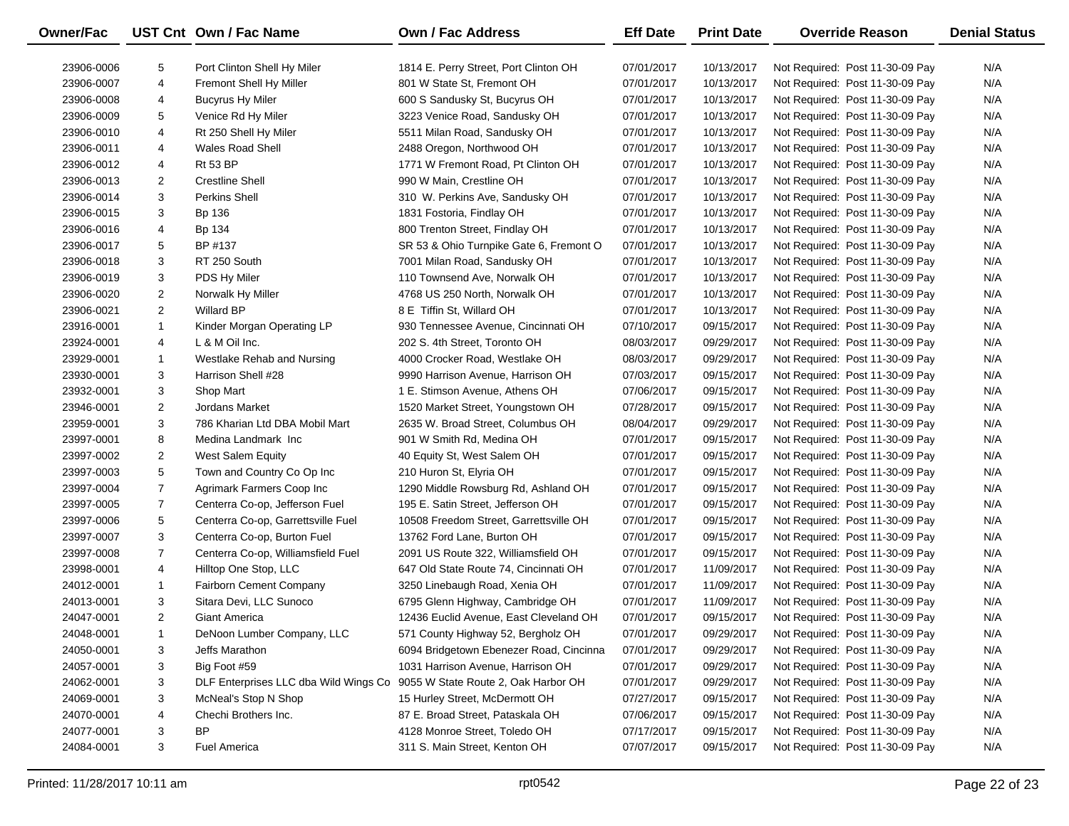| Owner/Fac | UST Cnt | Own / Fac Name | Own / Fac Address | Eff Date | Print Date | Override Reason | Denial Status |
|---|---|---|---|---|---|---|---|
| 23906-0006 | 5 | Port Clinton Shell Hy Miler | 1814 E. Perry Street, Port Clinton OH | 07/01/2017 | 10/13/2017 | Not Required: Post 11-30-09 Pay | N/A |
| 23906-0007 | 4 | Fremont Shell Hy Miller | 801 W State St, Fremont OH | 07/01/2017 | 10/13/2017 | Not Required: Post 11-30-09 Pay | N/A |
| 23906-0008 | 4 | Bucyrus Hy Miler | 600 S Sandusky St, Bucyrus OH | 07/01/2017 | 10/13/2017 | Not Required: Post 11-30-09 Pay | N/A |
| 23906-0009 | 5 | Venice Rd Hy Miler | 3223 Venice Road, Sandusky OH | 07/01/2017 | 10/13/2017 | Not Required: Post 11-30-09 Pay | N/A |
| 23906-0010 | 4 | Rt 250 Shell Hy Miler | 5511 Milan Road, Sandusky OH | 07/01/2017 | 10/13/2017 | Not Required: Post 11-30-09 Pay | N/A |
| 23906-0011 | 4 | Wales Road Shell | 2488 Oregon, Northwood OH | 07/01/2017 | 10/13/2017 | Not Required: Post 11-30-09 Pay | N/A |
| 23906-0012 | 4 | Rt 53 BP | 1771 W Fremont Road, Pt Clinton OH | 07/01/2017 | 10/13/2017 | Not Required: Post 11-30-09 Pay | N/A |
| 23906-0013 | 2 | Crestline Shell | 990 W Main, Crestline OH | 07/01/2017 | 10/13/2017 | Not Required: Post 11-30-09 Pay | N/A |
| 23906-0014 | 3 | Perkins Shell | 310 W. Perkins Ave, Sandusky OH | 07/01/2017 | 10/13/2017 | Not Required: Post 11-30-09 Pay | N/A |
| 23906-0015 | 3 | Bp 136 | 1831 Fostoria, Findlay OH | 07/01/2017 | 10/13/2017 | Not Required: Post 11-30-09 Pay | N/A |
| 23906-0016 | 4 | Bp 134 | 800 Trenton Street, Findlay OH | 07/01/2017 | 10/13/2017 | Not Required: Post 11-30-09 Pay | N/A |
| 23906-0017 | 5 | BP #137 | SR 53 & Ohio Turnpike Gate 6, Fremont O | 07/01/2017 | 10/13/2017 | Not Required: Post 11-30-09 Pay | N/A |
| 23906-0018 | 3 | RT 250 South | 7001 Milan Road, Sandusky OH | 07/01/2017 | 10/13/2017 | Not Required: Post 11-30-09 Pay | N/A |
| 23906-0019 | 3 | PDS Hy Miler | 110 Townsend Ave, Norwalk OH | 07/01/2017 | 10/13/2017 | Not Required: Post 11-30-09 Pay | N/A |
| 23906-0020 | 2 | Norwalk Hy Miller | 4768 US 250 North, Norwalk OH | 07/01/2017 | 10/13/2017 | Not Required: Post 11-30-09 Pay | N/A |
| 23906-0021 | 2 | Willard BP | 8 E Tiffin St, Willard OH | 07/01/2017 | 10/13/2017 | Not Required: Post 11-30-09 Pay | N/A |
| 23916-0001 | 1 | Kinder Morgan Operating LP | 930 Tennessee Avenue, Cincinnati OH | 07/10/2017 | 09/15/2017 | Not Required: Post 11-30-09 Pay | N/A |
| 23924-0001 | 4 | L & M Oil Inc. | 202 S. 4th Street, Toronto OH | 08/03/2017 | 09/29/2017 | Not Required: Post 11-30-09 Pay | N/A |
| 23929-0001 | 1 | Westlake Rehab and Nursing | 4000 Crocker Road, Westlake OH | 08/03/2017 | 09/29/2017 | Not Required: Post 11-30-09 Pay | N/A |
| 23930-0001 | 3 | Harrison Shell #28 | 9990 Harrison Avenue, Harrison OH | 07/03/2017 | 09/15/2017 | Not Required: Post 11-30-09 Pay | N/A |
| 23932-0001 | 3 | Shop Mart | 1 E. Stimson Avenue, Athens OH | 07/06/2017 | 09/15/2017 | Not Required: Post 11-30-09 Pay | N/A |
| 23946-0001 | 2 | Jordans Market | 1520 Market Street, Youngstown OH | 07/28/2017 | 09/15/2017 | Not Required: Post 11-30-09 Pay | N/A |
| 23959-0001 | 3 | 786 Kharian Ltd DBA Mobil Mart | 2635 W. Broad Street, Columbus OH | 08/04/2017 | 09/29/2017 | Not Required: Post 11-30-09 Pay | N/A |
| 23997-0001 | 8 | Medina Landmark Inc | 901 W Smith Rd, Medina OH | 07/01/2017 | 09/15/2017 | Not Required: Post 11-30-09 Pay | N/A |
| 23997-0002 | 2 | West Salem Equity | 40 Equity St, West Salem OH | 07/01/2017 | 09/15/2017 | Not Required: Post 11-30-09 Pay | N/A |
| 23997-0003 | 5 | Town and Country Co Op Inc | 210 Huron St, Elyria OH | 07/01/2017 | 09/15/2017 | Not Required: Post 11-30-09 Pay | N/A |
| 23997-0004 | 7 | Agrimark Farmers Coop Inc | 1290 Middle Rowsburg Rd, Ashland OH | 07/01/2017 | 09/15/2017 | Not Required: Post 11-30-09 Pay | N/A |
| 23997-0005 | 7 | Centerra Co-op, Jefferson Fuel | 195 E. Satin Street, Jefferson OH | 07/01/2017 | 09/15/2017 | Not Required: Post 11-30-09 Pay | N/A |
| 23997-0006 | 5 | Centerra Co-op, Garrettsville Fuel | 10508 Freedom Street, Garrettsville OH | 07/01/2017 | 09/15/2017 | Not Required: Post 11-30-09 Pay | N/A |
| 23997-0007 | 3 | Centerra Co-op, Burton Fuel | 13762 Ford Lane, Burton OH | 07/01/2017 | 09/15/2017 | Not Required: Post 11-30-09 Pay | N/A |
| 23997-0008 | 7 | Centerra Co-op, Williamsfield Fuel | 2091 US Route 322, Williamsfield OH | 07/01/2017 | 09/15/2017 | Not Required: Post 11-30-09 Pay | N/A |
| 23998-0001 | 4 | Hilltop One Stop, LLC | 647 Old State Route 74, Cincinnati OH | 07/01/2017 | 11/09/2017 | Not Required: Post 11-30-09 Pay | N/A |
| 24012-0001 | 1 | Fairborn Cement Company | 3250 Linebaugh Road, Xenia OH | 07/01/2017 | 11/09/2017 | Not Required: Post 11-30-09 Pay | N/A |
| 24013-0001 | 3 | Sitara Devi, LLC Sunoco | 6795 Glenn Highway, Cambridge OH | 07/01/2017 | 11/09/2017 | Not Required: Post 11-30-09 Pay | N/A |
| 24047-0001 | 2 | Giant America | 12436 Euclid Avenue, East Cleveland OH | 07/01/2017 | 09/15/2017 | Not Required: Post 11-30-09 Pay | N/A |
| 24048-0001 | 1 | DeNoon Lumber Company, LLC | 571 County Highway 52, Bergholz OH | 07/01/2017 | 09/29/2017 | Not Required: Post 11-30-09 Pay | N/A |
| 24050-0001 | 3 | Jeffs Marathon | 6094 Bridgetown Ebenezer Road, Cincinna | 07/01/2017 | 09/29/2017 | Not Required: Post 11-30-09 Pay | N/A |
| 24057-0001 | 3 | Big Foot #59 | 1031 Harrison Avenue, Harrison OH | 07/01/2017 | 09/29/2017 | Not Required: Post 11-30-09 Pay | N/A |
| 24062-0001 | 3 | DLF Enterprises LLC dba Wild Wings Co | 9055 W State Route 2, Oak Harbor OH | 07/01/2017 | 09/29/2017 | Not Required: Post 11-30-09 Pay | N/A |
| 24069-0001 | 3 | McNeal's Stop N Shop | 15 Hurley Street, McDermott OH | 07/27/2017 | 09/15/2017 | Not Required: Post 11-30-09 Pay | N/A |
| 24070-0001 | 4 | Chechi Brothers Inc. | 87 E. Broad Street, Pataskala OH | 07/06/2017 | 09/15/2017 | Not Required: Post 11-30-09 Pay | N/A |
| 24077-0001 | 3 | BP | 4128 Monroe Street, Toledo OH | 07/17/2017 | 09/15/2017 | Not Required: Post 11-30-09 Pay | N/A |
| 24084-0001 | 3 | Fuel America | 311 S. Main Street, Kenton OH | 07/07/2017 | 09/15/2017 | Not Required: Post 11-30-09 Pay | N/A |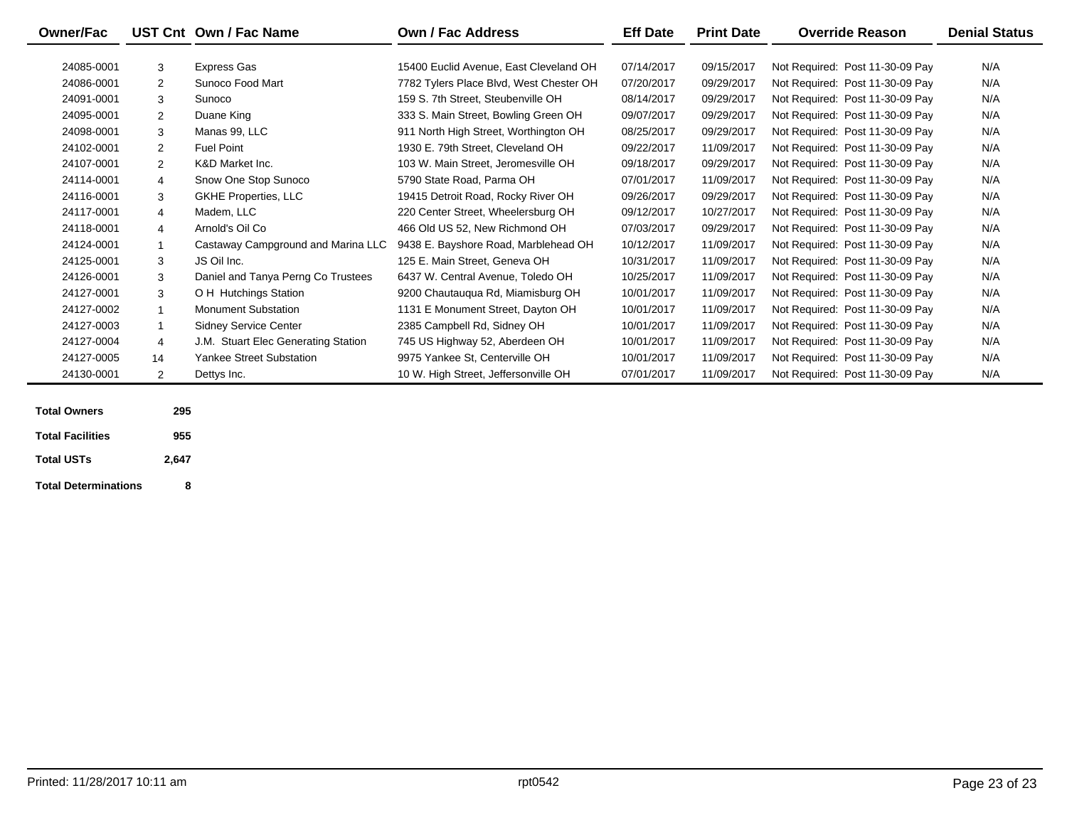| Owner/Fac | UST Cnt | Own / Fac Name | Own / Fac Address | Eff Date | Print Date | Override Reason | Denial Status |
|---|---|---|---|---|---|---|---|
| 24085-0001 | 3 | Express Gas | 15400 Euclid Avenue, East Cleveland OH | 07/14/2017 | 09/15/2017 | Not Required: Post 11-30-09 Pay | N/A |
| 24086-0001 | 2 | Sunoco Food Mart | 7782 Tylers Place Blvd, West Chester OH | 07/20/2017 | 09/29/2017 | Not Required: Post 11-30-09 Pay | N/A |
| 24091-0001 | 3 | Sunoco | 159 S. 7th Street, Steubenville OH | 08/14/2017 | 09/29/2017 | Not Required: Post 11-30-09 Pay | N/A |
| 24095-0001 | 2 | Duane King | 333 S. Main Street, Bowling Green OH | 09/07/2017 | 09/29/2017 | Not Required: Post 11-30-09 Pay | N/A |
| 24098-0001 | 3 | Manas 99, LLC | 911 North High Street, Worthington OH | 08/25/2017 | 09/29/2017 | Not Required: Post 11-30-09 Pay | N/A |
| 24102-0001 | 2 | Fuel Point | 1930 E. 79th Street, Cleveland OH | 09/22/2017 | 11/09/2017 | Not Required: Post 11-30-09 Pay | N/A |
| 24107-0001 | 2 | K&D Market Inc. | 103 W. Main Street, Jeromesville OH | 09/18/2017 | 09/29/2017 | Not Required: Post 11-30-09 Pay | N/A |
| 24114-0001 | 4 | Snow One Stop Sunoco | 5790 State Road, Parma OH | 07/01/2017 | 11/09/2017 | Not Required: Post 11-30-09 Pay | N/A |
| 24116-0001 | 3 | GKHE Properties, LLC | 19415 Detroit Road, Rocky River OH | 09/26/2017 | 09/29/2017 | Not Required: Post 11-30-09 Pay | N/A |
| 24117-0001 | 4 | Madem, LLC | 220 Center Street, Wheelersburg OH | 09/12/2017 | 10/27/2017 | Not Required: Post 11-30-09 Pay | N/A |
| 24118-0001 | 4 | Arnold's Oil Co | 466 Old US 52, New Richmond OH | 07/03/2017 | 09/29/2017 | Not Required: Post 11-30-09 Pay | N/A |
| 24124-0001 | 1 | Castaway Campground and Marina LLC | 9438 E. Bayshore Road, Marblehead OH | 10/12/2017 | 11/09/2017 | Not Required: Post 11-30-09 Pay | N/A |
| 24125-0001 | 3 | JS Oil Inc. | 125 E. Main Street, Geneva OH | 10/31/2017 | 11/09/2017 | Not Required: Post 11-30-09 Pay | N/A |
| 24126-0001 | 3 | Daniel and Tanya Perng Co Trustees | 6437 W. Central Avenue, Toledo OH | 10/25/2017 | 11/09/2017 | Not Required: Post 11-30-09 Pay | N/A |
| 24127-0001 | 3 | O H Hutchings Station | 9200 Chautauqua Rd, Miamisburg OH | 10/01/2017 | 11/09/2017 | Not Required: Post 11-30-09 Pay | N/A |
| 24127-0002 | 1 | Monument Substation | 1131 E Monument Street, Dayton OH | 10/01/2017 | 11/09/2017 | Not Required: Post 11-30-09 Pay | N/A |
| 24127-0003 | 1 | Sidney Service Center | 2385 Campbell Rd, Sidney OH | 10/01/2017 | 11/09/2017 | Not Required: Post 11-30-09 Pay | N/A |
| 24127-0004 | 4 | J.M. Stuart Elec Generating Station | 745 US Highway 52, Aberdeen OH | 10/01/2017 | 11/09/2017 | Not Required: Post 11-30-09 Pay | N/A |
| 24127-0005 | 14 | Yankee Street Substation | 9975 Yankee St, Centerville OH | 10/01/2017 | 11/09/2017 | Not Required: Post 11-30-09 Pay | N/A |
| 24130-0001 | 2 | Dettys Inc. | 10 W. High Street, Jeffersonville OH | 07/01/2017 | 11/09/2017 | Not Required: Post 11-30-09 Pay | N/A |

| | |
|---|---|
| **Total Owners** | **295** |
| **Total Facilities** | **955** |
| **Total USTs** | **2,647** |
| **Total Determinations** | **8** |

Printed: 11/28/2017 10:11 am

rpt0542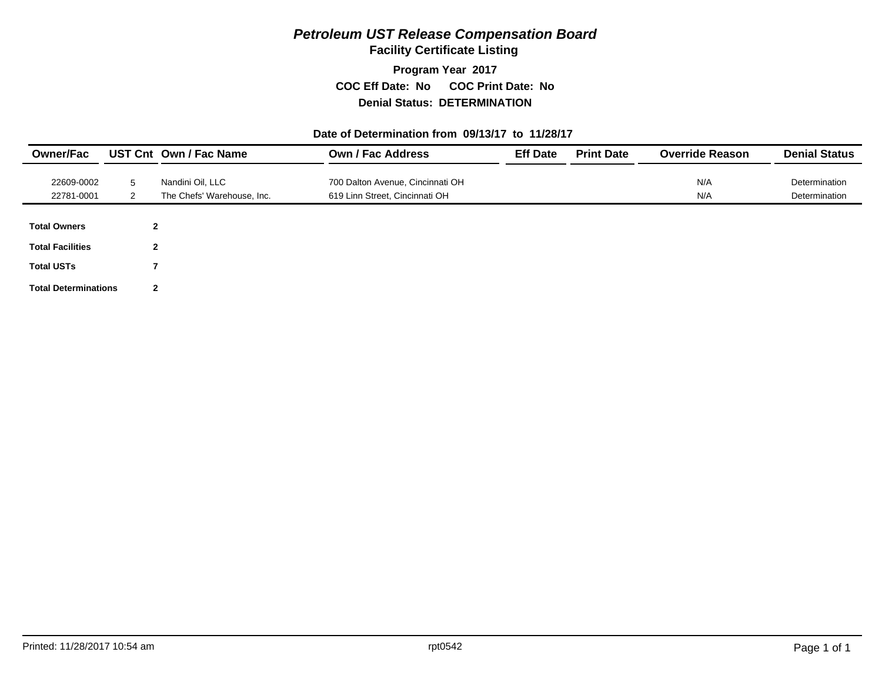# *Petroleum UST Release Compensation Board*

## Facility Certificate Listing

**Program Year 2017**

**COC Eff Date: No COC Print Date: No**

**Denial Status: DETERMINATION**

**Date of Determination from 09/13/17 to 11/28/17**

| Owner/Fac | UST Cnt | Own / Fac Name | Own / Fac Address | Eff Date | Print Date | Override Reason | Denial Status |
|---|---|---|---|---|---|---|---|
| 22609-0002 | 5 | Nandini Oil, LLC | 700 Dalton Avenue, Cincinnati OH | | | N/A | Determination |
| 22781-0001 | 2 | The Chefs' Warehouse, Inc. | 619 Linn Street, Cincinnati OH | | | N/A | Determination |

| | |
|---|---|
| **Total Owners** | **2** |
| **Total Facilities** | **2** |
| **Total USTs** | **7** |
| **Total Determinations** | **2** |

Printed: 11/28/2017 10:54 am rpt0542